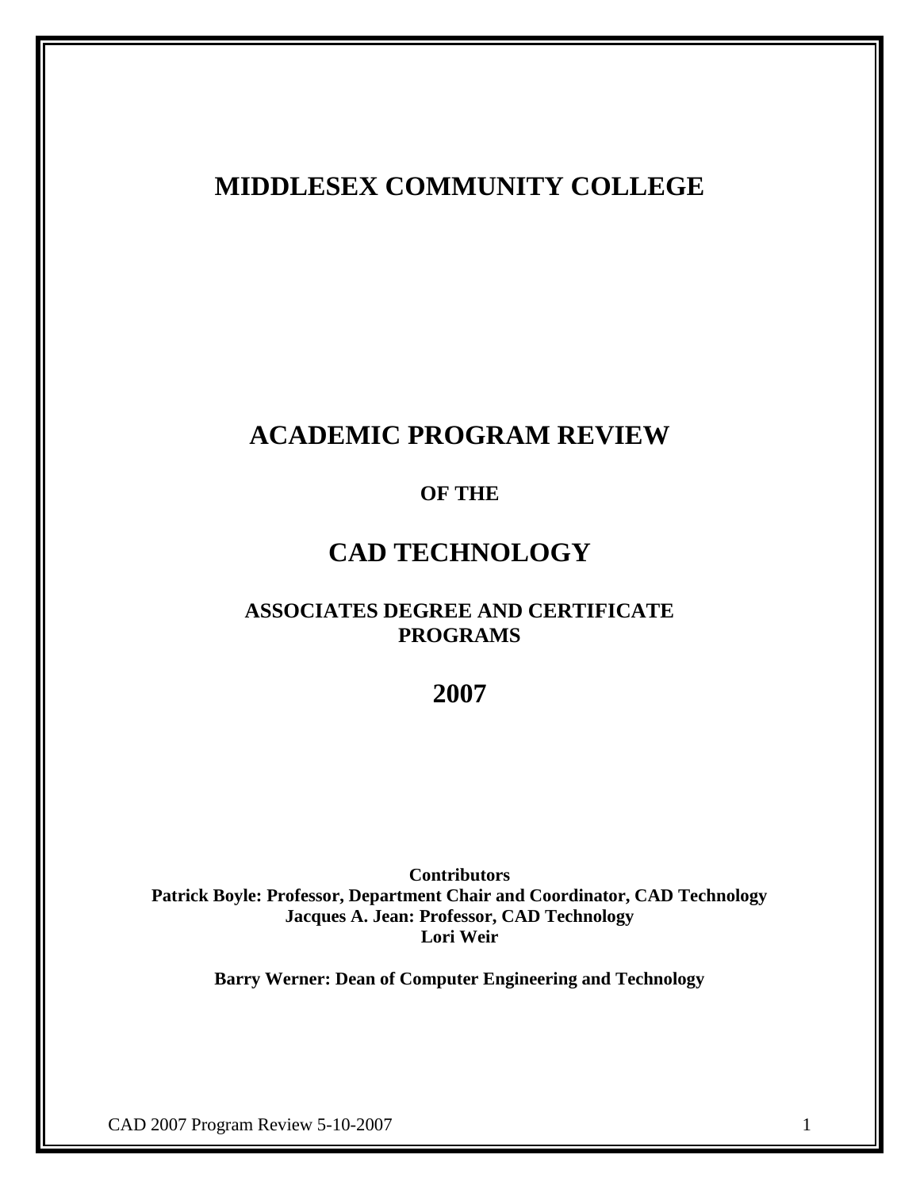# MIDDLESEX COMMUNITY COLLEGE

# ACADEMIC PROGRAM REVIEW

**OF THE**

# CAD TECHNOLOGY

## ASSOCIATES DEGREE AND CERTIFICATE PROGRAMS

## 2007

**Contributors**
**Patrick Boyle: Professor, Department Chair and Coordinator, CAD Technology**
**Jacques A. Jean: Professor, CAD Technology**
**Lori Weir**

**Barry Werner: Dean of Computer Engineering and Technology**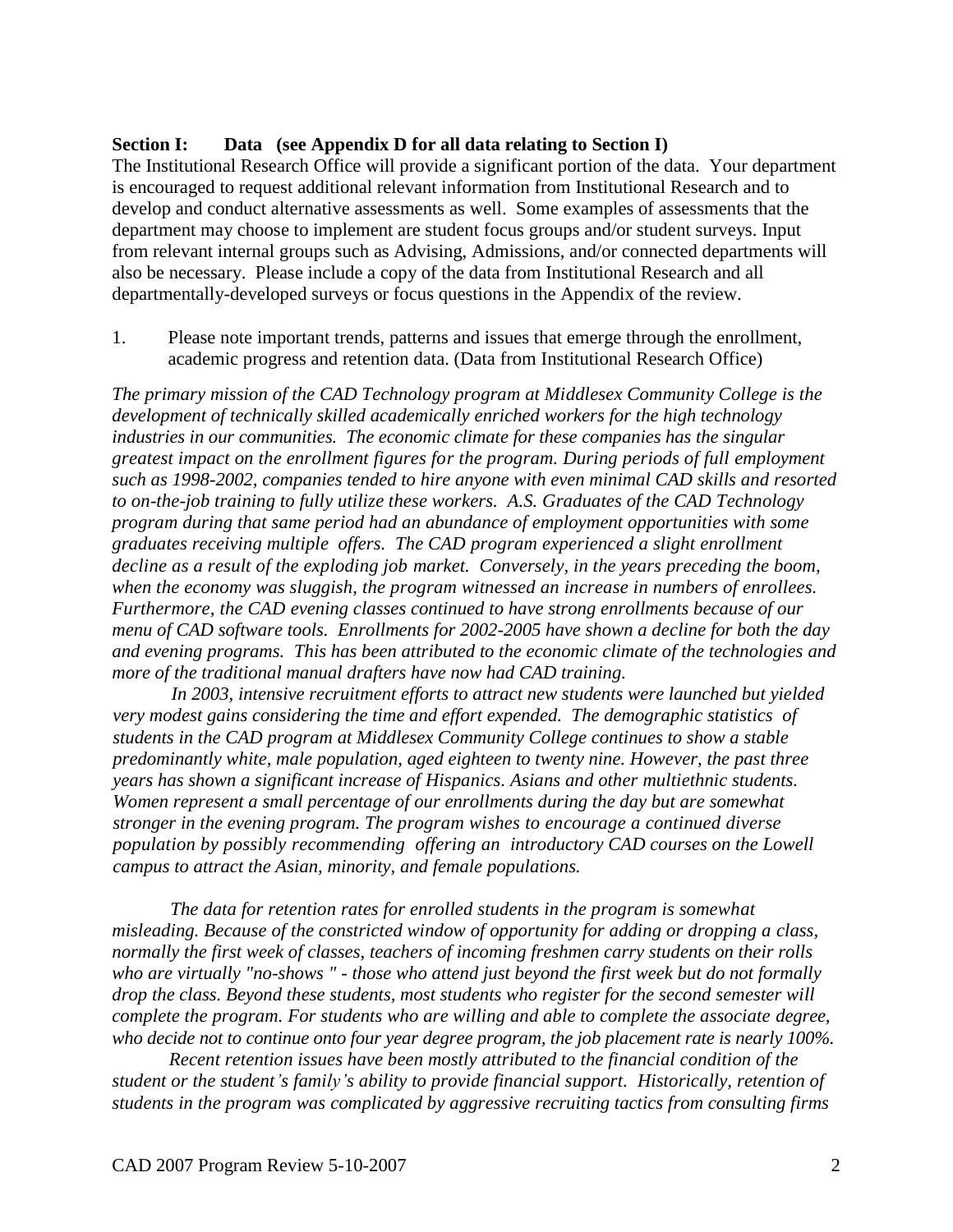**Section I: Data (see Appendix D for all data relating to Section I)**

The Institutional Research Office will provide a significant portion of the data. Your department is encouraged to request additional relevant information from Institutional Research and to develop and conduct alternative assessments as well. Some examples of assessments that the department may choose to implement are student focus groups and/or student surveys. Input from relevant internal groups such as Advising, Admissions, and/or connected departments will also be necessary. Please include a copy of the data from Institutional Research and all departmentally-developed surveys or focus questions in the Appendix of the review.

1. Please note important trends, patterns and issues that emerge through the enrollment, academic progress and retention data. (Data from Institutional Research Office)

*The primary mission of the CAD Technology program at Middlesex Community College is the development of technically skilled academically enriched workers for the high technology industries in our communities. The economic climate for these companies has the singular greatest impact on the enrollment figures for the program. During periods of full employment such as 1998-2002, companies tended to hire anyone with even minimal CAD skills and resorted to on-the-job training to fully utilize these workers. A.S. Graduates of the CAD Technology program during that same period had an abundance of employment opportunities with some graduates receiving multiple offers. The CAD program experienced a slight enrollment decline as a result of the exploding job market. Conversely, in the years preceding the boom, when the economy was sluggish, the program witnessed an increase in numbers of enrollees. Furthermore, the CAD evening classes continued to have strong enrollments because of our menu of CAD software tools. Enrollments for 2002-2005 have shown a decline for both the day and evening programs. This has been attributed to the economic climate of the technologies and more of the traditional manual drafters have now had CAD training.*

*In 2003, intensive recruitment efforts to attract new students were launched but yielded very modest gains considering the time and effort expended. The demographic statistics of students in the CAD program at Middlesex Community College continues to show a stable predominantly white, male population, aged eighteen to twenty nine. However, the past three years has shown a significant increase of Hispanics. Asians and other multiethnic students. Women represent a small percentage of our enrollments during the day but are somewhat stronger in the evening program. The program wishes to encourage a continued diverse population by possibly recommending offering an introductory CAD courses on the Lowell campus to attract the Asian, minority, and female populations.*

*The data for retention rates for enrolled students in the program is somewhat misleading. Because of the constricted window of opportunity for adding or dropping a class, normally the first week of classes, teachers of incoming freshmen carry students on their rolls who are virtually "no-shows " - those who attend just beyond the first week but do not formally drop the class. Beyond these students, most students who register for the second semester will complete the program. For students who are willing and able to complete the associate degree, who decide not to continue onto four year degree program, the job placement rate is nearly 100%.*

*Recent retention issues have been mostly attributed to the financial condition of the student or the student's family's ability to provide financial support. Historically, retention of students in the program was complicated by aggressive recruiting tactics from consulting firms*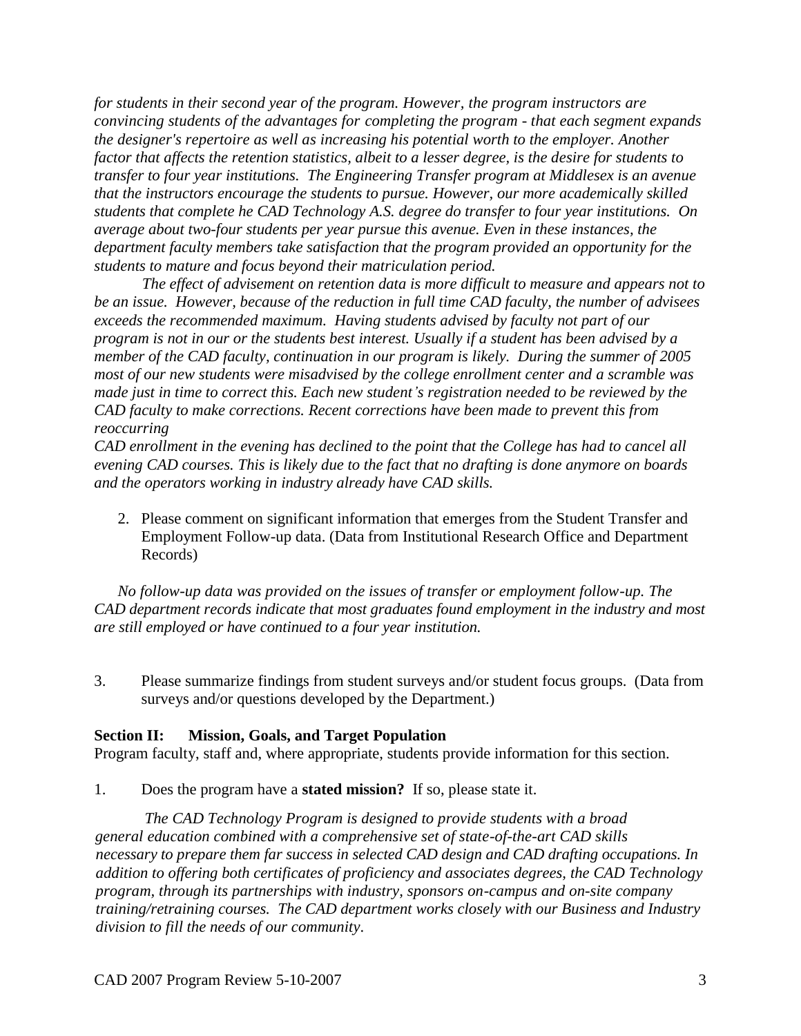*for students in their second year of the program. However, the program instructors are convincing students of the advantages for completing the program - that each segment expands the designer's repertoire as well as increasing his potential worth to the employer. Another factor that affects the retention statistics, albeit to a lesser degree, is the desire for students to transfer to four year institutions. The Engineering Transfer program at Middlesex is an avenue that the instructors encourage the students to pursue. However, our more academically skilled students that complete he CAD Technology A.S. degree do transfer to four year institutions. On average about two-four students per year pursue this avenue. Even in these instances, the department faculty members take satisfaction that the program provided an opportunity for the students to mature and focus beyond their matriculation period.*

*The effect of advisement on retention data is more difficult to measure and appears not to be an issue. However, because of the reduction in full time CAD faculty, the number of advisees exceeds the recommended maximum. Having students advised by faculty not part of our program is not in our or the students best interest. Usually if a student has been advised by a member of the CAD faculty, continuation in our program is likely. During the summer of 2005 most of our new students were misadvised by the college enrollment center and a scramble was made just in time to correct this. Each new student's registration needed to be reviewed by the CAD faculty to make corrections. Recent corrections have been made to prevent this from reoccurring*

*CAD enrollment in the evening has declined to the point that the College has had to cancel all evening CAD courses. This is likely due to the fact that no drafting is done anymore on boards and the operators working in industry already have CAD skills.*

2. Please comment on significant information that emerges from the Student Transfer and Employment Follow-up data. (Data from Institutional Research Office and Department Records)

*No follow-up data was provided on the issues of transfer or employment follow-up. The CAD department records indicate that most graduates found employment in the industry and most are still employed or have continued to a four year institution.*

3. Please summarize findings from student surveys and/or student focus groups. (Data from surveys and/or questions developed by the Department.)

**Section II: Mission, Goals, and Target Population**

Program faculty, staff and, where appropriate, students provide information for this section.

1. Does the program have a **stated mission?** If so, please state it.

*The CAD Technology Program is designed to provide students with a broad general education combined with a comprehensive set of state-of-the-art CAD skills necessary to prepare them far success in selected CAD design and CAD drafting occupations. In addition to offering both certificates of proficiency and associates degrees, the CAD Technology program, through its partnerships with industry, sponsors on-campus and on-site company training/retraining courses. The CAD department works closely with our Business and Industry division to fill the needs of our community.*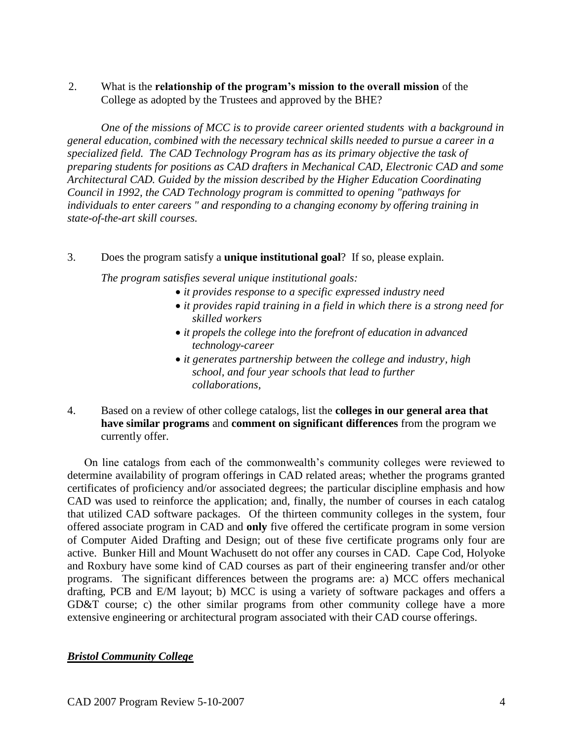2. What is the **relationship of the program's mission to the overall mission** of the College as adopted by the Trustees and approved by the BHE?

*One of the missions of MCC is to provide career oriented students with a background in general education, combined with the necessary technical skills needed to pursue a career in a specialized field. The CAD Technology Program has as its primary objective the task of preparing students for positions as CAD drafters in Mechanical CAD, Electronic CAD and some Architectural CAD. Guided by the mission described by the Higher Education Coordinating Council in 1992, the CAD Technology program is committed to opening "pathways for individuals to enter careers " and responding to a changing economy by offering training in state-of-the-art skill courses.*

3. Does the program satisfy a **unique institutional goal**? If so, please explain.

*The program satisfies several unique institutional goals:*

- *it provides response to a specific expressed industry need*
- *it provides rapid training in a field in which there is a strong need for skilled workers*
- *it propels the college into the forefront of education in advanced technology-career*
- *it generates partnership between the college and industry, high school, and four year schools that lead to further collaborations,*

4. Based on a review of other college catalogs, list the **colleges in our general area that have similar programs** and **comment on significant differences** from the program we currently offer.

On line catalogs from each of the commonwealth's community colleges were reviewed to determine availability of program offerings in CAD related areas; whether the programs granted certificates of proficiency and/or associated degrees; the particular discipline emphasis and how CAD was used to reinforce the application; and, finally, the number of courses in each catalog that utilized CAD software packages. Of the thirteen community colleges in the system, four offered associate program in CAD and **only** five offered the certificate program in some version of Computer Aided Drafting and Design; out of these five certificate programs only four are active. Bunker Hill and Mount Wachusett do not offer any courses in CAD. Cape Cod, Holyoke and Roxbury have some kind of CAD courses as part of their engineering transfer and/or other programs. The significant differences between the programs are: a) MCC offers mechanical drafting, PCB and E/M layout; b) MCC is using a variety of software packages and offers a GD&T course; c) the other similar programs from other community college have a more extensive engineering or architectural program associated with their CAD course offerings.

***Bristol Community College***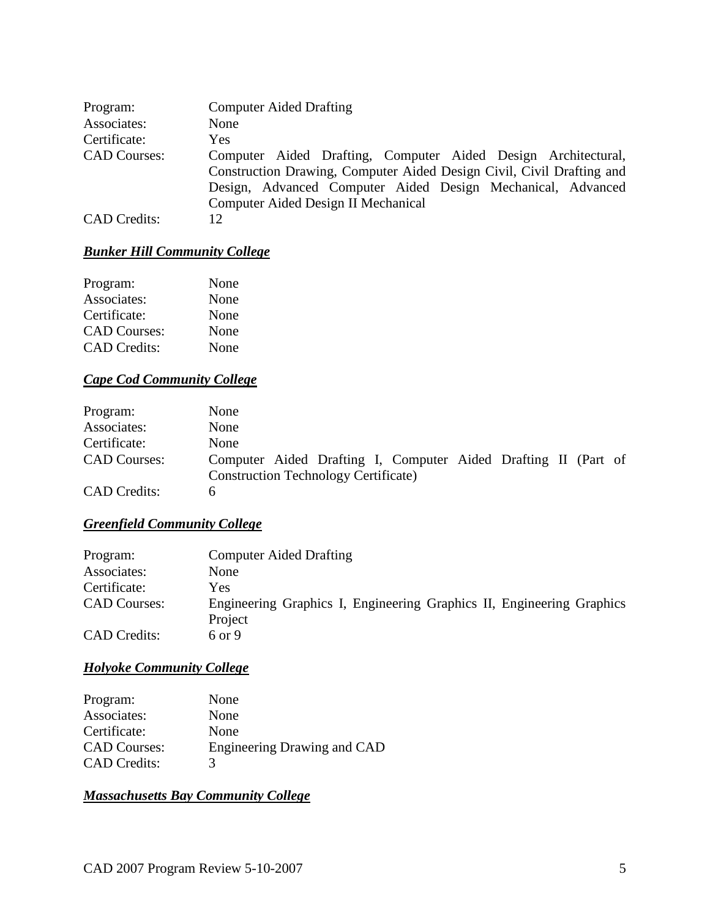Program: Computer Aided Drafting
Associates: None
Certificate: Yes
CAD Courses: Computer Aided Drafting, Computer Aided Design Architectural, Construction Drawing, Computer Aided Design Civil, Civil Drafting and Design, Advanced Computer Aided Design Mechanical, Advanced Computer Aided Design II Mechanical
CAD Credits: 12

***Bunker Hill Community College***

Program: None
Associates: None
Certificate: None
CAD Courses: None
CAD Credits: None

***Cape Cod Community College***

Program: None
Associates: None
Certificate: None
CAD Courses: Computer Aided Drafting I, Computer Aided Drafting II (Part of Construction Technology Certificate)
CAD Credits: 6

***Greenfield Community College***

Program: Computer Aided Drafting
Associates: None
Certificate: Yes
CAD Courses: Engineering Graphics I, Engineering Graphics II, Engineering Graphics Project
CAD Credits: 6 or 9

***Holyoke Community College***

Program: None
Associates: None
Certificate: None
CAD Courses: Engineering Drawing and CAD
CAD Credits: 3

***Massachusetts Bay Community College***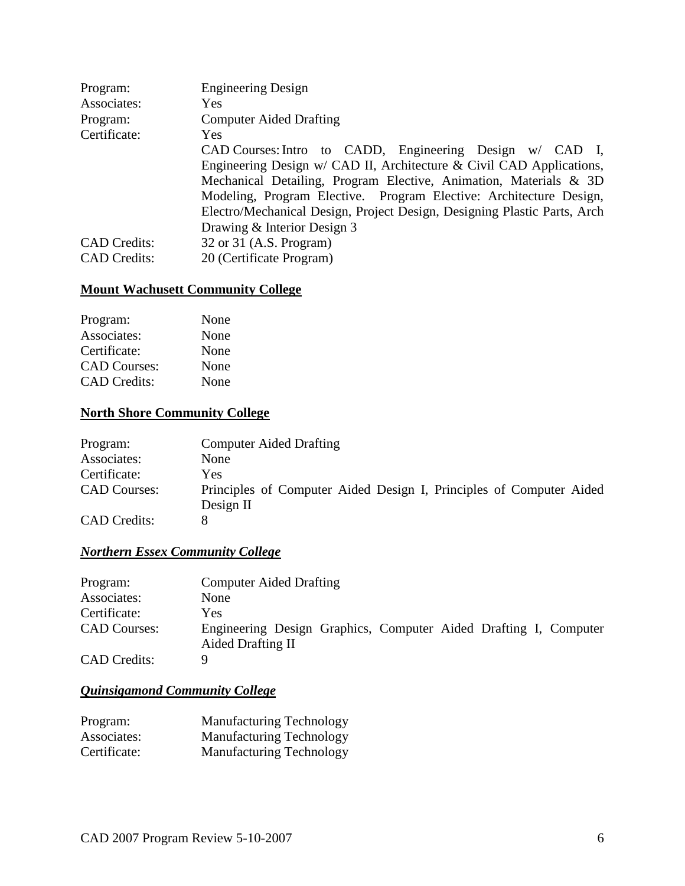Program: Engineering Design
Associates: Yes
Program: Computer Aided Drafting
Certificate: Yes
CAD Courses: Intro to CADD, Engineering Design w/ CAD I, Engineering Design w/ CAD II, Architecture & Civil CAD Applications, Mechanical Detailing, Program Elective, Animation, Materials & 3D Modeling, Program Elective. Program Elective: Architecture Design, Electro/Mechanical Design, Project Design, Designing Plastic Parts, Arch Drawing & Interior Design 3
CAD Credits: 32 or 31 (A.S. Program)
CAD Credits: 20 (Certificate Program)

**Mount Wachusett Community College**

Program: None
Associates: None
Certificate: None
CAD Courses: None
CAD Credits: None

**North Shore Community College**

Program: Computer Aided Drafting
Associates: None
Certificate: Yes
CAD Courses: Principles of Computer Aided Design I, Principles of Computer Aided Design II
CAD Credits: 8

***Northern Essex Community College***

Program: Computer Aided Drafting
Associates: None
Certificate: Yes
CAD Courses: Engineering Design Graphics, Computer Aided Drafting I, Computer Aided Drafting II
CAD Credits: 9

***Quinsigamond Community College***

Program: Manufacturing Technology
Associates: Manufacturing Technology
Certificate: Manufacturing Technology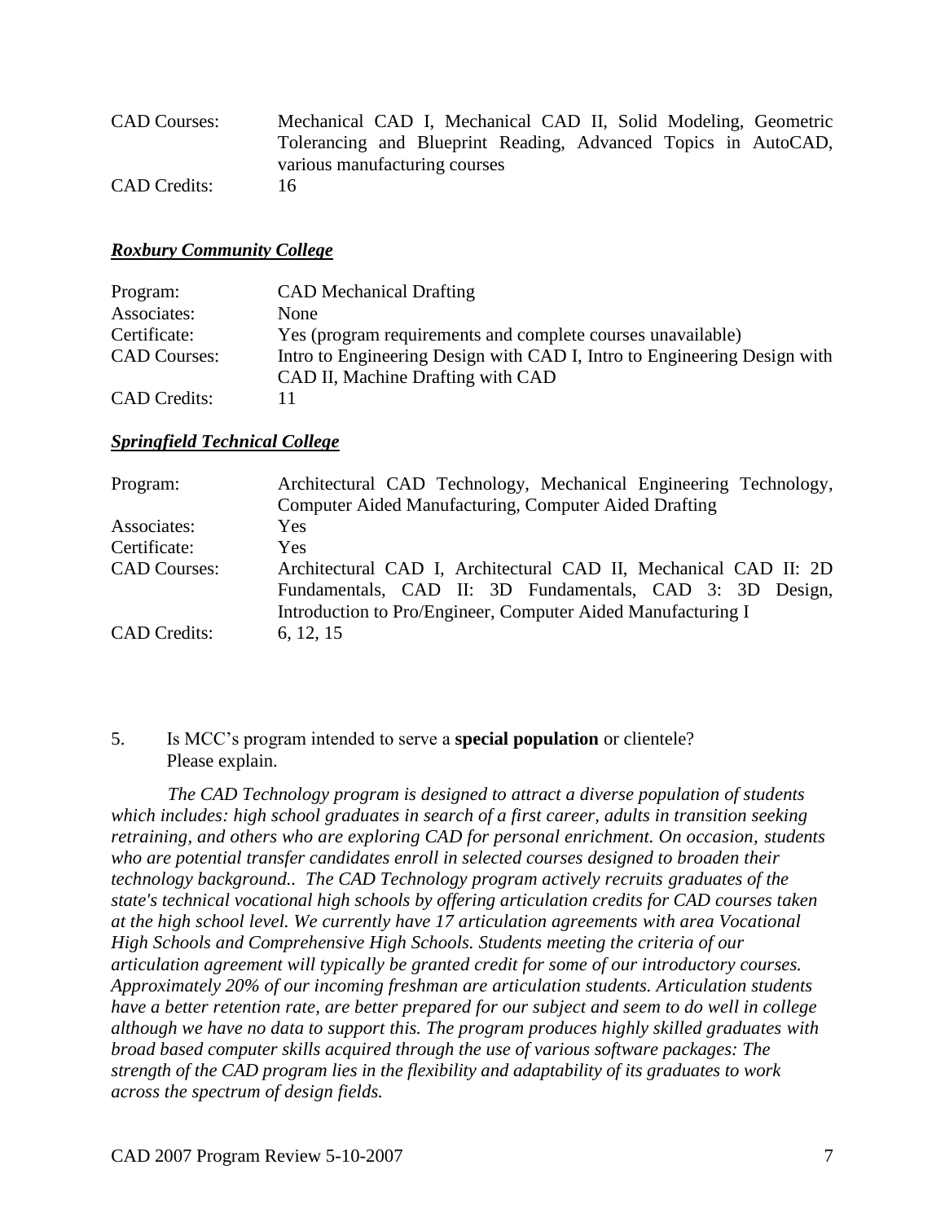| | |
|---|---|
| CAD Courses: | Mechanical CAD I, Mechanical CAD II, Solid Modeling, Geometric Tolerancing and Blueprint Reading, Advanced Topics in AutoCAD, various manufacturing courses |
| CAD Credits: | 16 |

***Roxbury Community College***

| | |
|---|---|
| Program: | CAD Mechanical Drafting |
| Associates: | None |
| Certificate: | Yes (program requirements and complete courses unavailable) |
| CAD Courses: | Intro to Engineering Design with CAD I, Intro to Engineering Design with CAD II, Machine Drafting with CAD |
| CAD Credits: | 11 |

***Springfield Technical College***

| | |
|---|---|
| Program: | Architectural CAD Technology, Mechanical Engineering Technology, Computer Aided Manufacturing, Computer Aided Drafting |
| Associates: | Yes |
| Certificate: | Yes |
| CAD Courses: | Architectural CAD I, Architectural CAD II, Mechanical CAD II: 2D Fundamentals, CAD II: 3D Fundamentals, CAD 3: 3D Design, Introduction to Pro/Engineer, Computer Aided Manufacturing I |
| CAD Credits: | 6, 12, 15 |

5. Is MCC's program intended to serve a **special population** or clientele? Please explain.

*The CAD Technology program is designed to attract a diverse population of students which includes: high school graduates in search of a first career, adults in transition seeking retraining, and others who are exploring CAD for personal enrichment. On occasion, students who are potential transfer candidates enroll in selected courses designed to broaden their technology background.. The CAD Technology program actively recruits graduates of the state's technical vocational high schools by offering articulation credits for CAD courses taken at the high school level. We currently have 17 articulation agreements with area Vocational High Schools and Comprehensive High Schools. Students meeting the criteria of our articulation agreement will typically be granted credit for some of our introductory courses. Approximately 20% of our incoming freshman are articulation students. Articulation students have a better retention rate, are better prepared for our subject and seem to do well in college although we have no data to support this. The program produces highly skilled graduates with broad based computer skills acquired through the use of various software packages: The strength of the CAD program lies in the flexibility and adaptability of its graduates to work across the spectrum of design fields.*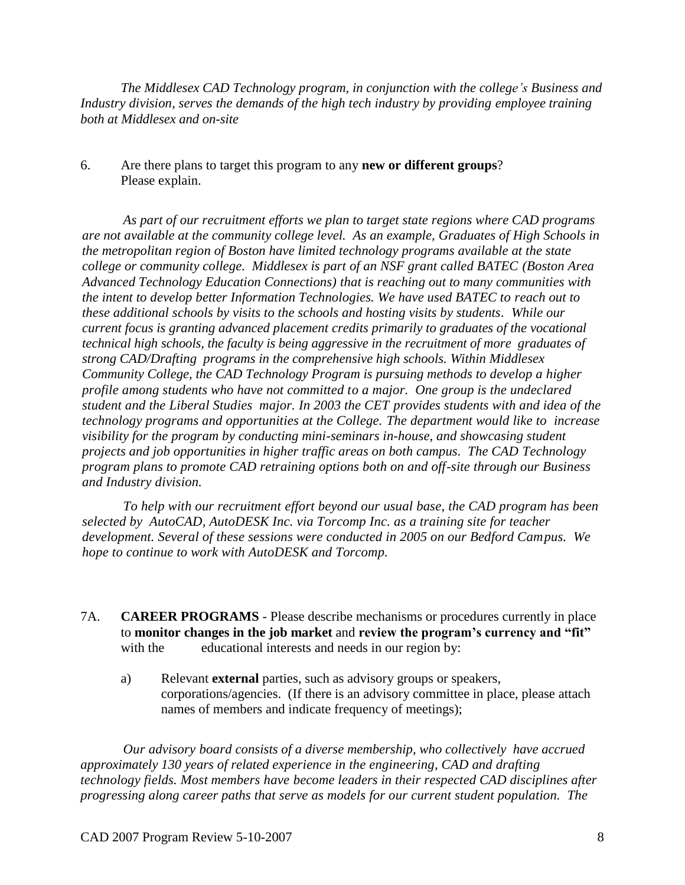*The Middlesex CAD Technology program, in conjunction with the college's Business and Industry division, serves the demands of the high tech industry by providing employee training both at Middlesex and on-site*

6. Are there plans to target this program to any **new or different groups**? Please explain.

*As part of our recruitment efforts we plan to target state regions where CAD programs are not available at the community college level. As an example, Graduates of High Schools in the metropolitan region of Boston have limited technology programs available at the state college or community college. Middlesex is part of an NSF grant called BATEC (Boston Area Advanced Technology Education Connections) that is reaching out to many communities with the intent to develop better Information Technologies. We have used BATEC to reach out to these additional schools by visits to the schools and hosting visits by students. While our current focus is granting advanced placement credits primarily to graduates of the vocational technical high schools, the faculty is being aggressive in the recruitment of more graduates of strong CAD/Drafting programs in the comprehensive high schools. Within Middlesex Community College, the CAD Technology Program is pursuing methods to develop a higher profile among students who have not committed to a major. One group is the undeclared student and the Liberal Studies major. In 2003 the CET provides students with and idea of the technology programs and opportunities at the College. The department would like to increase visibility for the program by conducting mini-seminars in-house, and showcasing student projects and job opportunities in higher traffic areas on both campus. The CAD Technology program plans to promote CAD retraining options both on and off-site through our Business and Industry division.*

*To help with our recruitment effort beyond our usual base, the CAD program has been selected by AutoCAD, AutoDESK Inc. via Torcomp Inc. as a training site for teacher development. Several of these sessions were conducted in 2005 on our Bedford Campus. We hope to continue to work with AutoDESK and Torcomp.*

7A. **CAREER PROGRAMS** - Please describe mechanisms or procedures currently in place to **monitor changes in the job market** and **review the program's currency and "fit"** with the educational interests and needs in our region by:

a) Relevant **external** parties, such as advisory groups or speakers, corporations/agencies. (If there is an advisory committee in place, please attach names of members and indicate frequency of meetings);

*Our advisory board consists of a diverse membership, who collectively have accrued approximately 130 years of related experience in the engineering, CAD and drafting technology fields. Most members have become leaders in their respected CAD disciplines after progressing along career paths that serve as models for our current student population. The*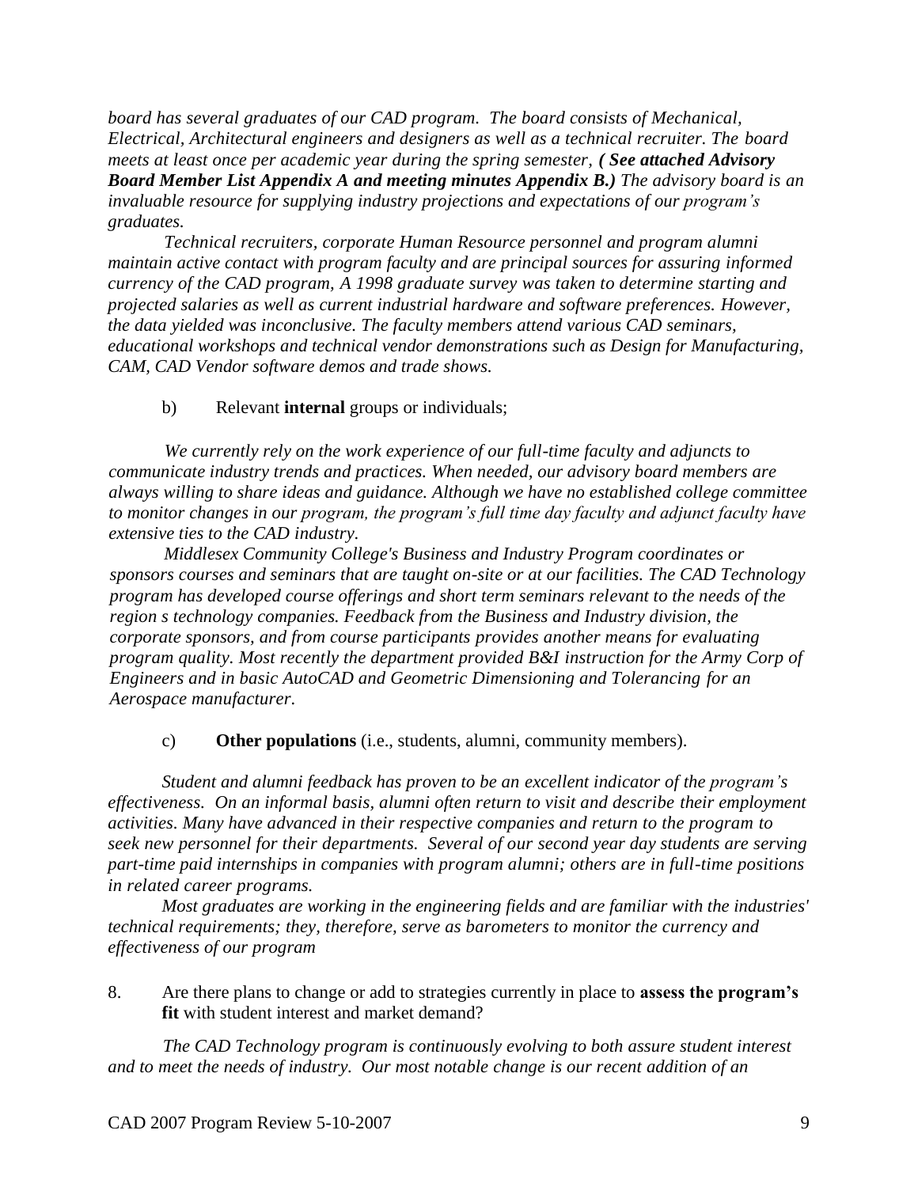*board has several graduates of our CAD program. The board consists of Mechanical, Electrical, Architectural engineers and designers as well as a technical recruiter. The board meets at least once per academic year during the spring semester, **( See attached Advisory Board Member List Appendix A and meeting minutes Appendix B.)** The advisory board is an invaluable resource for supplying industry projections and expectations of our program's graduates.*

*Technical recruiters, corporate Human Resource personnel and program alumni maintain active contact with program faculty and are principal sources for assuring informed currency of the CAD program, A 1998 graduate survey was taken to determine starting and projected salaries as well as current industrial hardware and software preferences. However, the data yielded was inconclusive. The faculty members attend various CAD seminars, educational workshops and technical vendor demonstrations such as Design for Manufacturing, CAM, CAD Vendor software demos and trade shows.*

b) Relevant **internal** groups or individuals;

*We currently rely on the work experience of our full-time faculty and adjuncts to communicate industry trends and practices. When needed, our advisory board members are always willing to share ideas and guidance. Although we have no established college committee to monitor changes in our program, the program's full time day faculty and adjunct faculty have extensive ties to the CAD industry.*

*Middlesex Community College's Business and Industry Program coordinates or sponsors courses and seminars that are taught on-site or at our facilities. The CAD Technology program has developed course offerings and short term seminars relevant to the needs of the region s technology companies. Feedback from the Business and Industry division, the corporate sponsors, and from course participants provides another means for evaluating program quality. Most recently the department provided B&I instruction for the Army Corp of Engineers and in basic AutoCAD and Geometric Dimensioning and Tolerancing for an Aerospace manufacturer.*

c) **Other populations** (i.e., students, alumni, community members).

*Student and alumni feedback has proven to be an excellent indicator of the program's effectiveness. On an informal basis, alumni often return to visit and describe their employment activities. Many have advanced in their respective companies and return to the program to seek new personnel for their departments. Several of our second year day students are serving part-time paid internships in companies with program alumni; others are in full-time positions in related career programs.*

*Most graduates are working in the engineering fields and are familiar with the industries' technical requirements; they, therefore, serve as barometers to monitor the currency and effectiveness of our program*

8. Are there plans to change or add to strategies currently in place to **assess the program's fit** with student interest and market demand?

*The CAD Technology program is continuously evolving to both assure student interest and to meet the needs of industry. Our most notable change is our recent addition of an*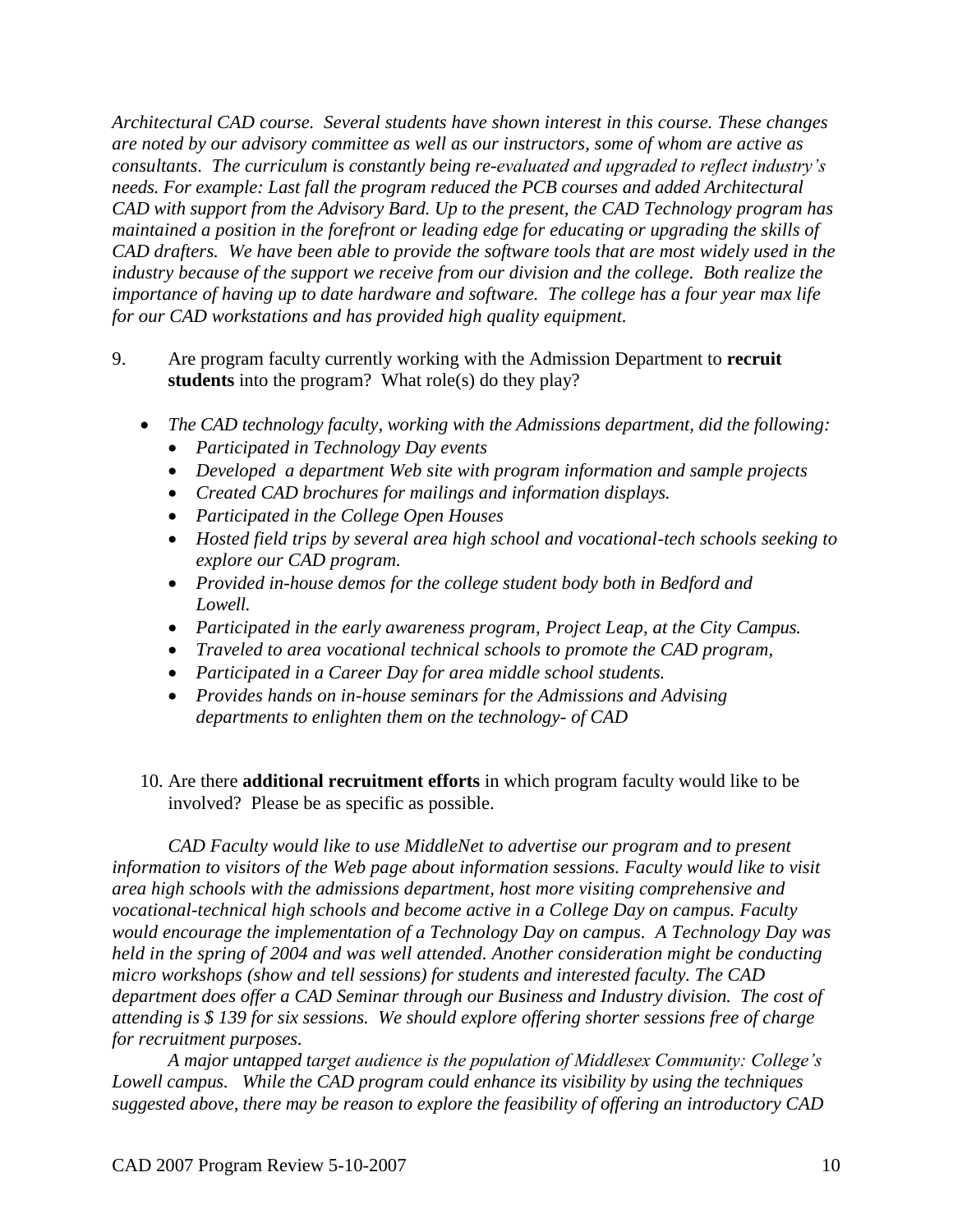*Architectural CAD course. Several students have shown interest in this course. These changes are noted by our advisory committee as well as our instructors, some of whom are active as consultants. The curriculum is constantly being re-evaluated and upgraded to reflect industry's needs. For example: Last fall the program reduced the PCB courses and added Architectural CAD with support from the Advisory Bard. Up to the present, the CAD Technology program has maintained a position in the forefront or leading edge for educating or upgrading the skills of CAD drafters. We have been able to provide the software tools that are most widely used in the industry because of the support we receive from our division and the college. Both realize the importance of having up to date hardware and software. The college has a four year max life for our CAD workstations and has provided high quality equipment.*

9. Are program faculty currently working with the Admission Department to **recruit students** into the program? What role(s) do they play?

   - *The CAD technology faculty, working with the Admissions department, did the following:*
     - *Participated in Technology Day events*
     - *Developed a department Web site with program information and sample projects*
     - *Created CAD brochures for mailings and information displays.*
     - *Participated in the College Open Houses*
     - *Hosted field trips by several area high school and vocational-tech schools seeking to explore our CAD program.*
     - *Provided in-house demos for the college student body both in Bedford and Lowell.*
     - *Participated in the early awareness program, Project Leap, at the City Campus.*
     - *Traveled to area vocational technical schools to promote the CAD program,*
     - *Participated in a Career Day for area middle school students.*
     - *Provides hands on in-house seminars for the Admissions and Advising departments to enlighten them on the technology- of CAD*

10. Are there **additional recruitment efforts** in which program faculty would like to be involved? Please be as specific as possible.

*CAD Faculty would like to use MiddleNet to advertise our program and to present information to visitors of the Web page about information sessions. Faculty would like to visit area high schools with the admissions department, host more visiting comprehensive and vocational-technical high schools and become active in a College Day on campus. Faculty would encourage the implementation of a Technology Day on campus. A Technology Day was held in the spring of 2004 and was well attended. Another consideration might be conducting micro workshops (show and tell sessions) for students and interested faculty. The CAD department does offer a CAD Seminar through our Business and Industry division. The cost of attending is $ 139 for six sessions. We should explore offering shorter sessions free of charge for recruitment purposes.*

*A major untapped target audience is the population of Middlesex Community: College's Lowell campus. While the CAD program could enhance its visibility by using the techniques suggested above, there may be reason to explore the feasibility of offering an introductory CAD*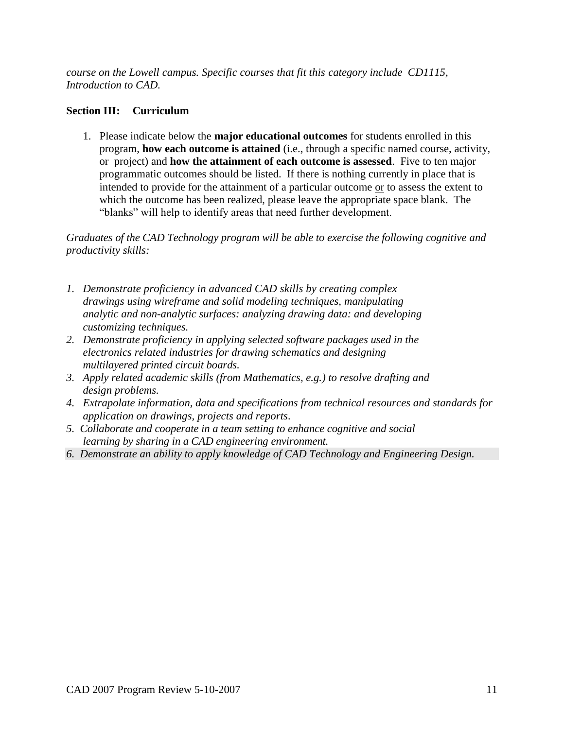*course on the Lowell campus. Specific courses that fit this category include CD1115, Introduction to CAD.*

**Section III: Curriculum**

1. Please indicate below the **major educational outcomes** for students enrolled in this program, **how each outcome is attained** (i.e., through a specific named course, activity, or project) and **how the attainment of each outcome is assessed**. Five to ten major programmatic outcomes should be listed. If there is nothing currently in place that is intended to provide for the attainment of a particular outcome <u>or</u> to assess the extent to which the outcome has been realized, please leave the appropriate space blank. The "blanks" will help to identify areas that need further development.

*Graduates of the CAD Technology program will be able to exercise the following cognitive and productivity skills:*

1. *Demonstrate proficiency in advanced CAD skills by creating complex drawings using wireframe and solid modeling techniques, manipulating analytic and non-analytic surfaces: analyzing drawing data: and developing customizing techniques.*
2. *Demonstrate proficiency in applying selected software packages used in the electronics related industries for drawing schematics and designing multilayered printed circuit boards.*
3. *Apply related academic skills (from Mathematics, e.g.) to resolve drafting and design problems.*
4. *Extrapolate information, data and specifications from technical resources and standards for application on drawings, projects and reports.*
5. *Collaborate and cooperate in a team setting to enhance cognitive and social learning by sharing in a CAD engineering environment.*
6. *Demonstrate an ability to apply knowledge of CAD Technology and Engineering Design.*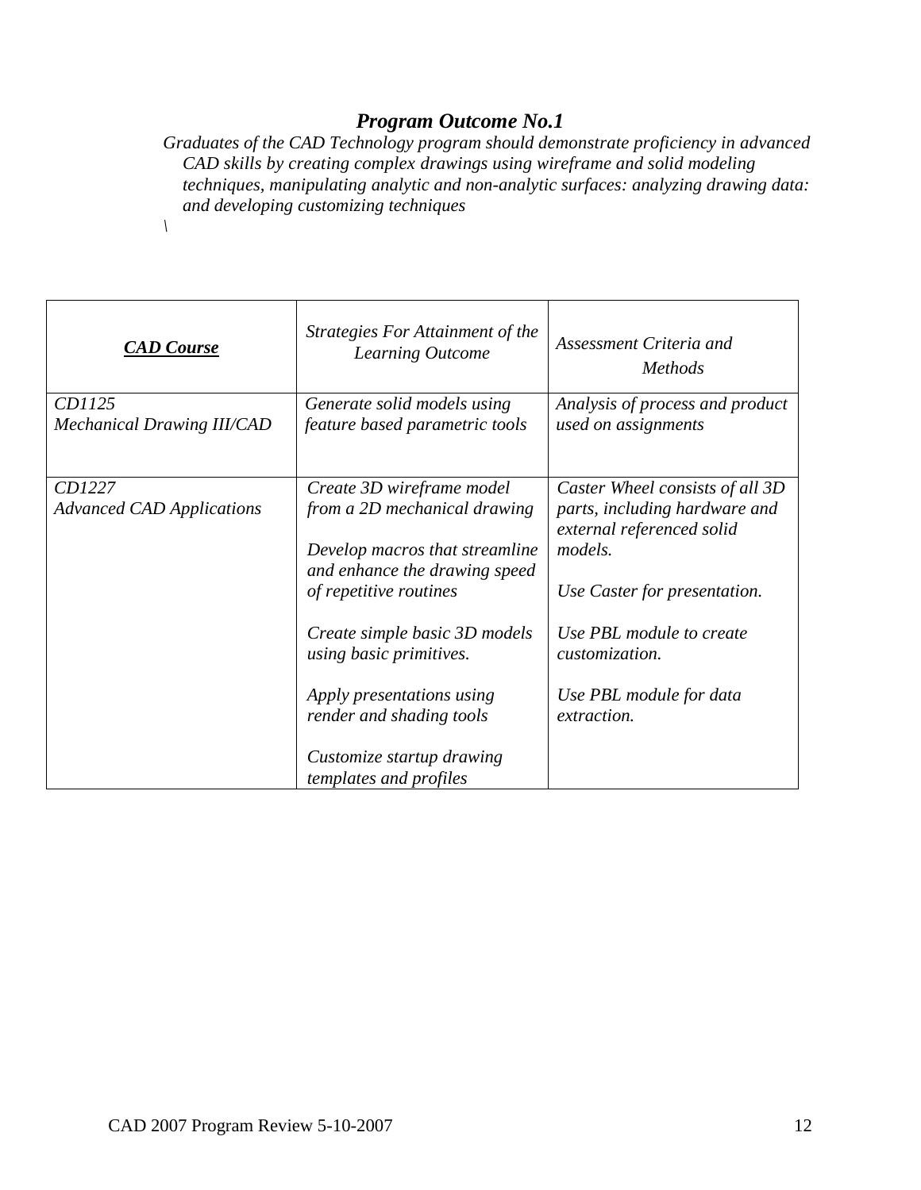## *Program Outcome No.1*

*Graduates of the CAD Technology program should demonstrate proficiency in advanced CAD skills by creating complex drawings using wireframe and solid modeling techniques, manipulating analytic and non-analytic surfaces: analyzing drawing data: and developing customizing techniques*

\

| ***CAD Course*** | *Strategies For Attainment of the Learning Outcome* | *Assessment Criteria and Methods* |
|---|---|---|
| *CD1125*<br>*Mechanical Drawing III/CAD* | *Generate solid models using feature based parametric tools* | *Analysis of process and product used on assignments* |
| *CD1227*<br>*Advanced CAD Applications* | *Create 3D wireframe model from a 2D mechanical drawing*<br><br>*Develop macros that streamline and enhance the drawing speed of repetitive routines*<br><br>*Create simple basic 3D models using basic primitives.*<br><br>*Apply presentations using render and shading tools*<br><br>*Customize startup drawing templates and profiles* | *Caster Wheel consists of all 3D parts, including hardware and external referenced solid models.*<br><br>*Use Caster for presentation.*<br><br>*Use PBL module to create customization.*<br><br>*Use PBL module for data extraction.* |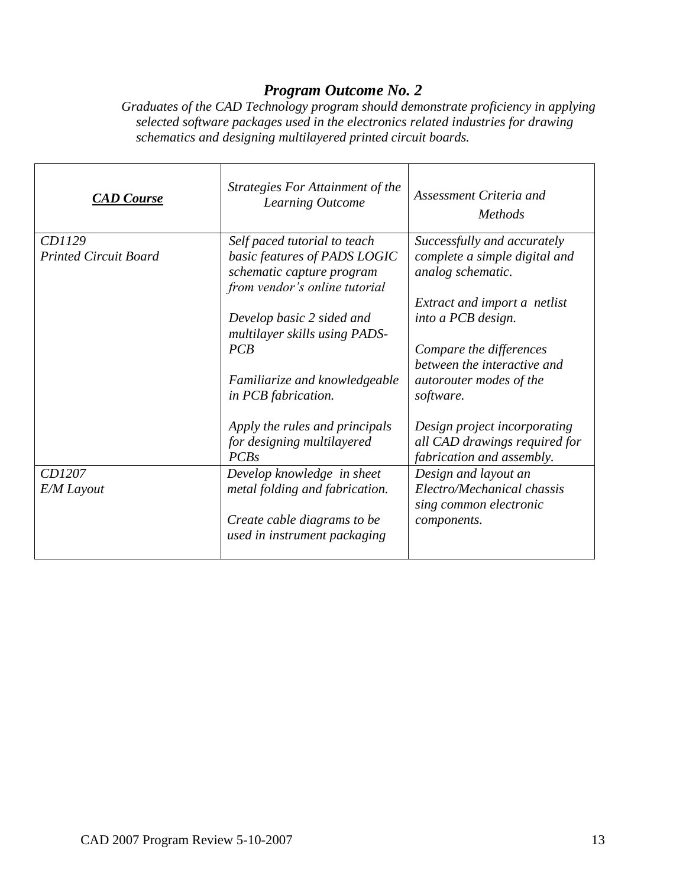## *Program Outcome No. 2*

*Graduates of the CAD Technology program should demonstrate proficiency in applying selected software packages used in the electronics related industries for drawing schematics and designing multilayered printed circuit boards.*

| ***CAD Course*** | *Strategies For Attainment of the Learning Outcome* | *Assessment Criteria and Methods* |
|---|---|---|
| *CD1129*<br>*Printed Circuit Board* | *Self paced tutorial to teach basic features of PADS LOGIC schematic capture program from vendor's online tutorial*<br><br>*Develop basic 2 sided and multilayer skills using PADS-PCB*<br><br>*Familiarize and knowledgeable in PCB fabrication.*<br><br>*Apply the rules and principals for designing multilayered PCBs* | *Successfully and accurately complete a simple digital and analog schematic.*<br><br>*Extract and import a netlist into a PCB design.*<br><br>*Compare the differences between the interactive and autorouter modes of the software.*<br><br>*Design project incorporating all CAD drawings required for fabrication and assembly.* |
| *CD1207*<br>*E/M Layout* | *Develop knowledge in sheet metal folding and fabrication.*<br><br>*Create cable diagrams to be used in instrument packaging* | *Design and layout an Electro/Mechanical chassis sing common electronic components.* |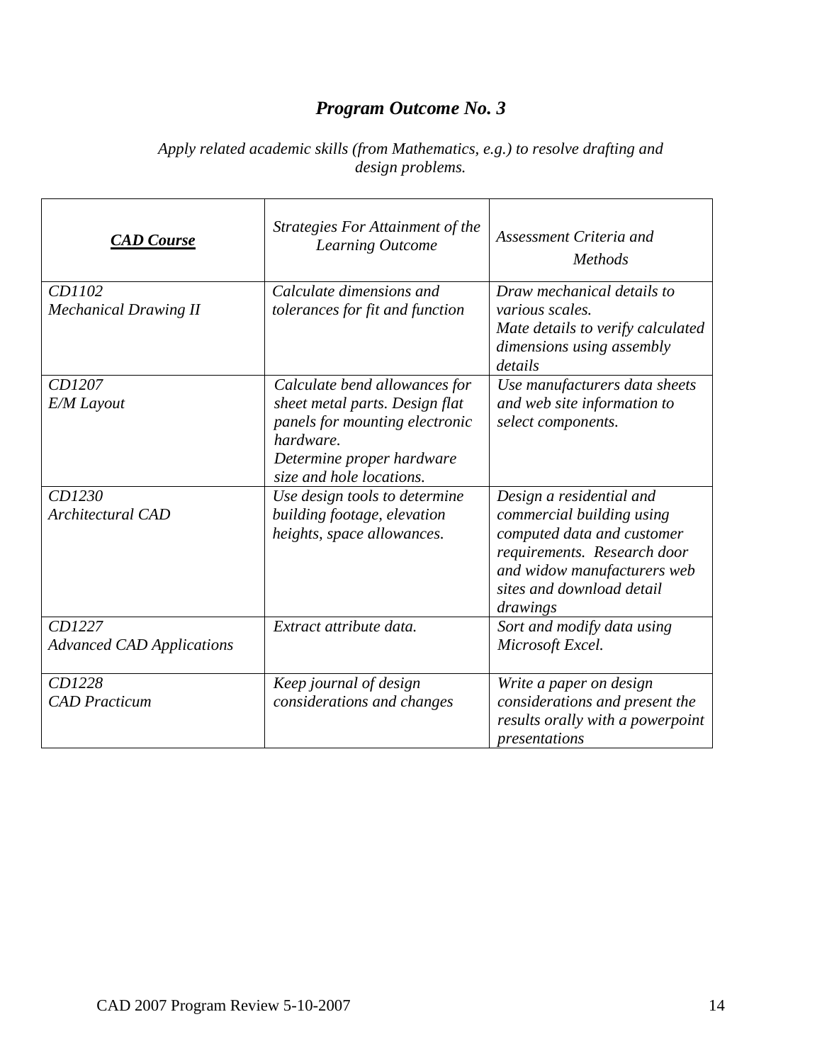## *Program Outcome No. 3*

*Apply related academic skills (from Mathematics, e.g.) to resolve drafting and design problems.*

| ***CAD Course*** | *Strategies For Attainment of the Learning Outcome* | *Assessment Criteria and Methods* |
|---|---|---|
| *CD1102*<br>*Mechanical Drawing II* | *Calculate dimensions and tolerances for fit and function* | *Draw mechanical details to various scales.*<br>*Mate details to verify calculated dimensions using assembly details* |
| *CD1207*<br>*E/M Layout* | *Calculate bend allowances for sheet metal parts. Design flat panels for mounting electronic hardware.*<br>*Determine proper hardware size and hole locations.* | *Use manufacturers data sheets and web site information to select components.* |
| *CD1230*<br>*Architectural CAD* | *Use design tools to determine building footage, elevation heights, space allowances.* | *Design a residential and commercial building using computed data and customer requirements. Research door and widow manufacturers web sites and download detail drawings* |
| *CD1227*<br>*Advanced CAD Applications* | *Extract attribute data.* | *Sort and modify data using Microsoft Excel.* |
| *CD1228*<br>*CAD Practicum* | *Keep journal of design considerations and changes* | *Write a paper on design considerations and present the results orally with a powerpoint presentations* |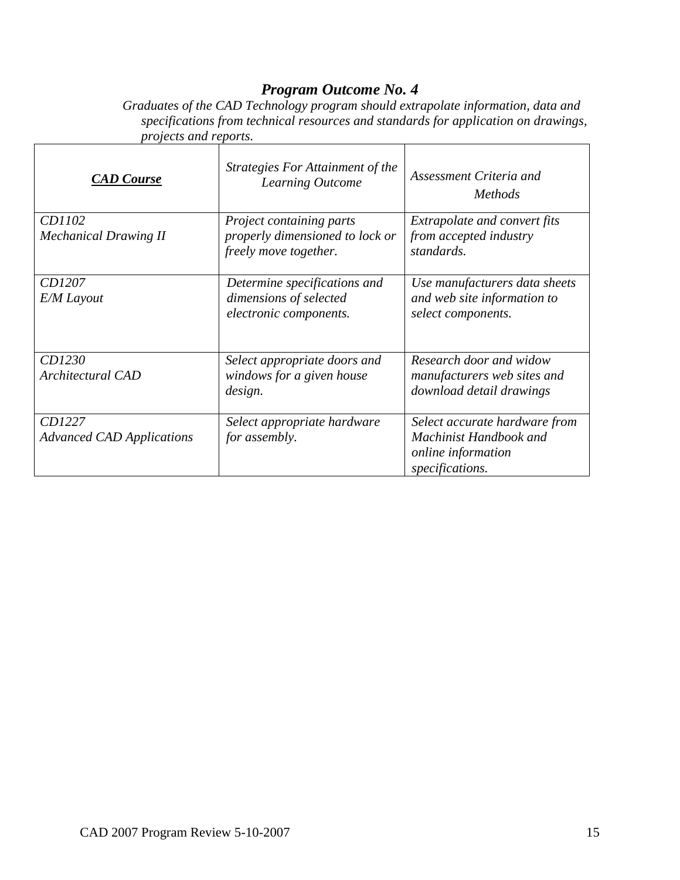## *Program Outcome No. 4*

*Graduates of the CAD Technology program should extrapolate information, data and specifications from technical resources and standards for application on drawings, projects and reports.*

| ***CAD Course*** | *Strategies For Attainment of the Learning Outcome* | *Assessment Criteria and Methods* |
|---|---|---|
| *CD1102*<br>*Mechanical Drawing II* | *Project containing parts properly dimensioned to lock or freely move together.* | *Extrapolate and convert fits from accepted industry standards.* |
| *CD1207*<br>*E/M Layout* | *Determine specifications and dimensions of selected electronic components.* | *Use manufacturers data sheets and web site information to select components.* |
| *CD1230*<br>*Architectural CAD* | *Select appropriate doors and windows for a given house design.* | *Research door and widow manufacturers web sites and download detail drawings* |
| *CD1227*<br>*Advanced CAD Applications* | *Select appropriate hardware for assembly.* | *Select accurate hardware from Machinist Handbook and online information specifications.* |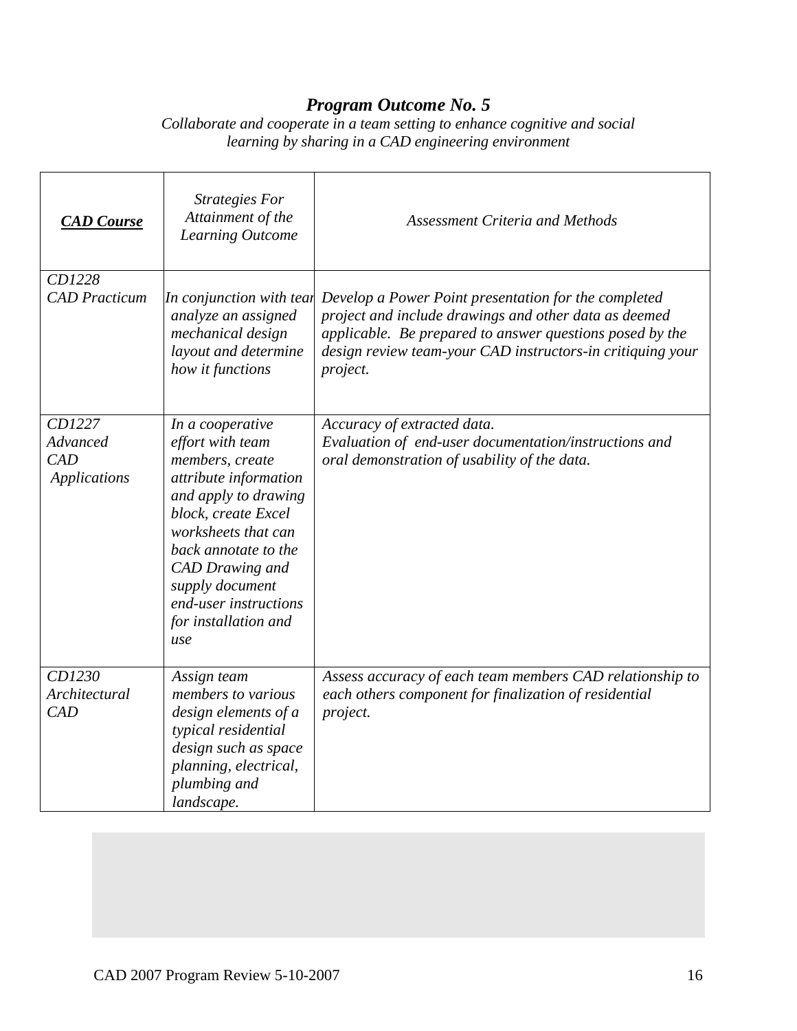# *Program Outcome No. 5*

*Collaborate and cooperate in a team setting to enhance cognitive and social learning by sharing in a CAD engineering environment*

| ***CAD Course*** | *Strategies For Attainment of the Learning Outcome* | *Assessment Criteria and Methods* |
|---|---|---|
| *CD1228 CAD Practicum* | *In conjunction with tear analyze an assigned mechanical design layout and determine how it functions* | *Develop a Power Point presentation for the completed project and include drawings and other data as deemed applicable. Be prepared to answer questions posed by the design review team-your CAD instructors-in critiquing your project.* |
| *CD1227 Advanced CAD Applications* | *In a cooperative effort with team members, create attribute information and apply to drawing block, create Excel worksheets that can back annotate to the CAD Drawing and supply document end-user instructions for installation and use* | *Accuracy of extracted data.* *Evaluation of end-user documentation/instructions and oral demonstration of usability of the data.* |
| *CD1230 Architectural CAD* | *Assign team members to various design elements of a typical residential design such as space planning, electrical, plumbing and landscape.* | *Assess accuracy of each team members CAD relationship to each others component for finalization of residential project.* |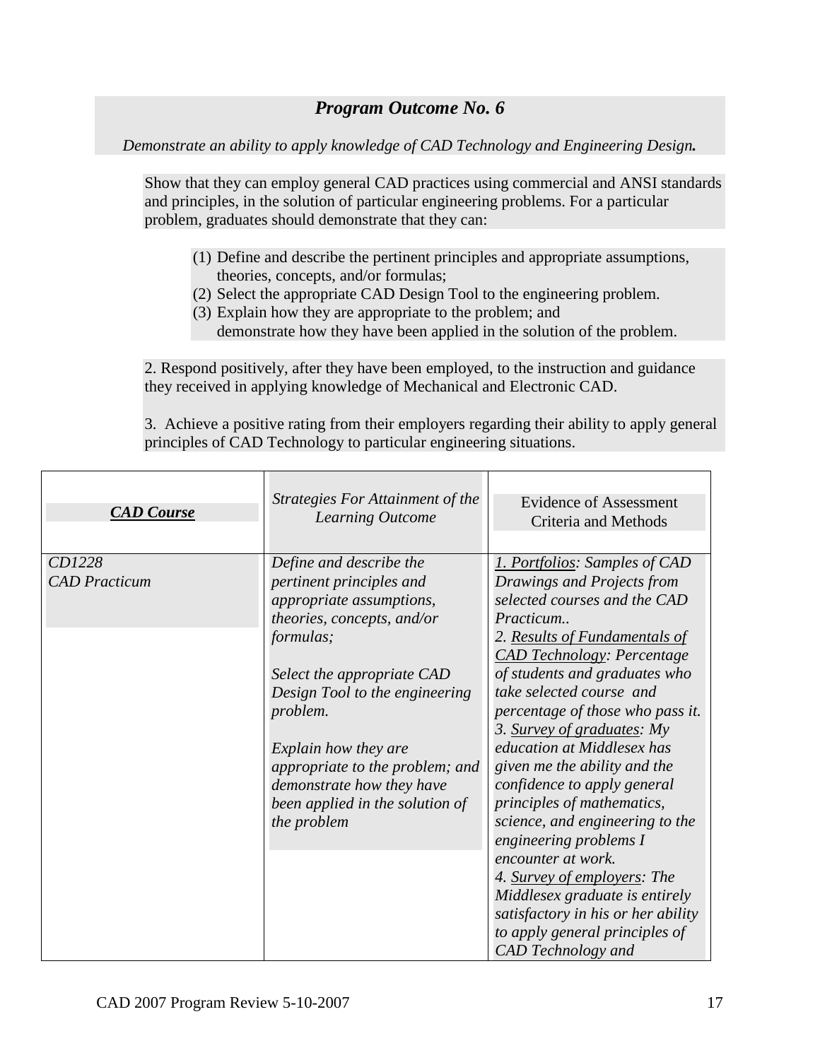## *Program Outcome No. 6*

*Demonstrate an ability to apply knowledge of CAD Technology and Engineering Design.*

Show that they can employ general CAD practices using commercial and ANSI standards and principles, in the solution of particular engineering problems. For a particular problem, graduates should demonstrate that they can:

(1) Define and describe the pertinent principles and appropriate assumptions, theories, concepts, and/or formulas;
(2) Select the appropriate CAD Design Tool to the engineering problem.
(3) Explain how they are appropriate to the problem; and demonstrate how they have been applied in the solution of the problem.

2. Respond positively, after they have been employed, to the instruction and guidance they received in applying knowledge of Mechanical and Electronic CAD.

3. Achieve a positive rating from their employers regarding their ability to apply general principles of CAD Technology to particular engineering situations.

| ***CAD Course*** | *Strategies For Attainment of the Learning Outcome* | Evidence of Assessment Criteria and Methods |
|---|---|---|
| *CD1228*<br>*CAD Practicum* | *Define and describe the pertinent principles and appropriate assumptions, theories, concepts, and/or formulas;*<br><br>*Select the appropriate CAD Design Tool to the engineering problem.*<br><br>*Explain how they are appropriate to the problem; and demonstrate how they have been applied in the solution of the problem* | *1. Portfolios: Samples of CAD Drawings and Projects from selected courses and the CAD Practicum..*<br>*2. Results of Fundamentals of CAD Technology: Percentage of students and graduates who take selected course and percentage of those who pass it.*<br>*3. Survey of graduates: My education at Middlesex has given me the ability and the confidence to apply general principles of mathematics, science, and engineering to the engineering problems I encounter at work.*<br>*4. Survey of employers: The Middlesex graduate is entirely satisfactory in his or her ability to apply general principles of CAD Technology and* |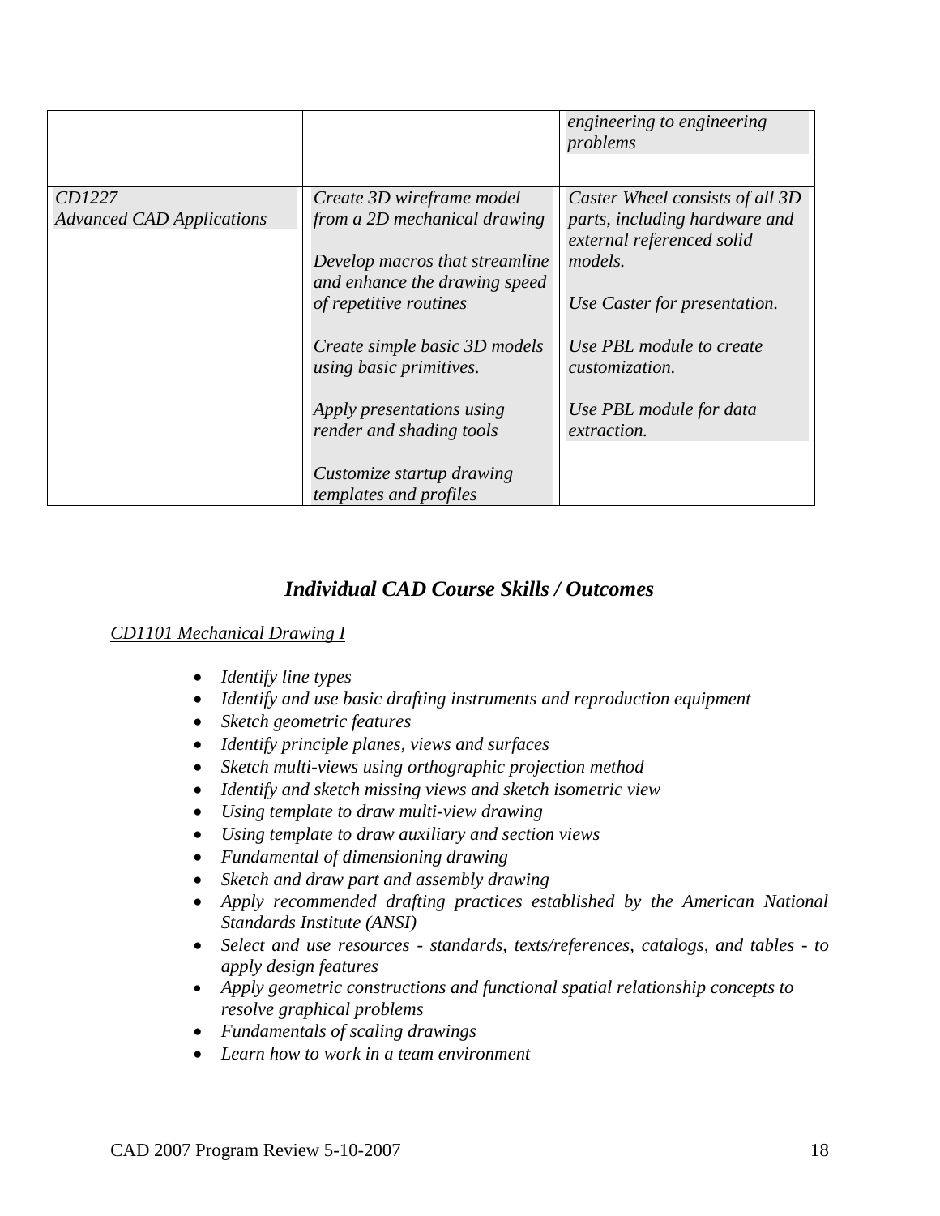| | | |
|---|---|---|
| | | *engineering to engineering problems* |
| *CD1227 Advanced CAD Applications* | *Create 3D wireframe model from a 2D mechanical drawing*<br><br>*Develop macros that streamline and enhance the drawing speed of repetitive routines*<br><br>*Create simple basic 3D models using basic primitives.*<br><br>*Apply presentations using render and shading tools*<br><br>*Customize startup drawing templates and profiles* | *Caster Wheel consists of all 3D parts, including hardware and external referenced solid models.*<br><br>*Use Caster for presentation.*<br><br>*Use PBL module to create customization.*<br><br>*Use PBL module for data extraction.* |

## *Individual CAD Course Skills / Outcomes*

*CD1101 Mechanical Drawing I*

- *Identify line types*
- *Identify and use basic drafting instruments and reproduction equipment*
- *Sketch geometric features*
- *Identify principle planes, views and surfaces*
- *Sketch multi-views using orthographic projection method*
- *Identify and sketch missing views and sketch isometric view*
- *Using template to draw multi-view drawing*
- *Using template to draw auxiliary and section views*
- *Fundamental of dimensioning drawing*
- *Sketch and draw part and assembly drawing*
- *Apply recommended drafting practices established by the American National Standards Institute (ANSI)*
- *Select and use resources - standards, texts/references, catalogs, and tables - to apply design features*
- *Apply geometric constructions and functional spatial relationship concepts to resolve graphical problems*
- *Fundamentals of scaling drawings*
- *Learn how to work in a team environment*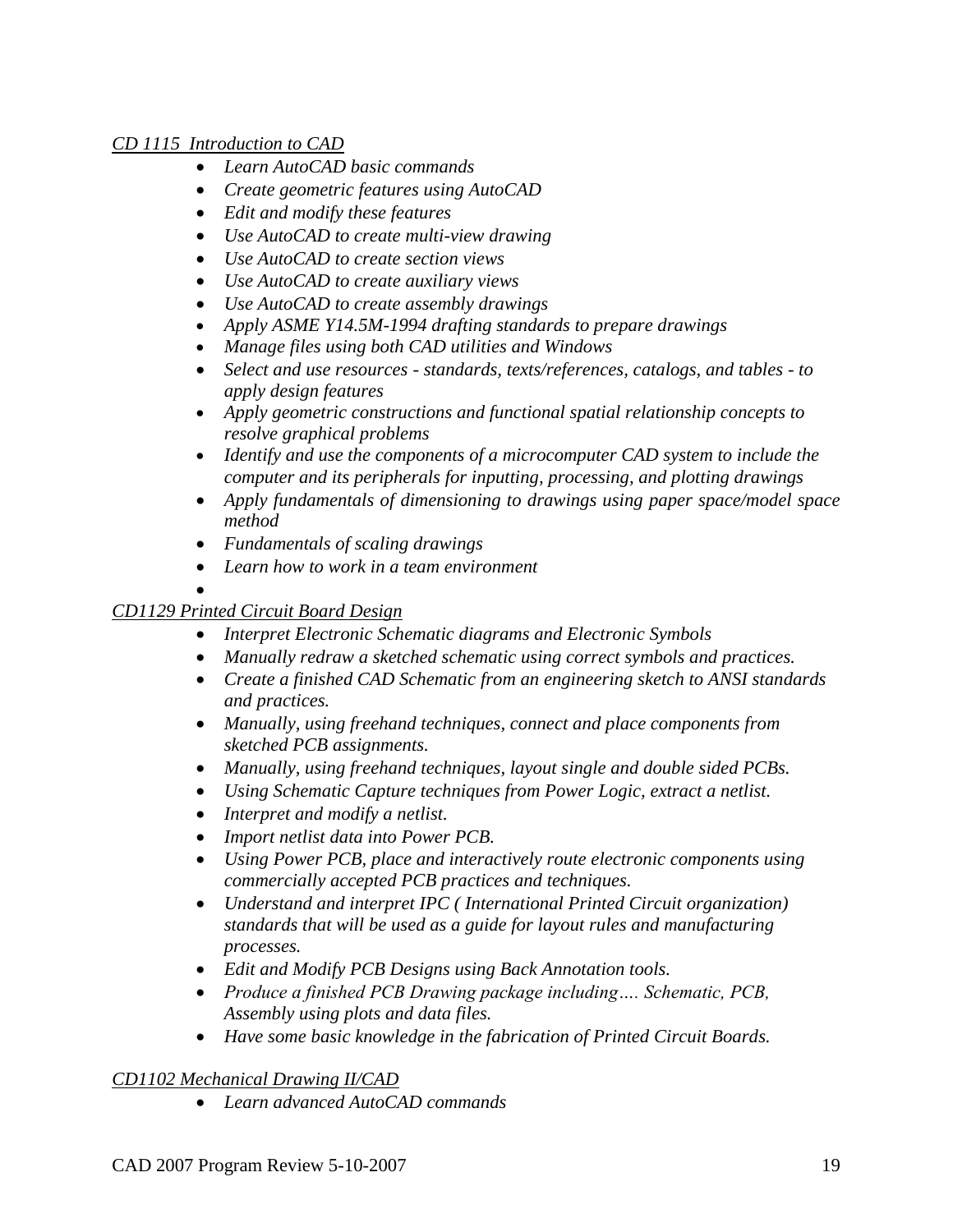*CD 1115 Introduction to CAD*

- *Learn AutoCAD basic commands*
- *Create geometric features using AutoCAD*
- *Edit and modify these features*
- *Use AutoCAD to create multi-view drawing*
- *Use AutoCAD to create section views*
- *Use AutoCAD to create auxiliary views*
- *Use AutoCAD to create assembly drawings*
- *Apply ASME Y14.5M-1994 drafting standards to prepare drawings*
- *Manage files using both CAD utilities and Windows*
- *Select and use resources - standards, texts/references, catalogs, and tables - to apply design features*
- *Apply geometric constructions and functional spatial relationship concepts to resolve graphical problems*
- *Identify and use the components of a microcomputer CAD system to include the computer and its peripherals for inputting, processing, and plotting drawings*
- *Apply fundamentals of dimensioning to drawings using paper space/model space method*
- *Fundamentals of scaling drawings*
- *Learn how to work in a team environment*

*CD1129 Printed Circuit Board Design*

- *Interpret Electronic Schematic diagrams and Electronic Symbols*
- *Manually redraw a sketched schematic using correct symbols and practices.*
- *Create a finished CAD Schematic from an engineering sketch to ANSI standards and practices.*
- *Manually, using freehand techniques, connect and place components from sketched PCB assignments.*
- *Manually, using freehand techniques, layout single and double sided PCBs.*
- *Using Schematic Capture techniques from Power Logic, extract a netlist.*
- *Interpret and modify a netlist.*
- *Import netlist data into Power PCB.*
- *Using Power PCB, place and interactively route electronic components using commercially accepted PCB practices and techniques.*
- *Understand and interpret IPC ( International Printed Circuit organization) standards that will be used as a guide for layout rules and manufacturing processes.*
- *Edit and Modify PCB Designs using Back Annotation tools.*
- *Produce a finished PCB Drawing package including…. Schematic, PCB, Assembly using plots and data files.*
- *Have some basic knowledge in the fabrication of Printed Circuit Boards.*

*CD1102 Mechanical Drawing II/CAD*

- *Learn advanced AutoCAD commands*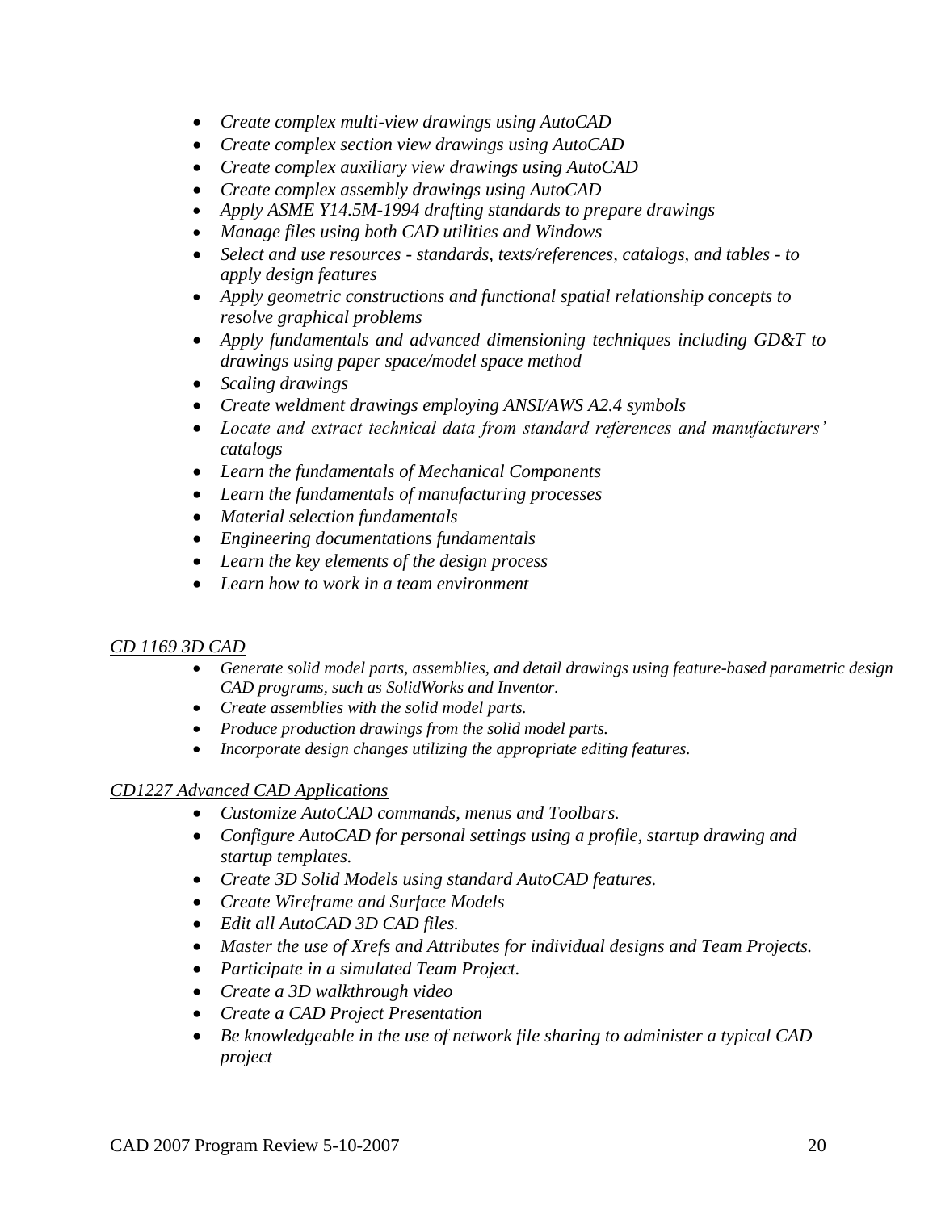- *Create complex multi-view drawings using AutoCAD*
- *Create complex section view drawings using AutoCAD*
- *Create complex auxiliary view drawings using AutoCAD*
- *Create complex assembly drawings using AutoCAD*
- *Apply ASME Y14.5M-1994 drafting standards to prepare drawings*
- *Manage files using both CAD utilities and Windows*
- *Select and use resources - standards, texts/references, catalogs, and tables - to apply design features*
- *Apply geometric constructions and functional spatial relationship concepts to resolve graphical problems*
- *Apply fundamentals and advanced dimensioning techniques including GD&T to drawings using paper space/model space method*
- *Scaling drawings*
- *Create weldment drawings employing ANSI/AWS A2.4 symbols*
- *Locate and extract technical data from standard references and manufacturers' catalogs*
- *Learn the fundamentals of Mechanical Components*
- *Learn the fundamentals of manufacturing processes*
- *Material selection fundamentals*
- *Engineering documentations fundamentals*
- *Learn the key elements of the design process*
- *Learn how to work in a team environment*

*CD 1169 3D CAD*

- *Generate solid model parts, assemblies, and detail drawings using feature-based parametric design CAD programs, such as SolidWorks and Inventor.*
- *Create assemblies with the solid model parts.*
- *Produce production drawings from the solid model parts.*
- *Incorporate design changes utilizing the appropriate editing features.*

*CD1227 Advanced CAD Applications*

- *Customize AutoCAD commands, menus and Toolbars.*
- *Configure AutoCAD for personal settings using a profile, startup drawing and startup templates.*
- *Create 3D Solid Models using standard AutoCAD features.*
- *Create Wireframe and Surface Models*
- *Edit all AutoCAD 3D CAD files.*
- *Master the use of Xrefs and Attributes for individual designs and Team Projects.*
- *Participate in a simulated Team Project.*
- *Create a 3D walkthrough video*
- *Create a CAD Project Presentation*
- *Be knowledgeable in the use of network file sharing to administer a typical CAD project*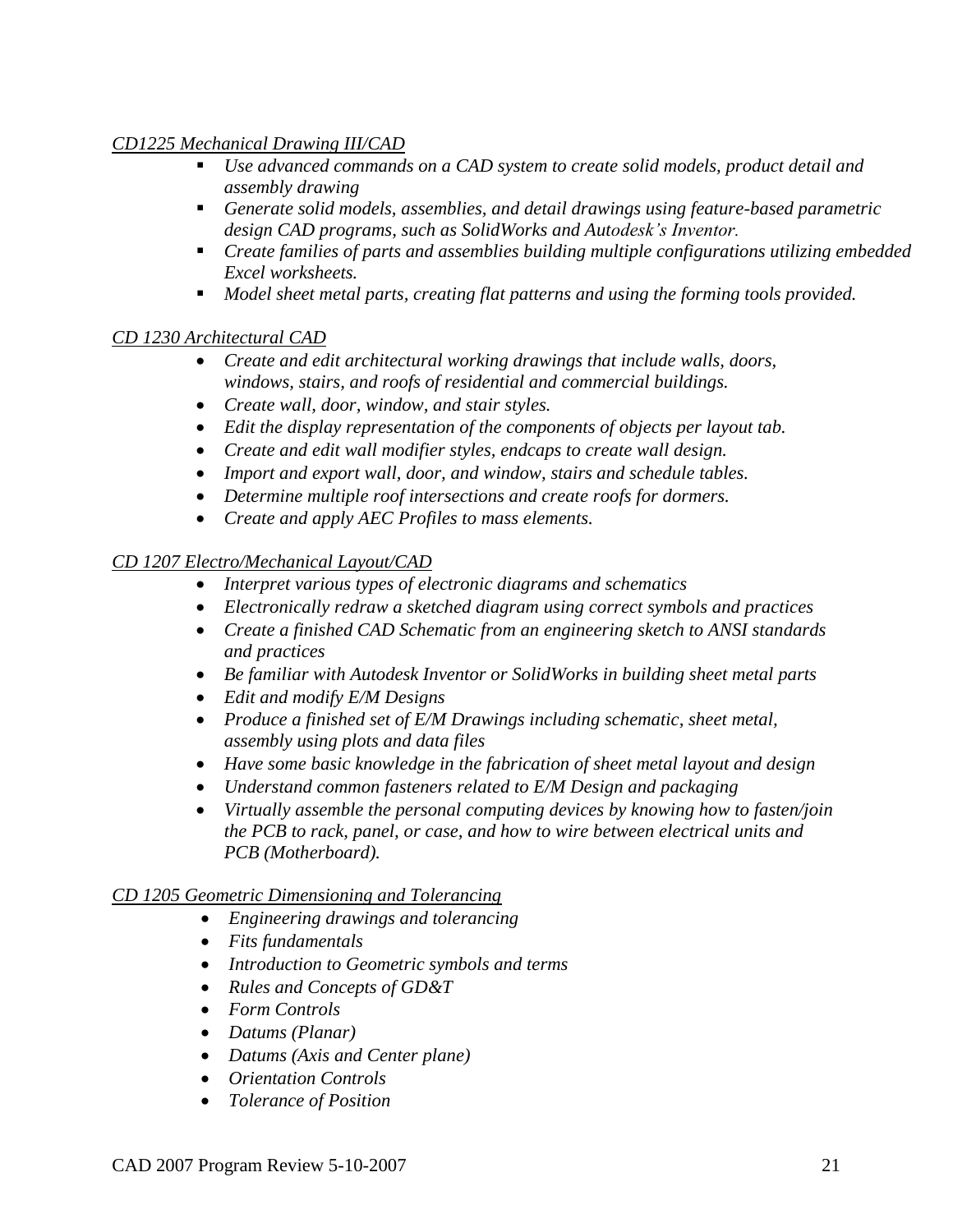*CD1225 Mechanical Drawing III/CAD*

- *Use advanced commands on a CAD system to create solid models, product detail and assembly drawing*
- *Generate solid models, assemblies, and detail drawings using feature-based parametric design CAD programs, such as SolidWorks and Autodesk's Inventor.*
- *Create families of parts and assemblies building multiple configurations utilizing embedded Excel worksheets.*
- *Model sheet metal parts, creating flat patterns and using the forming tools provided.*

*CD 1230 Architectural CAD*

- *Create and edit architectural working drawings that include walls, doors, windows, stairs, and roofs of residential and commercial buildings.*
- *Create wall, door, window, and stair styles.*
- *Edit the display representation of the components of objects per layout tab.*
- *Create and edit wall modifier styles, endcaps to create wall design.*
- *Import and export wall, door, and window, stairs and schedule tables.*
- *Determine multiple roof intersections and create roofs for dormers.*
- *Create and apply AEC Profiles to mass elements.*

*CD 1207 Electro/Mechanical Layout/CAD*

- *Interpret various types of electronic diagrams and schematics*
- *Electronically redraw a sketched diagram using correct symbols and practices*
- *Create a finished CAD Schematic from an engineering sketch to ANSI standards and practices*
- *Be familiar with Autodesk Inventor or SolidWorks in building sheet metal parts*
- *Edit and modify E/M Designs*
- *Produce a finished set of E/M Drawings including schematic, sheet metal, assembly using plots and data files*
- *Have some basic knowledge in the fabrication of sheet metal layout and design*
- *Understand common fasteners related to E/M Design and packaging*
- *Virtually assemble the personal computing devices by knowing how to fasten/join the PCB to rack, panel, or case, and how to wire between electrical units and PCB (Motherboard).*

*CD 1205 Geometric Dimensioning and Tolerancing*

- *Engineering drawings and tolerancing*
- *Fits fundamentals*
- *Introduction to Geometric symbols and terms*
- *Rules and Concepts of GD&T*
- *Form Controls*
- *Datums (Planar)*
- *Datums (Axis and Center plane)*
- *Orientation Controls*
- *Tolerance of Position*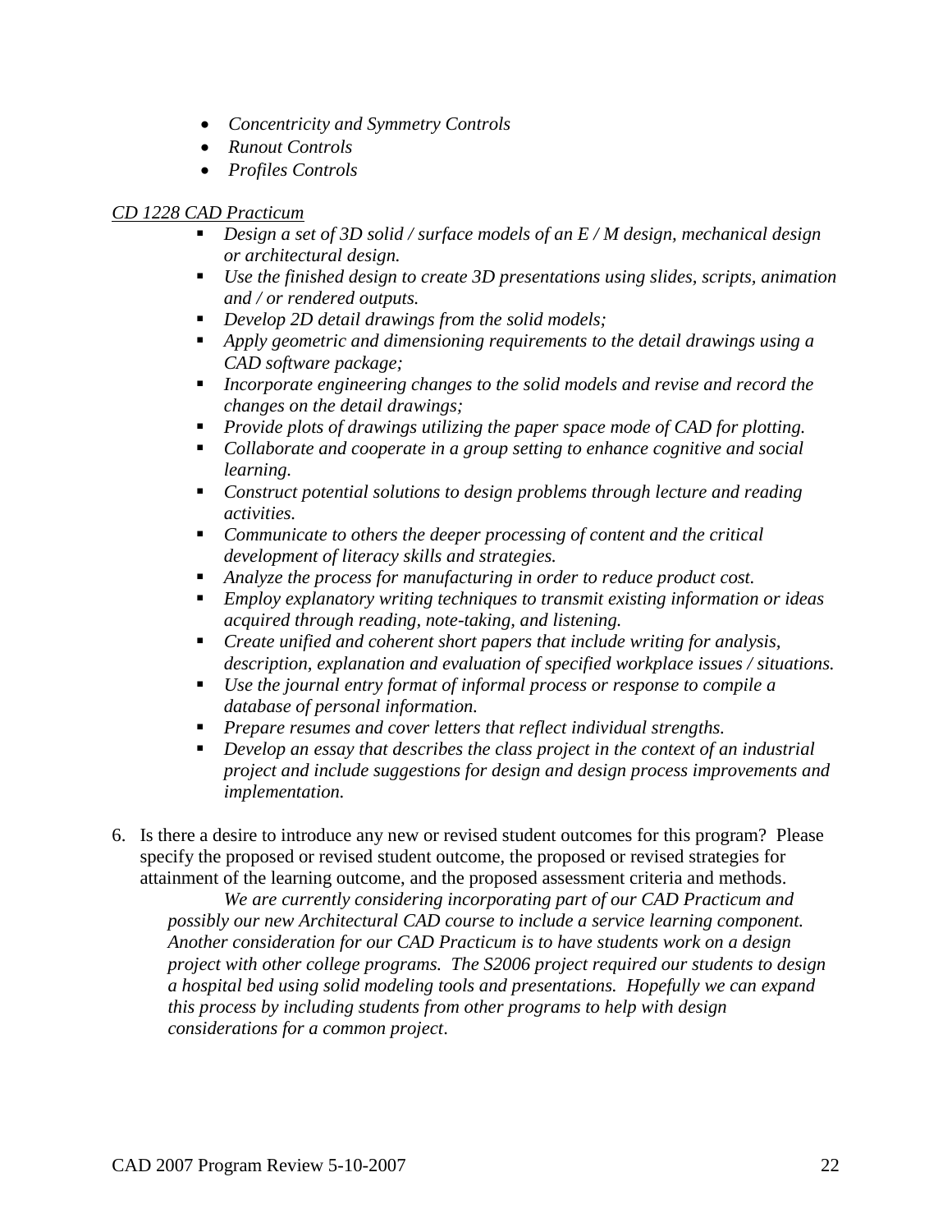- *Concentricity and Symmetry Controls*
- *Runout Controls*
- *Profiles Controls*

*CD 1228 CAD Practicum*

- *Design a set of 3D solid / surface models of an E / M design, mechanical design or architectural design.*
- *Use the finished design to create 3D presentations using slides, scripts, animation and / or rendered outputs.*
- *Develop 2D detail drawings from the solid models;*
- *Apply geometric and dimensioning requirements to the detail drawings using a CAD software package;*
- *Incorporate engineering changes to the solid models and revise and record the changes on the detail drawings;*
- *Provide plots of drawings utilizing the paper space mode of CAD for plotting.*
- *Collaborate and cooperate in a group setting to enhance cognitive and social learning.*
- *Construct potential solutions to design problems through lecture and reading activities.*
- *Communicate to others the deeper processing of content and the critical development of literacy skills and strategies.*
- *Analyze the process for manufacturing in order to reduce product cost.*
- *Employ explanatory writing techniques to transmit existing information or ideas acquired through reading, note-taking, and listening.*
- *Create unified and coherent short papers that include writing for analysis, description, explanation and evaluation of specified workplace issues / situations.*
- *Use the journal entry format of informal process or response to compile a database of personal information.*
- *Prepare resumes and cover letters that reflect individual strengths.*
- *Develop an essay that describes the class project in the context of an industrial project and include suggestions for design and design process improvements and implementation.*

6. Is there a desire to introduce any new or revised student outcomes for this program? Please specify the proposed or revised student outcome, the proposed or revised strategies for attainment of the learning outcome, and the proposed assessment criteria and methods.

   *We are currently considering incorporating part of our CAD Practicum and possibly our new Architectural CAD course to include a service learning component. Another consideration for our CAD Practicum is to have students work on a design project with other college programs. The S2006 project required our students to design a hospital bed using solid modeling tools and presentations. Hopefully we can expand this process by including students from other programs to help with design considerations for a common project*.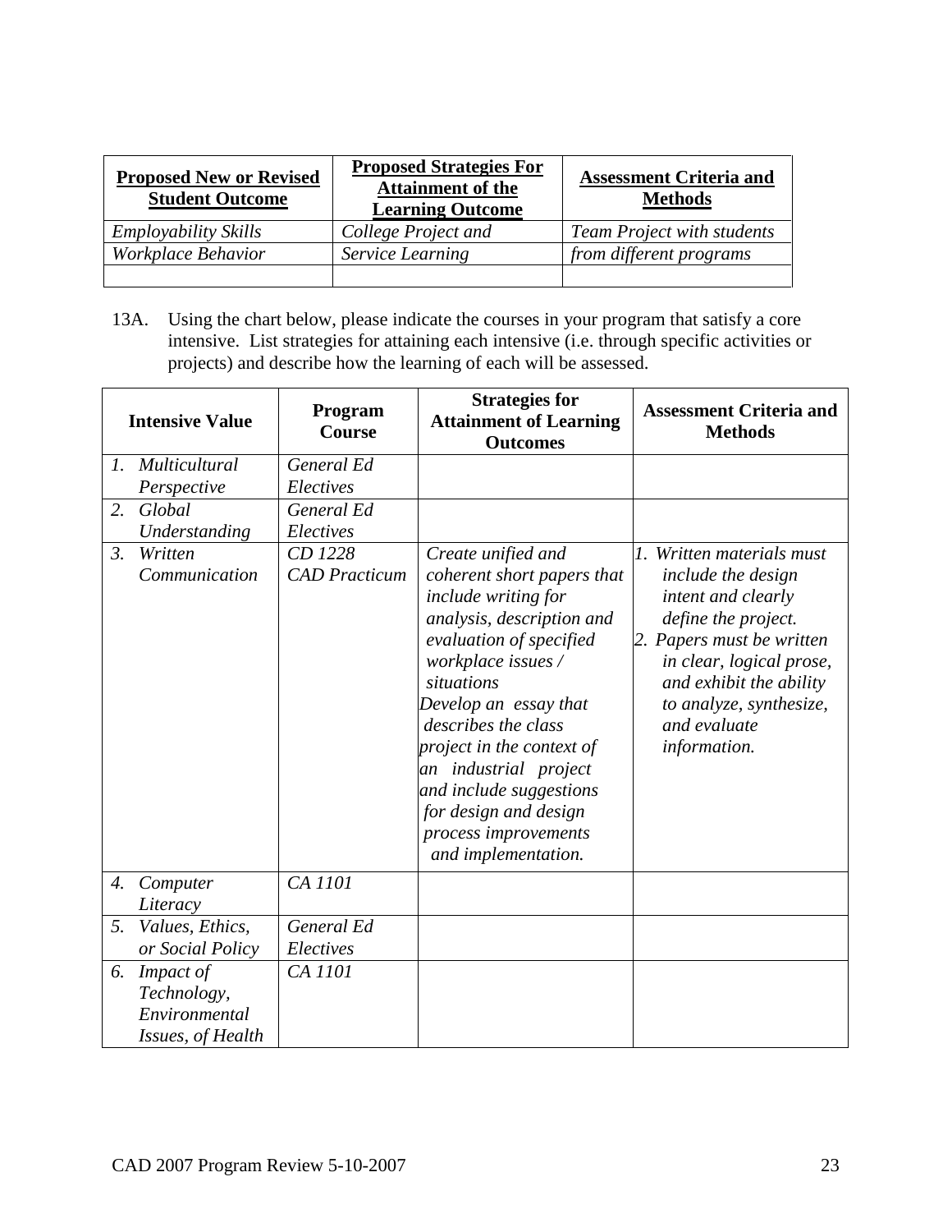| **Proposed New or Revised Student Outcome** | **Proposed Strategies For Attainment of the Learning Outcome** | **Assessment Criteria and Methods** |
|---|---|---|
| *Employability Skills Workplace Behavior* | *College Project and Service Learning* | *Team Project with students from different programs* |
| | | |

13A. Using the chart below, please indicate the courses in your program that satisfy a core intensive. List strategies for attaining each intensive (i.e. through specific activities or projects) and describe how the learning of each will be assessed.

| **Intensive Value** | **Program Course** | **Strategies for Attainment of Learning Outcomes** | **Assessment Criteria and Methods** |
|---|---|---|---|
| *1. Multicultural Perspective* | *General Ed Electives* | | |
| *2. Global Understanding* | *General Ed Electives* | | |
| *3. Written Communication* | *CD 1228 CAD Practicum* | *Create unified and coherent short papers that include writing for analysis, description and evaluation of specified workplace issues / situations* *Develop an essay that describes the class project in the context of an industrial project and include suggestions for design and design process improvements and implementation.* | *1. Written materials must include the design intent and clearly define the project.* *2. Papers must be written in clear, logical prose, and exhibit the ability to analyze, synthesize, and evaluate information.* |
| *4. Computer Literacy* | *CA 1101* | | |
| *5. Values, Ethics, or Social Policy* | *General Ed Electives* | | |
| *6. Impact of Technology, Environmental Issues, of Health* | *CA 1101* | | |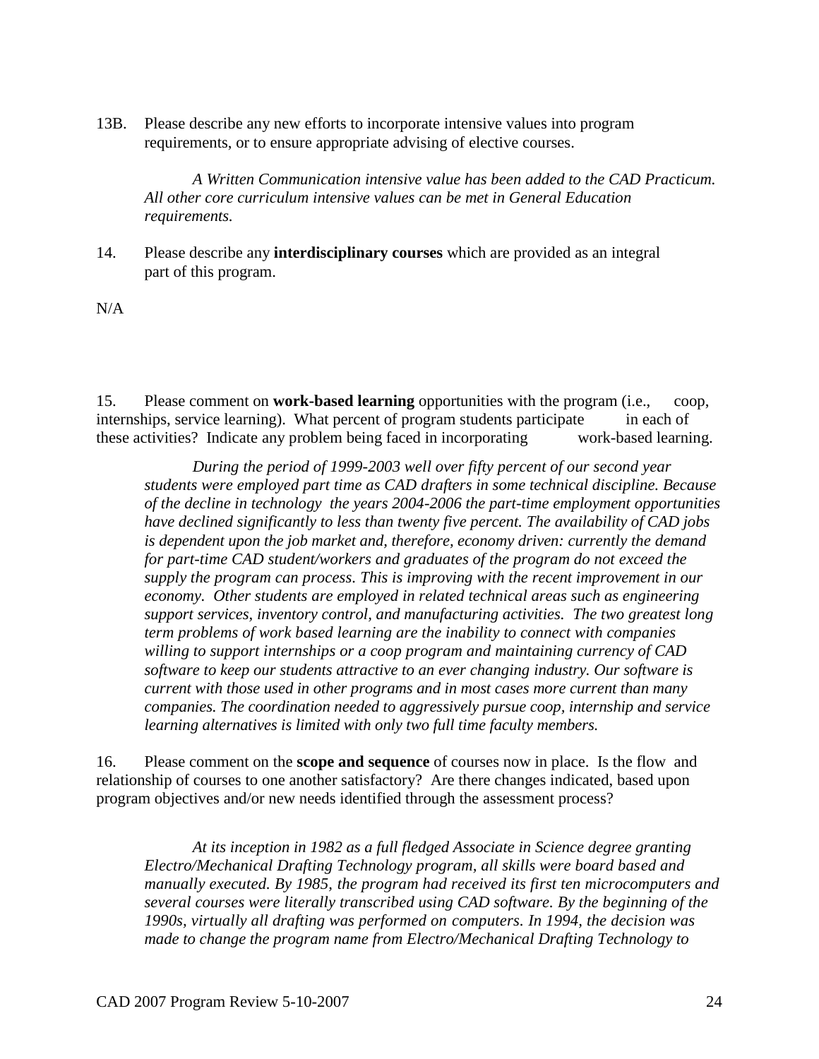13B. Please describe any new efforts to incorporate intensive values into program requirements, or to ensure appropriate advising of elective courses.

*A Written Communication intensive value has been added to the CAD Practicum. All other core curriculum intensive values can be met in General Education requirements.*

14. Please describe any **interdisciplinary courses** which are provided as an integral part of this program.

N/A

15. Please comment on **work-based learning** opportunities with the program (i.e., coop, internships, service learning). What percent of program students participate in each of these activities? Indicate any problem being faced in incorporating work-based learning.

*During the period of 1999-2003 well over fifty percent of our second year students were employed part time as CAD drafters in some technical discipline. Because of the decline in technology the years 2004-2006 the part-time employment opportunities have declined significantly to less than twenty five percent. The availability of CAD jobs is dependent upon the job market and, therefore, economy driven: currently the demand for part-time CAD student/workers and graduates of the program do not exceed the supply the program can process. This is improving with the recent improvement in our economy. Other students are employed in related technical areas such as engineering support services, inventory control, and manufacturing activities. The two greatest long term problems of work based learning are the inability to connect with companies willing to support internships or a coop program and maintaining currency of CAD software to keep our students attractive to an ever changing industry. Our software is current with those used in other programs and in most cases more current than many companies. The coordination needed to aggressively pursue coop, internship and service learning alternatives is limited with only two full time faculty members.*

16. Please comment on the **scope and sequence** of courses now in place. Is the flow and relationship of courses to one another satisfactory? Are there changes indicated, based upon program objectives and/or new needs identified through the assessment process?

*At its inception in 1982 as a full fledged Associate in Science degree granting Electro/Mechanical Drafting Technology program, all skills were board based and manually executed. By 1985, the program had received its first ten microcomputers and several courses were literally transcribed using CAD software. By the beginning of the 1990s, virtually all drafting was performed on computers. In 1994, the decision was made to change the program name from Electro/Mechanical Drafting Technology to*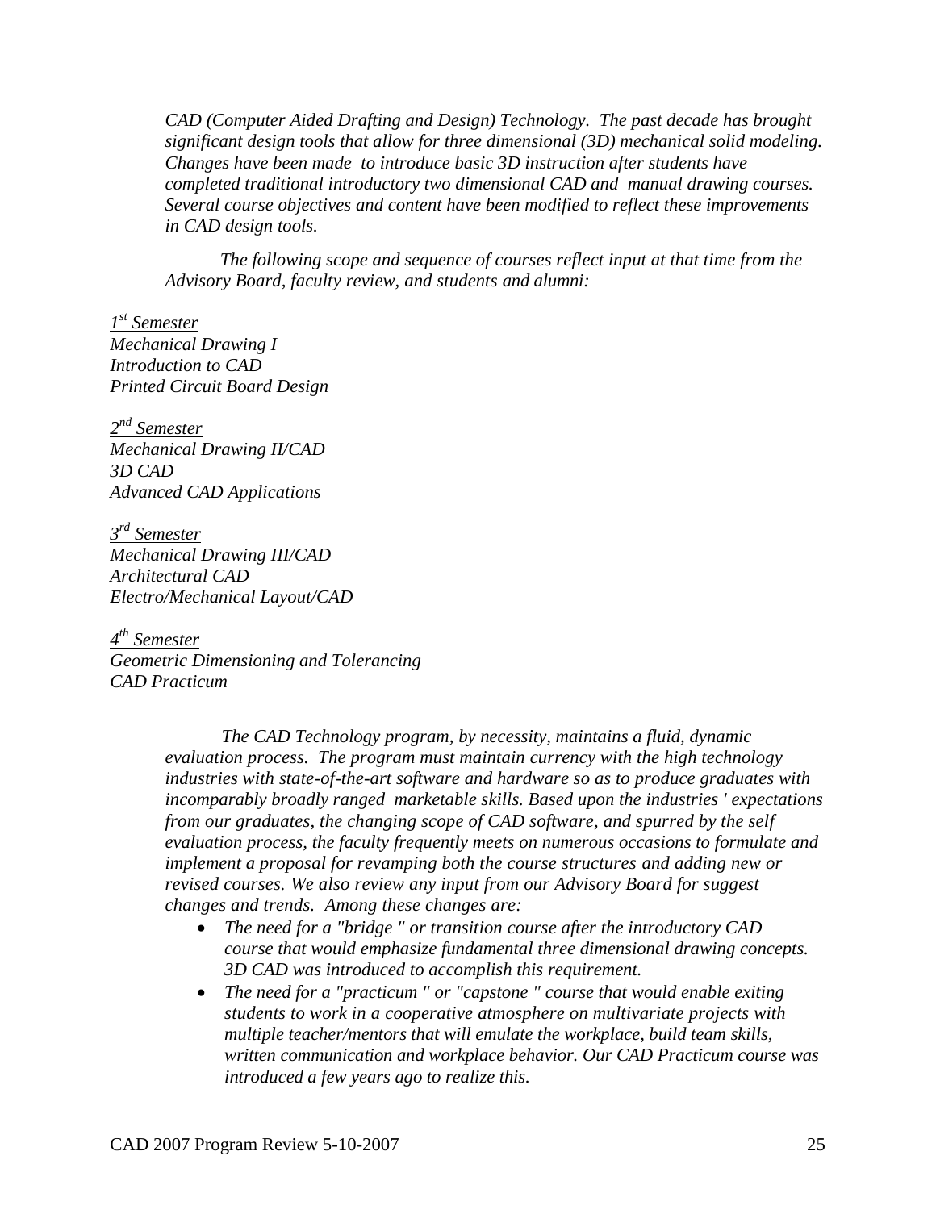*CAD (Computer Aided Drafting and Design) Technology. The past decade has brought significant design tools that allow for three dimensional (3D) mechanical solid modeling. Changes have been made to introduce basic 3D instruction after students have completed traditional introductory two dimensional CAD and manual drawing courses. Several course objectives and content have been modified to reflect these improvements in CAD design tools.*

*The following scope and sequence of courses reflect input at that time from the Advisory Board, faculty review, and students and alumni:*

*1st Semester*
*Mechanical Drawing I*
*Introduction to CAD*
*Printed Circuit Board Design*

*2nd Semester*
*Mechanical Drawing II/CAD*
*3D CAD*
*Advanced CAD Applications*

*3rd Semester*
*Mechanical Drawing III/CAD*
*Architectural CAD*
*Electro/Mechanical Layout/CAD*

*4th Semester*
*Geometric Dimensioning and Tolerancing*
*CAD Practicum*

*The CAD Technology program, by necessity, maintains a fluid, dynamic evaluation process. The program must maintain currency with the high technology industries with state-of-the-art software and hardware so as to produce graduates with incomparably broadly ranged marketable skills. Based upon the industries ' expectations from our graduates, the changing scope of CAD software, and spurred by the self evaluation process, the faculty frequently meets on numerous occasions to formulate and implement a proposal for revamping both the course structures and adding new or revised courses. We also review any input from our Advisory Board for suggest changes and trends. Among these changes are:*

- *The need for a "bridge " or transition course after the introductory CAD course that would emphasize fundamental three dimensional drawing concepts. 3D CAD was introduced to accomplish this requirement.*
- *The need for a "practicum " or "capstone " course that would enable exiting students to work in a cooperative atmosphere on multivariate projects with multiple teacher/mentors that will emulate the workplace, build team skills, written communication and workplace behavior. Our CAD Practicum course was introduced a few years ago to realize this.*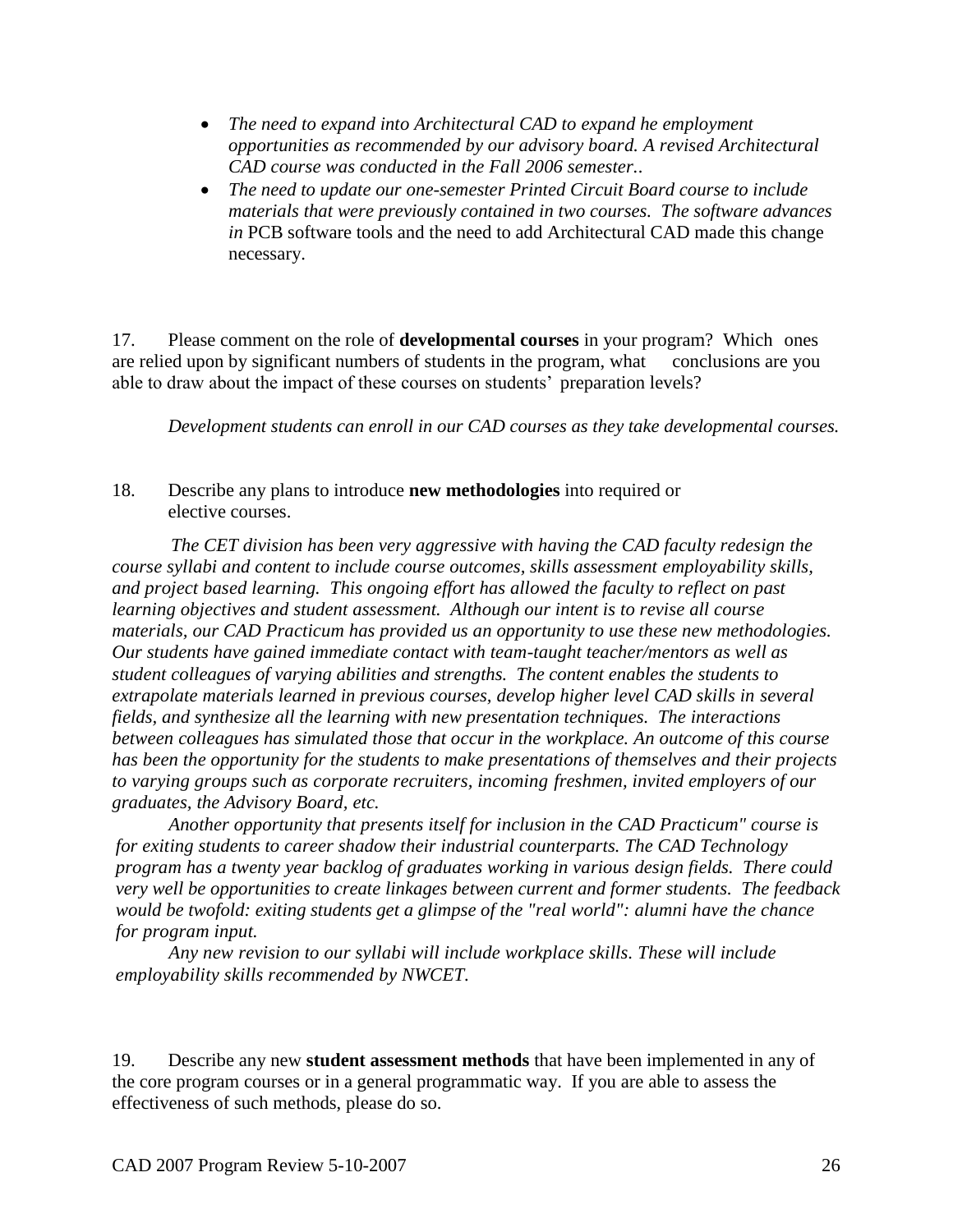- *The need to expand into Architectural CAD to expand he employment opportunities as recommended by our advisory board. A revised Architectural CAD course was conducted in the Fall 2006 semester..*
- *The need to update our one-semester Printed Circuit Board course to include materials that were previously contained in two courses. The software advances in* PCB software tools and the need to add Architectural CAD made this change necessary.

17. Please comment on the role of **developmental courses** in your program? Which ones are relied upon by significant numbers of students in the program, what conclusions are you able to draw about the impact of these courses on students' preparation levels?

*Development students can enroll in our CAD courses as they take developmental courses.*

18. Describe any plans to introduce **new methodologies** into required or elective courses.

*The CET division has been very aggressive with having the CAD faculty redesign the course syllabi and content to include course outcomes, skills assessment employability skills, and project based learning. This ongoing effort has allowed the faculty to reflect on past learning objectives and student assessment. Although our intent is to revise all course materials, our CAD Practicum has provided us an opportunity to use these new methodologies. Our students have gained immediate contact with team-taught teacher/mentors as well as student colleagues of varying abilities and strengths. The content enables the students to extrapolate materials learned in previous courses, develop higher level CAD skills in several fields, and synthesize all the learning with new presentation techniques. The interactions between colleagues has simulated those that occur in the workplace. An outcome of this course has been the opportunity for the students to make presentations of themselves and their projects to varying groups such as corporate recruiters, incoming freshmen, invited employers of our graduates, the Advisory Board, etc.*

*Another opportunity that presents itself for inclusion in the CAD Practicum" course is for exiting students to career shadow their industrial counterparts. The CAD Technology program has a twenty year backlog of graduates working in various design fields. There could very well be opportunities to create linkages between current and former students. The feedback would be twofold: exiting students get a glimpse of the "real world": alumni have the chance for program input.*

*Any new revision to our syllabi will include workplace skills. These will include employability skills recommended by NWCET.*

19. Describe any new **student assessment methods** that have been implemented in any of the core program courses or in a general programmatic way. If you are able to assess the effectiveness of such methods, please do so.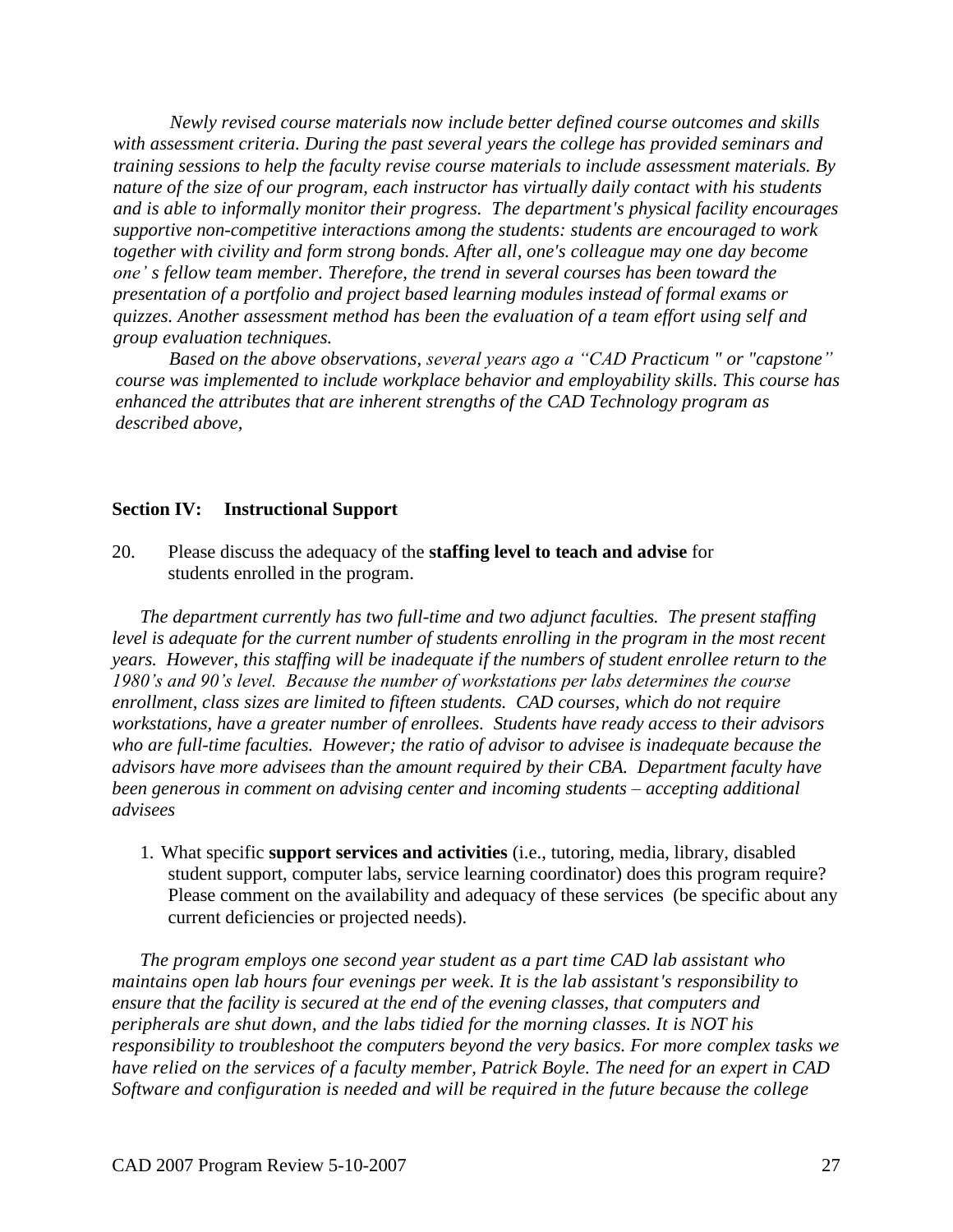*Newly revised course materials now include better defined course outcomes and skills with assessment criteria. During the past several years the college has provided seminars and training sessions to help the faculty revise course materials to include assessment materials. By nature of the size of our program, each instructor has virtually daily contact with his students and is able to informally monitor their progress. The department's physical facility encourages supportive non-competitive interactions among the students: students are encouraged to work together with civility and form strong bonds. After all, one's colleague may one day become one' s fellow team member. Therefore, the trend in several courses has been toward the presentation of a portfolio and project based learning modules instead of formal exams or quizzes. Another assessment method has been the evaluation of a team effort using self and group evaluation techniques.*

*Based on the above observations, several years ago a "CAD Practicum " or "capstone" course was implemented to include workplace behavior and employability skills. This course has enhanced the attributes that are inherent strengths of the CAD Technology program as described above,*

**Section IV: Instructional Support**

20. Please discuss the adequacy of the **staffing level to teach and advise** for students enrolled in the program.

*The department currently has two full-time and two adjunct faculties. The present staffing level is adequate for the current number of students enrolling in the program in the most recent years. However, this staffing will be inadequate if the numbers of student enrollee return to the 1980's and 90's level. Because the number of workstations per labs determines the course enrollment, class sizes are limited to fifteen students. CAD courses, which do not require workstations, have a greater number of enrollees. Students have ready access to their advisors who are full-time faculties. However; the ratio of advisor to advisee is inadequate because the advisors have more advisees than the amount required by their CBA. Department faculty have been generous in comment on advising center and incoming students – accepting additional advisees*

1. What specific **support services and activities** (i.e., tutoring, media, library, disabled student support, computer labs, service learning coordinator) does this program require? Please comment on the availability and adequacy of these services (be specific about any current deficiencies or projected needs).

*The program employs one second year student as a part time CAD lab assistant who maintains open lab hours four evenings per week. It is the lab assistant's responsibility to ensure that the facility is secured at the end of the evening classes, that computers and peripherals are shut down, and the labs tidied for the morning classes. It is NOT his responsibility to troubleshoot the computers beyond the very basics. For more complex tasks we have relied on the services of a faculty member, Patrick Boyle. The need for an expert in CAD Software and configuration is needed and will be required in the future because the college*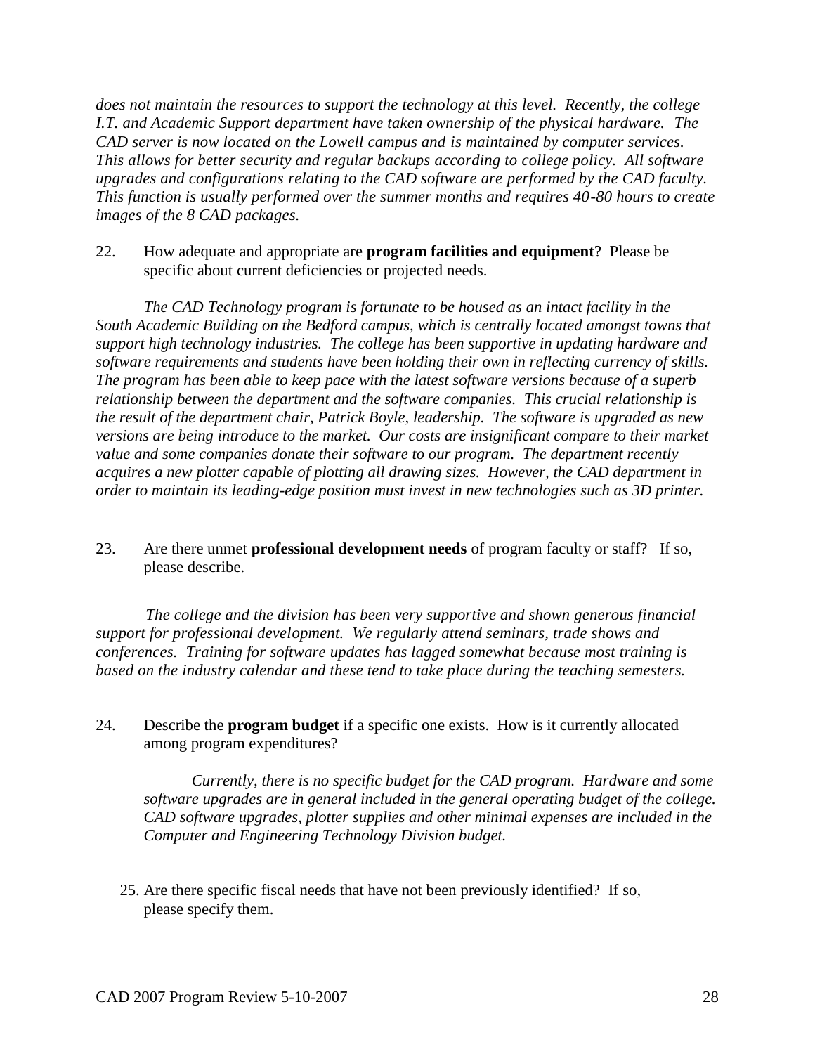*does not maintain the resources to support the technology at this level. Recently, the college I.T. and Academic Support department have taken ownership of the physical hardware. The CAD server is now located on the Lowell campus and is maintained by computer services. This allows for better security and regular backups according to college policy. All software upgrades and configurations relating to the CAD software are performed by the CAD faculty. This function is usually performed over the summer months and requires 40-80 hours to create images of the 8 CAD packages.*

22. How adequate and appropriate are **program facilities and equipment**? Please be specific about current deficiencies or projected needs.

*The CAD Technology program is fortunate to be housed as an intact facility in the South Academic Building on the Bedford campus, which is centrally located amongst towns that support high technology industries. The college has been supportive in updating hardware and software requirements and students have been holding their own in reflecting currency of skills. The program has been able to keep pace with the latest software versions because of a superb relationship between the department and the software companies. This crucial relationship is the result of the department chair, Patrick Boyle, leadership. The software is upgraded as new versions are being introduce to the market. Our costs are insignificant compare to their market value and some companies donate their software to our program. The department recently acquires a new plotter capable of plotting all drawing sizes. However, the CAD department in order to maintain its leading-edge position must invest in new technologies such as 3D printer.*

23. Are there unmet **professional development needs** of program faculty or staff? If so, please describe.

*The college and the division has been very supportive and shown generous financial support for professional development. We regularly attend seminars, trade shows and conferences. Training for software updates has lagged somewhat because most training is based on the industry calendar and these tend to take place during the teaching semesters.*

24. Describe the **program budget** if a specific one exists. How is it currently allocated among program expenditures?

*Currently, there is no specific budget for the CAD program. Hardware and some software upgrades are in general included in the general operating budget of the college. CAD software upgrades, plotter supplies and other minimal expenses are included in the Computer and Engineering Technology Division budget.*

25. Are there specific fiscal needs that have not been previously identified? If so, please specify them.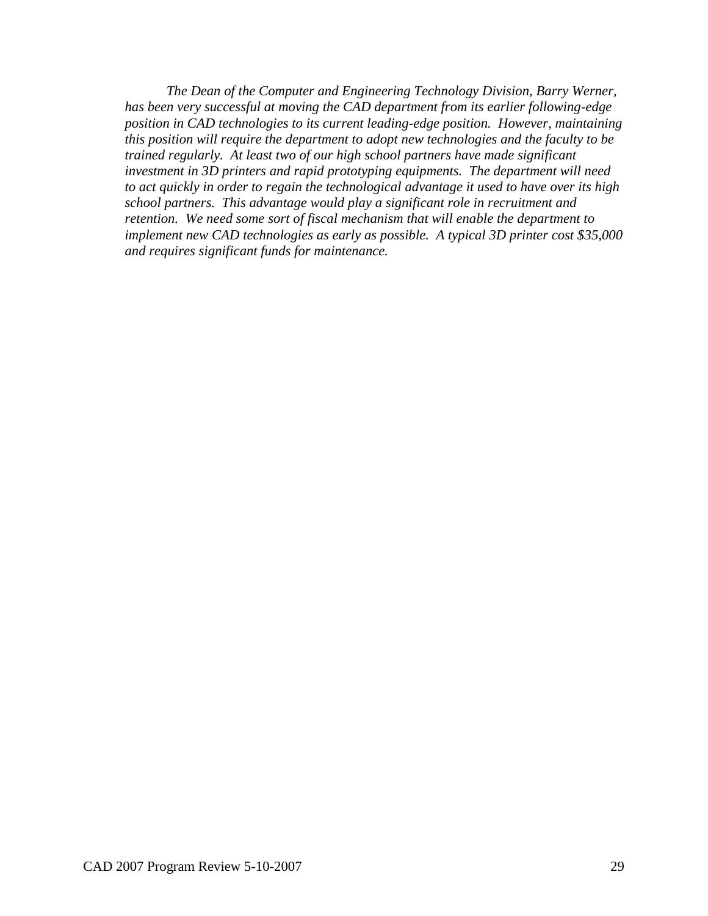*The Dean of the Computer and Engineering Technology Division, Barry Werner, has been very successful at moving the CAD department from its earlier following-edge position in CAD technologies to its current leading-edge position. However, maintaining this position will require the department to adopt new technologies and the faculty to be trained regularly. At least two of our high school partners have made significant investment in 3D printers and rapid prototyping equipments. The department will need to act quickly in order to regain the technological advantage it used to have over its high school partners. This advantage would play a significant role in recruitment and retention. We need some sort of fiscal mechanism that will enable the department to implement new CAD technologies as early as possible. A typical 3D printer cost $35,000 and requires significant funds for maintenance.*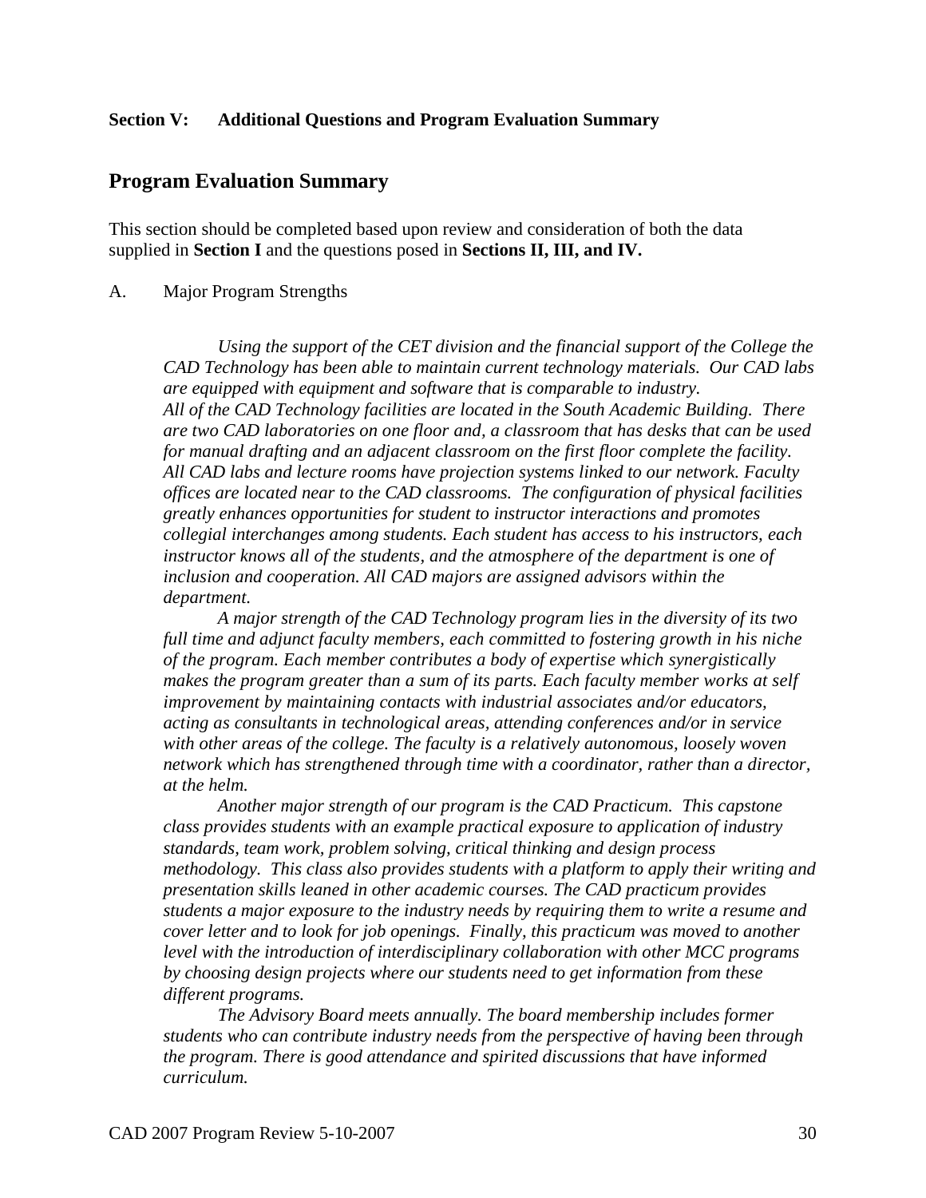**Section V: Additional Questions and Program Evaluation Summary**

## Program Evaluation Summary

This section should be completed based upon review and consideration of both the data supplied in **Section I** and the questions posed in **Sections II, III, and IV.**

A. Major Program Strengths

*Using the support of the CET division and the financial support of the College the CAD Technology has been able to maintain current technology materials. Our CAD labs are equipped with equipment and software that is comparable to industry. All of the CAD Technology facilities are located in the South Academic Building. There are two CAD laboratories on one floor and, a classroom that has desks that can be used for manual drafting and an adjacent classroom on the first floor complete the facility. All CAD labs and lecture rooms have projection systems linked to our network. Faculty offices are located near to the CAD classrooms. The configuration of physical facilities greatly enhances opportunities for student to instructor interactions and promotes collegial interchanges among students. Each student has access to his instructors, each instructor knows all of the students, and the atmosphere of the department is one of inclusion and cooperation. All CAD majors are assigned advisors within the department.*

*A major strength of the CAD Technology program lies in the diversity of its two full time and adjunct faculty members, each committed to fostering growth in his niche of the program. Each member contributes a body of expertise which synergistically makes the program greater than a sum of its parts. Each faculty member works at self improvement by maintaining contacts with industrial associates and/or educators, acting as consultants in technological areas, attending conferences and/or in service with other areas of the college. The faculty is a relatively autonomous, loosely woven network which has strengthened through time with a coordinator, rather than a director, at the helm.*

*Another major strength of our program is the CAD Practicum. This capstone class provides students with an example practical exposure to application of industry standards, team work, problem solving, critical thinking and design process methodology. This class also provides students with a platform to apply their writing and presentation skills leaned in other academic courses. The CAD practicum provides students a major exposure to the industry needs by requiring them to write a resume and cover letter and to look for job openings. Finally, this practicum was moved to another level with the introduction of interdisciplinary collaboration with other MCC programs by choosing design projects where our students need to get information from these different programs.*

*The Advisory Board meets annually. The board membership includes former students who can contribute industry needs from the perspective of having been through the program. There is good attendance and spirited discussions that have informed curriculum.*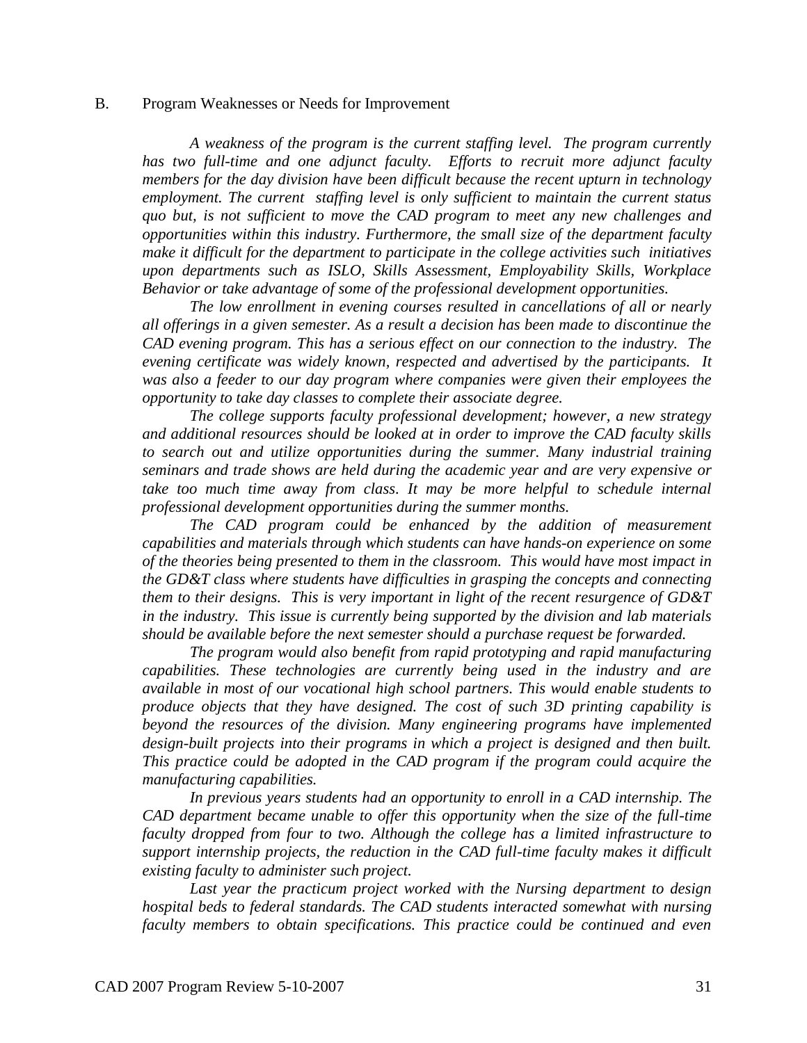B. Program Weaknesses or Needs for Improvement

*A weakness of the program is the current staffing level. The program currently has two full-time and one adjunct faculty. Efforts to recruit more adjunct faculty members for the day division have been difficult because the recent upturn in technology employment. The current staffing level is only sufficient to maintain the current status quo but, is not sufficient to move the CAD program to meet any new challenges and opportunities within this industry. Furthermore, the small size of the department faculty make it difficult for the department to participate in the college activities such initiatives upon departments such as ISLO, Skills Assessment, Employability Skills, Workplace Behavior or take advantage of some of the professional development opportunities.*

*The low enrollment in evening courses resulted in cancellations of all or nearly all offerings in a given semester. As a result a decision has been made to discontinue the CAD evening program. This has a serious effect on our connection to the industry. The evening certificate was widely known, respected and advertised by the participants. It was also a feeder to our day program where companies were given their employees the opportunity to take day classes to complete their associate degree.*

*The college supports faculty professional development; however, a new strategy and additional resources should be looked at in order to improve the CAD faculty skills to search out and utilize opportunities during the summer. Many industrial training seminars and trade shows are held during the academic year and are very expensive or take too much time away from class. It may be more helpful to schedule internal professional development opportunities during the summer months.*

*The CAD program could be enhanced by the addition of measurement capabilities and materials through which students can have hands-on experience on some of the theories being presented to them in the classroom. This would have most impact in the GD&T class where students have difficulties in grasping the concepts and connecting them to their designs. This is very important in light of the recent resurgence of GD&T in the industry. This issue is currently being supported by the division and lab materials should be available before the next semester should a purchase request be forwarded.*

*The program would also benefit from rapid prototyping and rapid manufacturing capabilities. These technologies are currently being used in the industry and are available in most of our vocational high school partners. This would enable students to produce objects that they have designed. The cost of such 3D printing capability is beyond the resources of the division. Many engineering programs have implemented design-built projects into their programs in which a project is designed and then built. This practice could be adopted in the CAD program if the program could acquire the manufacturing capabilities.*

*In previous years students had an opportunity to enroll in a CAD internship. The CAD department became unable to offer this opportunity when the size of the full-time faculty dropped from four to two. Although the college has a limited infrastructure to support internship projects, the reduction in the CAD full-time faculty makes it difficult existing faculty to administer such project.*

*Last year the practicum project worked with the Nursing department to design hospital beds to federal standards. The CAD students interacted somewhat with nursing faculty members to obtain specifications. This practice could be continued and even*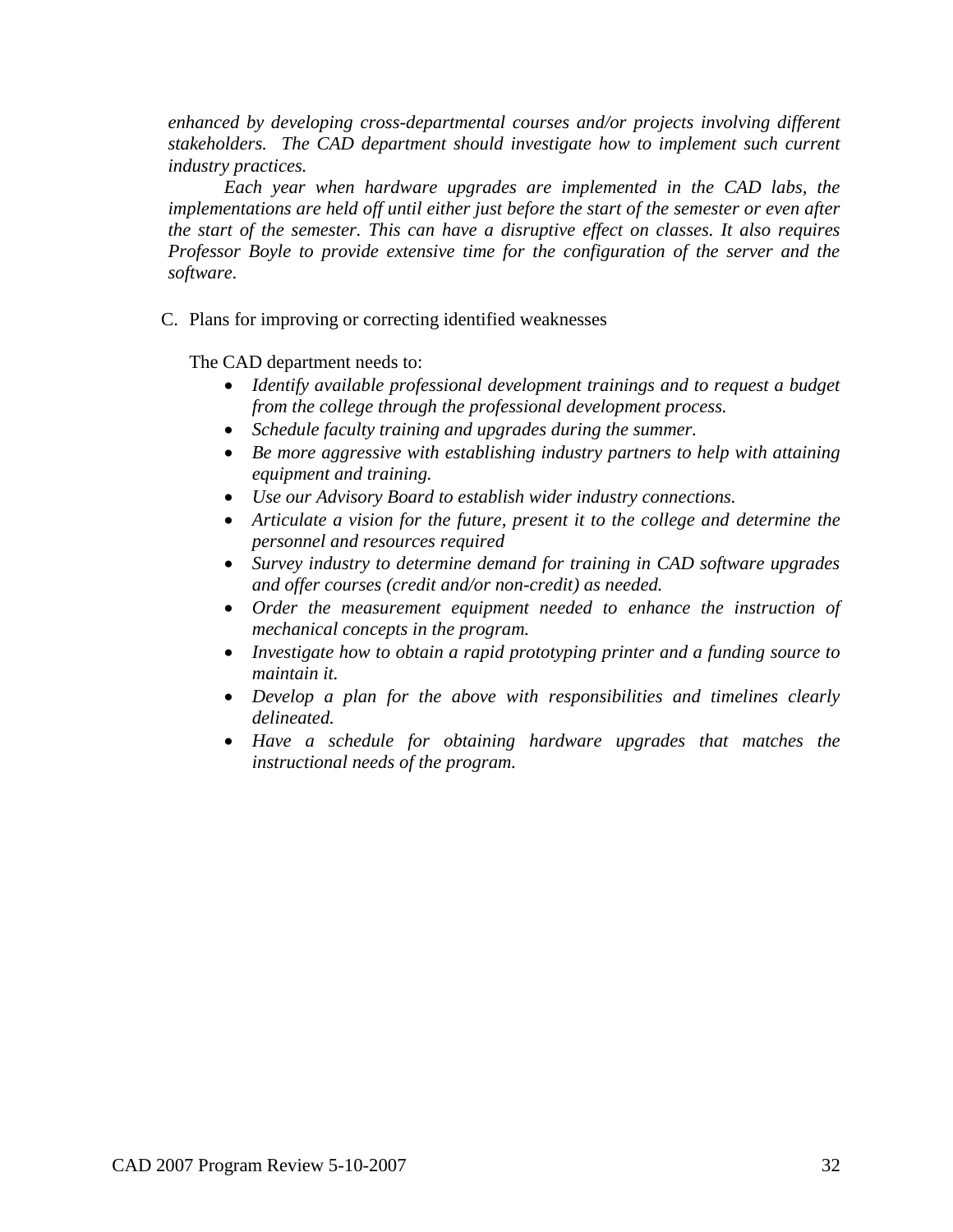*enhanced by developing cross-departmental courses and/or projects involving different stakeholders. The CAD department should investigate how to implement such current industry practices.*

*Each year when hardware upgrades are implemented in the CAD labs, the implementations are held off until either just before the start of the semester or even after the start of the semester. This can have a disruptive effect on classes. It also requires Professor Boyle to provide extensive time for the configuration of the server and the software.*

C. Plans for improving or correcting identified weaknesses

The CAD department needs to:

- *Identify available professional development trainings and to request a budget from the college through the professional development process.*
- *Schedule faculty training and upgrades during the summer.*
- *Be more aggressive with establishing industry partners to help with attaining equipment and training.*
- *Use our Advisory Board to establish wider industry connections.*
- *Articulate a vision for the future, present it to the college and determine the personnel and resources required*
- *Survey industry to determine demand for training in CAD software upgrades and offer courses (credit and/or non-credit) as needed.*
- *Order the measurement equipment needed to enhance the instruction of mechanical concepts in the program.*
- *Investigate how to obtain a rapid prototyping printer and a funding source to maintain it.*
- *Develop a plan for the above with responsibilities and timelines clearly delineated.*
- *Have a schedule for obtaining hardware upgrades that matches the instructional needs of the program.*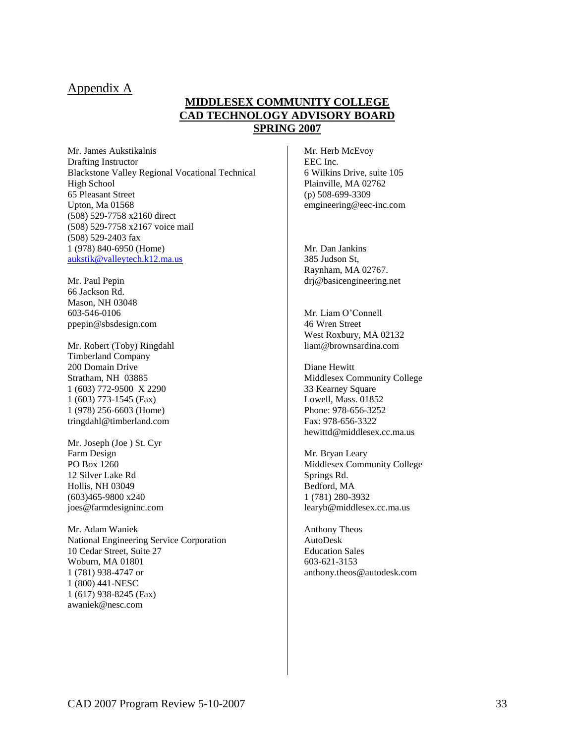## Appendix A

**MIDDLESEX COMMUNITY COLLEGE**
**CAD TECHNOLOGY ADVISORY BOARD**
**SPRING 2007**

Mr. James Aukstikalnis
Drafting Instructor
Blackstone Valley Regional Vocational Technical High School
65 Pleasant Street
Upton, Ma 01568
(508) 529-7758 x2160 direct
(508) 529-7758 x2167 voice mail
(508) 529-2403 fax
1 (978) 840-6950 (Home)
aukstik@valleytech.k12.ma.us

Mr. Paul Pepin
66 Jackson Rd.
Mason, NH 03048
603-546-0106
ppepin@sbsdesign.com

Mr. Robert (Toby) Ringdahl
Timberland Company
200 Domain Drive
Stratham, NH 03885
1 (603) 772-9500 X 2290
1 (603) 773-1545 (Fax)
1 (978) 256-6603 (Home)
tringdahl@timberland.com

Mr. Joseph (Joe ) St. Cyr
Farm Design
PO Box 1260
12 Silver Lake Rd
Hollis, NH 03049
(603)465-9800 x240
joes@farmdesigninc.com

Mr. Adam Waniek
National Engineering Service Corporation
10 Cedar Street, Suite 27
Woburn, MA 01801
1 (781) 938-4747 or
1 (800) 441-NESC
1 (617) 938-8245 (Fax)
awaniek@nesc.com

Mr. Herb McEvoy
EEC Inc.
6 Wilkins Drive, suite 105
Plainville, MA 02762
(p) 508-699-3309
emgineering@eec-inc.com

Mr. Dan Jankins
385 Judson St,
Raynham, MA 02767.
drj@basicengineering.net

Mr. Liam O'Connell
46 Wren Street
West Roxbury, MA 02132
liam@brownsardina.com

Diane Hewitt
Middlesex Community College
33 Kearney Square
Lowell, Mass. 01852
Phone: 978-656-3252
Fax: 978-656-3322
hewittd@middlesex.cc.ma.us

Mr. Bryan Leary
Middlesex Community College
Springs Rd.
Bedford, MA
1 (781) 280-3932
learyb@middlesex.cc.ma.us

Anthony Theos
AutoDesk
Education Sales
603-621-3153
anthony.theos@autodesk.com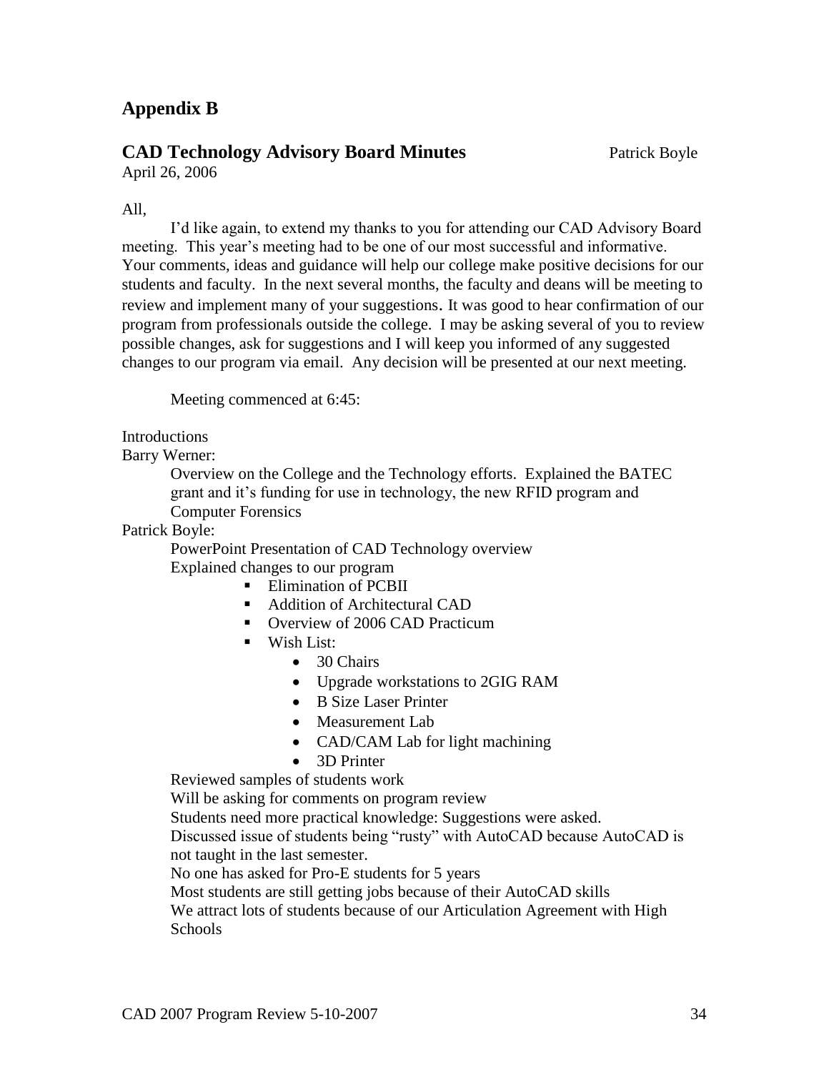## Appendix B

### CAD Technology Advisory Board Minutes

Patrick Boyle

April 26, 2006

All,

I'd like again, to extend my thanks to you for attending our CAD Advisory Board meeting. This year's meeting had to be one of our most successful and informative. Your comments, ideas and guidance will help our college make positive decisions for our students and faculty. In the next several months, the faculty and deans will be meeting to review and implement many of your suggestions. It was good to hear confirmation of our program from professionals outside the college. I may be asking several of you to review possible changes, ask for suggestions and I will keep you informed of any suggested changes to our program via email. Any decision will be presented at our next meeting.

Meeting commenced at 6:45:

Introductions

Barry Werner:

Overview on the College and the Technology efforts. Explained the BATEC grant and it's funding for use in technology, the new RFID program and Computer Forensics

Patrick Boyle:

PowerPoint Presentation of CAD Technology overview

Explained changes to our program

- Elimination of PCBII
- Addition of Architectural CAD
- Overview of 2006 CAD Practicum
- Wish List:
  - 30 Chairs
  - Upgrade workstations to 2GIG RAM
  - B Size Laser Printer
  - Measurement Lab
  - CAD/CAM Lab for light machining
  - 3D Printer

Reviewed samples of students work

Will be asking for comments on program review

Students need more practical knowledge: Suggestions were asked.

Discussed issue of students being "rusty" with AutoCAD because AutoCAD is not taught in the last semester.

No one has asked for Pro-E students for 5 years

Most students are still getting jobs because of their AutoCAD skills

We attract lots of students because of our Articulation Agreement with High Schools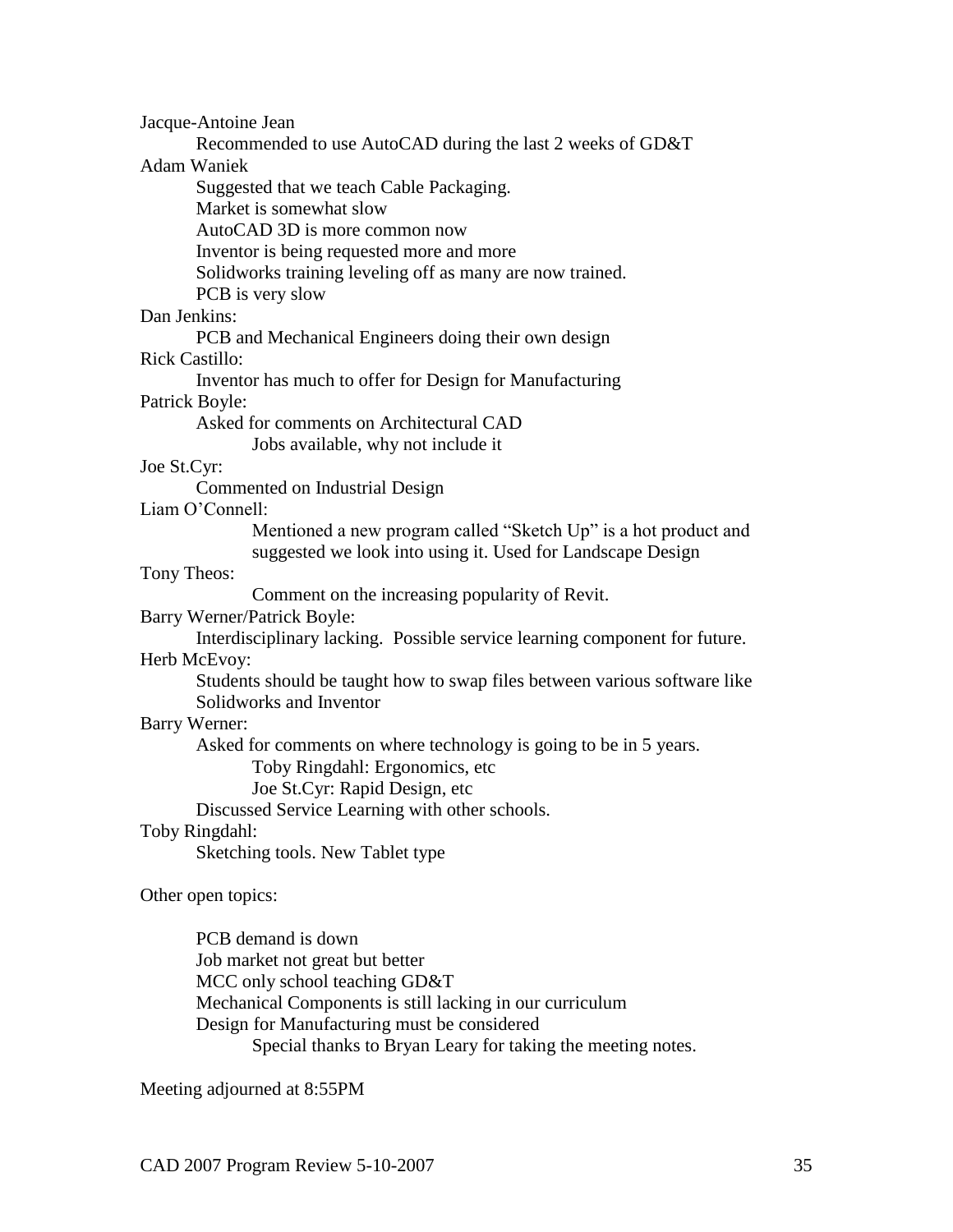Jacque-Antoine Jean

- Recommended to use AutoCAD during the last 2 weeks of GD&T

Adam Waniek

- Suggested that we teach Cable Packaging.
- Market is somewhat slow
- AutoCAD 3D is more common now
- Inventor is being requested more and more
- Solidworks training leveling off as many are now trained.
- PCB is very slow

Dan Jenkins:

- PCB and Mechanical Engineers doing their own design

Rick Castillo:

- Inventor has much to offer for Design for Manufacturing

Patrick Boyle:

- Asked for comments on Architectural CAD
  - Jobs available, why not include it

Joe St.Cyr:

- Commented on Industrial Design

Liam O'Connell:

- Mentioned a new program called "Sketch Up" is a hot product and suggested we look into using it. Used for Landscape Design

Tony Theos:

- Comment on the increasing popularity of Revit.

Barry Werner/Patrick Boyle:

- Interdisciplinary lacking. Possible service learning component for future.

Herb McEvoy:

- Students should be taught how to swap files between various software like Solidworks and Inventor

Barry Werner:

- Asked for comments on where technology is going to be in 5 years.
  - Toby Ringdahl: Ergonomics, etc
  - Joe St.Cyr: Rapid Design, etc
- Discussed Service Learning with other schools.

Toby Ringdahl:

- Sketching tools. New Tablet type

Other open topics:

- PCB demand is down
- Job market not great but better
- MCC only school teaching GD&T
- Mechanical Components is still lacking in our curriculum
- Design for Manufacturing must be considered
  - Special thanks to Bryan Leary for taking the meeting notes.

Meeting adjourned at 8:55PM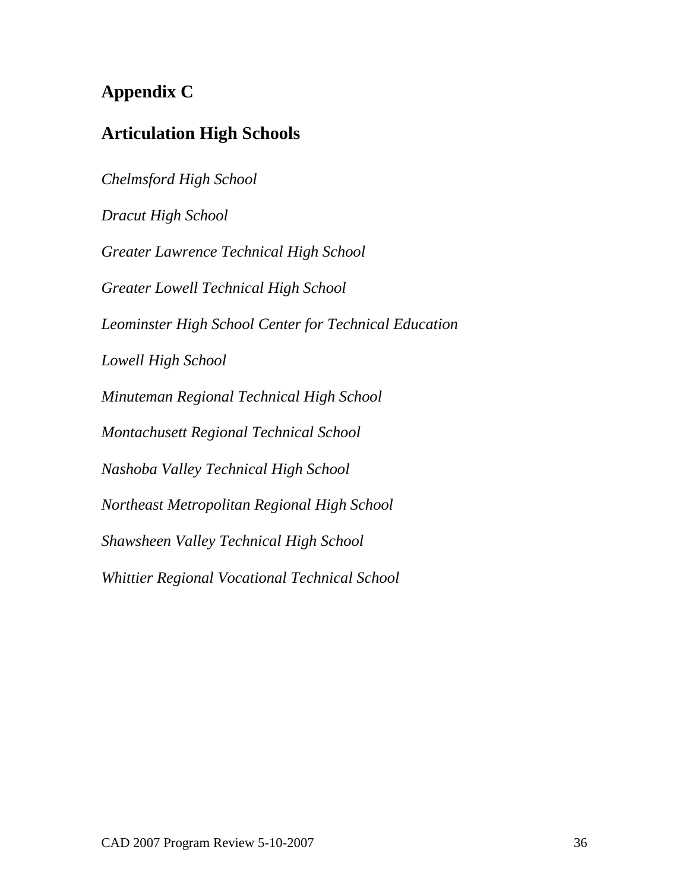## Appendix C

## Articulation High Schools

*Chelmsford High School*

*Dracut High School*

*Greater Lawrence Technical High School*

*Greater Lowell Technical High School*

*Leominster High School Center for Technical Education*

*Lowell High School*

*Minuteman Regional Technical High School*

*Montachusett Regional Technical School*

*Nashoba Valley Technical High School*

*Northeast Metropolitan Regional High School*

*Shawsheen Valley Technical High School*

*Whittier Regional Vocational Technical School*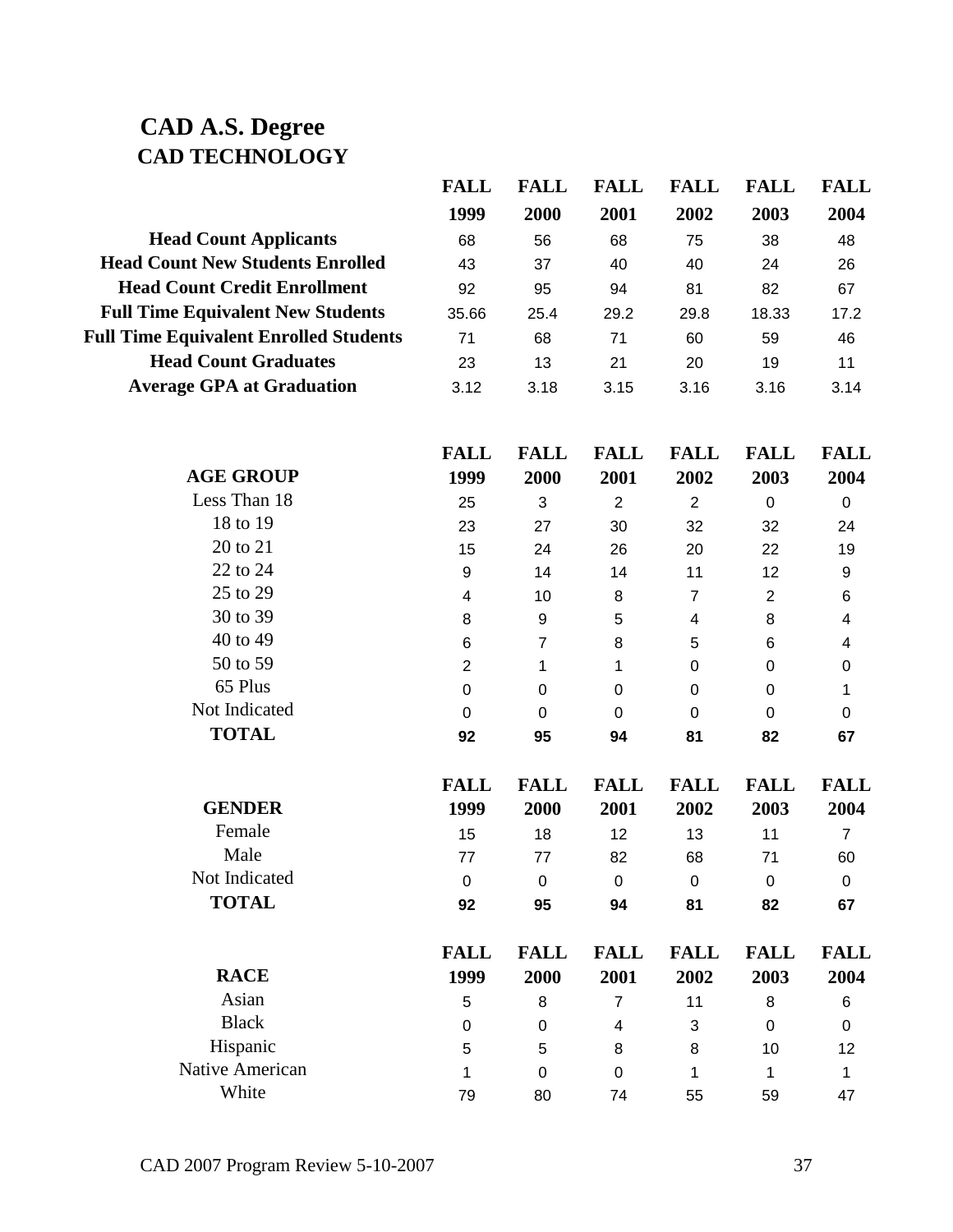# CAD A.S. Degree

## CAD TECHNOLOGY

| | FALL 1999 | FALL 2000 | FALL 2001 | FALL 2002 | FALL 2003 | FALL 2004 |
|---|---|---|---|---|---|---|
| **Head Count Applicants** | 68 | 56 | 68 | 75 | 38 | 48 |
| **Head Count New Students Enrolled** | 43 | 37 | 40 | 40 | 24 | 26 |
| **Head Count Credit Enrollment** | 92 | 95 | 94 | 81 | 82 | 67 |
| **Full Time Equivalent New Students** | 35.66 | 25.4 | 29.2 | 29.8 | 18.33 | 17.2 |
| **Full Time Equivalent Enrolled Students** | 71 | 68 | 71 | 60 | 59 | 46 |
| **Head Count Graduates** | 23 | 13 | 21 | 20 | 19 | 11 |
| **Average GPA at Graduation** | 3.12 | 3.18 | 3.15 | 3.16 | 3.16 | 3.14 |

| **AGE GROUP** | FALL 1999 | FALL 2000 | FALL 2001 | FALL 2002 | FALL 2003 | FALL 2004 |
|---|---|---|---|---|---|---|
| Less Than 18 | 25 | 3 | 2 | 2 | 0 | 0 |
| 18 to 19 | 23 | 27 | 30 | 32 | 32 | 24 |
| 20 to 21 | 15 | 24 | 26 | 20 | 22 | 19 |
| 22 to 24 | 9 | 14 | 14 | 11 | 12 | 9 |
| 25 to 29 | 4 | 10 | 8 | 7 | 2 | 6 |
| 30 to 39 | 8 | 9 | 5 | 4 | 8 | 4 |
| 40 to 49 | 6 | 7 | 8 | 5 | 6 | 4 |
| 50 to 59 | 2 | 1 | 1 | 0 | 0 | 0 |
| 65 Plus | 0 | 0 | 0 | 0 | 0 | 1 |
| Not Indicated | 0 | 0 | 0 | 0 | 0 | 0 |
| **TOTAL** | **92** | **95** | **94** | **81** | **82** | **67** |

| **GENDER** | FALL 1999 | FALL 2000 | FALL 2001 | FALL 2002 | FALL 2003 | FALL 2004 |
|---|---|---|---|---|---|---|
| Female | 15 | 18 | 12 | 13 | 11 | 7 |
| Male | 77 | 77 | 82 | 68 | 71 | 60 |
| Not Indicated | 0 | 0 | 0 | 0 | 0 | 0 |
| **TOTAL** | **92** | **95** | **94** | **81** | **82** | **67** |

| **RACE** | FALL 1999 | FALL 2000 | FALL 2001 | FALL 2002 | FALL 2003 | FALL 2004 |
|---|---|---|---|---|---|---|
| Asian | 5 | 8 | 7 | 11 | 8 | 6 |
| Black | 0 | 0 | 4 | 3 | 0 | 0 |
| Hispanic | 5 | 5 | 8 | 8 | 10 | 12 |
| Native American | 1 | 0 | 0 | 1 | 1 | 1 |
| White | 79 | 80 | 74 | 55 | 59 | 47 |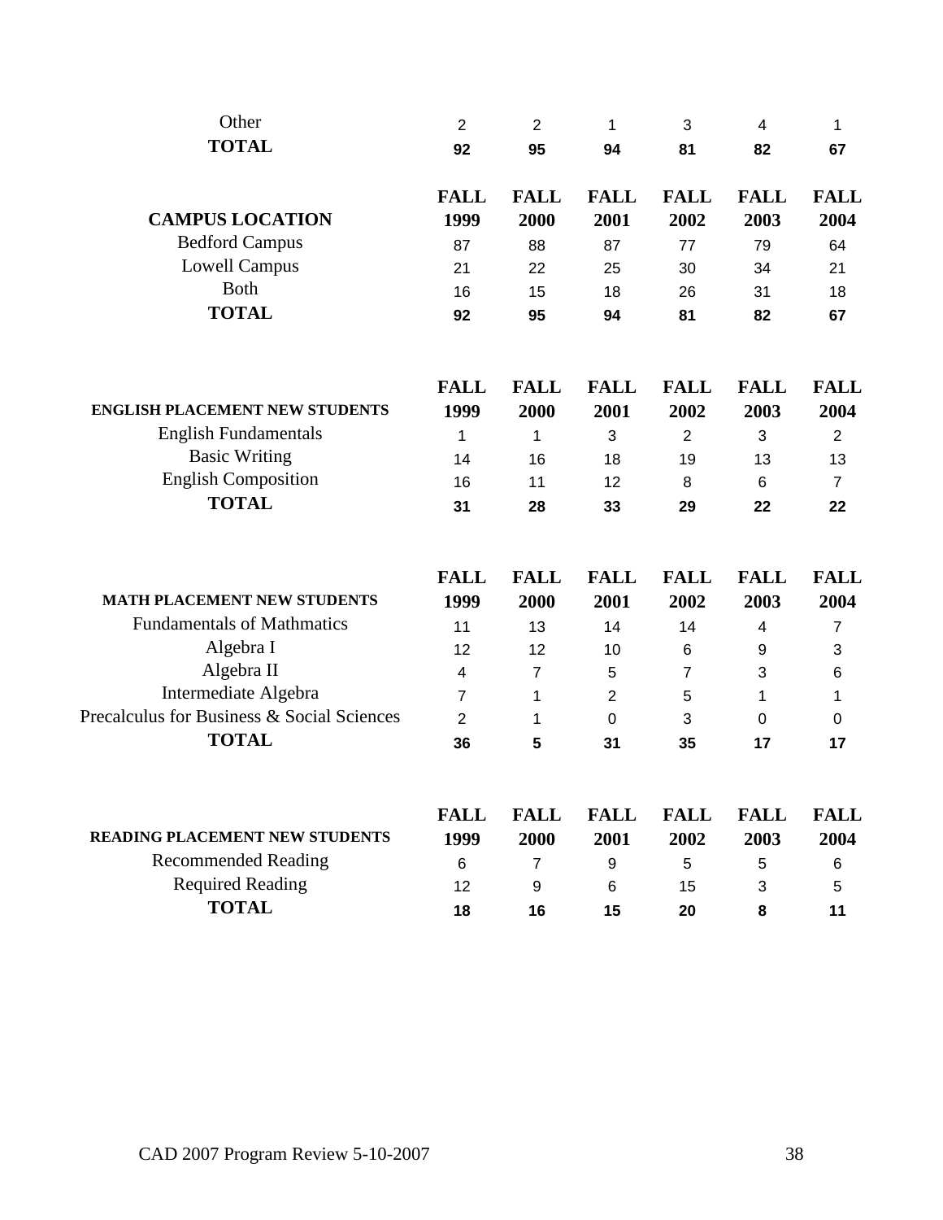| | | | | | | |
|---|---|---|---|---|---|---|
| Other | 2 | 2 | 1 | 3 | 4 | 1 |
| **TOTAL** | **92** | **95** | **94** | **81** | **82** | **67** |

| **CAMPUS LOCATION** | **FALL 1999** | **FALL 2000** | **FALL 2001** | **FALL 2002** | **FALL 2003** | **FALL 2004** |
|---|---|---|---|---|---|---|
| Bedford Campus | 87 | 88 | 87 | 77 | 79 | 64 |
| Lowell Campus | 21 | 22 | 25 | 30 | 34 | 21 |
| Both | 16 | 15 | 18 | 26 | 31 | 18 |
| **TOTAL** | **92** | **95** | **94** | **81** | **82** | **67** |

| **ENGLISH PLACEMENT NEW STUDENTS** | **FALL 1999** | **FALL 2000** | **FALL 2001** | **FALL 2002** | **FALL 2003** | **FALL 2004** |
|---|---|---|---|---|---|---|
| English Fundamentals | 1 | 1 | 3 | 2 | 3 | 2 |
| Basic Writing | 14 | 16 | 18 | 19 | 13 | 13 |
| English Composition | 16 | 11 | 12 | 8 | 6 | 7 |
| **TOTAL** | **31** | **28** | **33** | **29** | **22** | **22** |

| **MATH PLACEMENT NEW STUDENTS** | **FALL 1999** | **FALL 2000** | **FALL 2001** | **FALL 2002** | **FALL 2003** | **FALL 2004** |
|---|---|---|---|---|---|---|
| Fundamentals of Mathmatics | 11 | 13 | 14 | 14 | 4 | 7 |
| Algebra I | 12 | 12 | 10 | 6 | 9 | 3 |
| Algebra II | 4 | 7 | 5 | 7 | 3 | 6 |
| Intermediate Algebra | 7 | 1 | 2 | 5 | 1 | 1 |
| Precalculus for Business & Social Sciences | 2 | 1 | 0 | 3 | 0 | 0 |
| **TOTAL** | **36** | **5** | **31** | **35** | **17** | **17** |

| **READING PLACEMENT NEW STUDENTS** | **FALL 1999** | **FALL 2000** | **FALL 2001** | **FALL 2002** | **FALL 2003** | **FALL 2004** |
|---|---|---|---|---|---|---|
| Recommended Reading | 6 | 7 | 9 | 5 | 5 | 6 |
| Required Reading | 12 | 9 | 6 | 15 | 3 | 5 |
| **TOTAL** | **18** | **16** | **15** | **20** | **8** | **11** |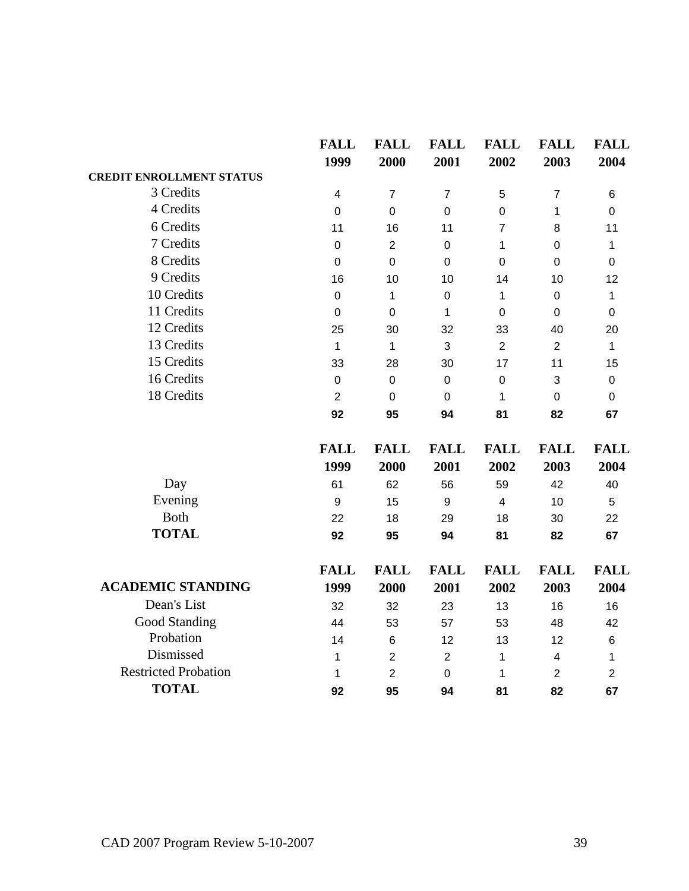| CREDIT ENROLLMENT STATUS | FALL 1999 | FALL 2000 | FALL 2001 | FALL 2002 | FALL 2003 | FALL 2004 |
|---|---|---|---|---|---|---|
| 3 Credits | 4 | 7 | 7 | 5 | 7 | 6 |
| 4 Credits | 0 | 0 | 0 | 0 | 1 | 0 |
| 6 Credits | 11 | 16 | 11 | 7 | 8 | 11 |
| 7 Credits | 0 | 2 | 0 | 1 | 0 | 1 |
| 8 Credits | 0 | 0 | 0 | 0 | 0 | 0 |
| 9 Credits | 16 | 10 | 10 | 14 | 10 | 12 |
| 10 Credits | 0 | 1 | 0 | 1 | 0 | 1 |
| 11 Credits | 0 | 0 | 1 | 0 | 0 | 0 |
| 12 Credits | 25 | 30 | 32 | 33 | 40 | 20 |
| 13 Credits | 1 | 1 | 3 | 2 | 2 | 1 |
| 15 Credits | 33 | 28 | 30 | 17 | 11 | 15 |
| 16 Credits | 0 | 0 | 0 | 0 | 3 | 0 |
| 18 Credits | 2 | 0 | 0 | 1 | 0 | 0 |
| | **92** | **95** | **94** | **81** | **82** | **67** |

| | FALL 1999 | FALL 2000 | FALL 2001 | FALL 2002 | FALL 2003 | FALL 2004 |
|---|---|---|---|---|---|---|
| Day | 61 | 62 | 56 | 59 | 42 | 40 |
| Evening | 9 | 15 | 9 | 4 | 10 | 5 |
| Both | 22 | 18 | 29 | 18 | 30 | 22 |
| **TOTAL** | **92** | **95** | **94** | **81** | **82** | **67** |

| ACADEMIC STANDING | FALL 1999 | FALL 2000 | FALL 2001 | FALL 2002 | FALL 2003 | FALL 2004 |
|---|---|---|---|---|---|---|
| Dean's List | 32 | 32 | 23 | 13 | 16 | 16 |
| Good Standing | 44 | 53 | 57 | 53 | 48 | 42 |
| Probation | 14 | 6 | 12 | 13 | 12 | 6 |
| Dismissed | 1 | 2 | 2 | 1 | 4 | 1 |
| Restricted Probation | 1 | 2 | 0 | 1 | 2 | 2 |
| **TOTAL** | **92** | **95** | **94** | **81** | **82** | **67** |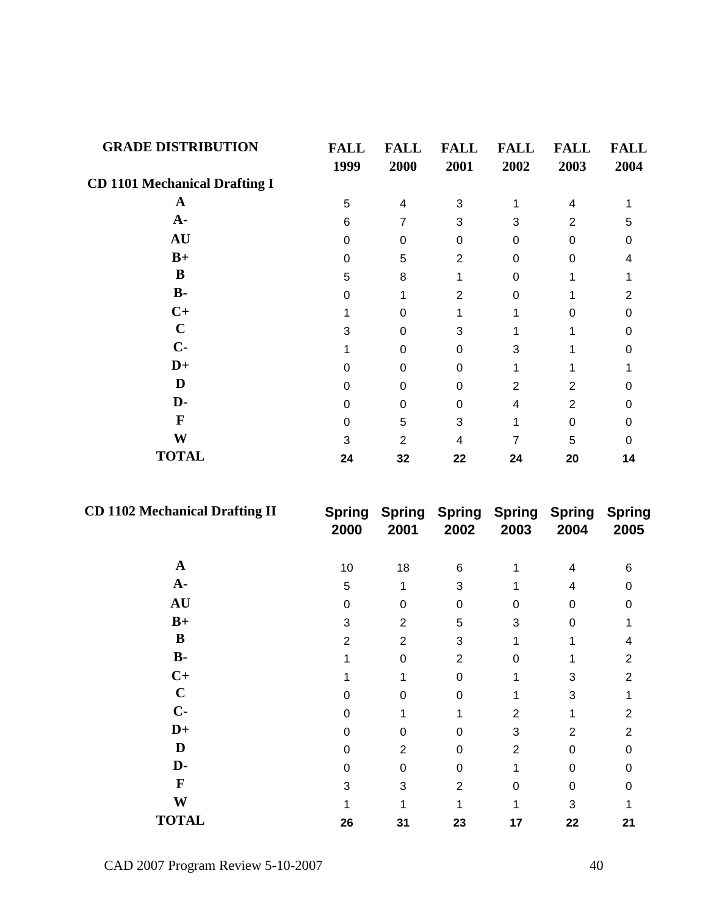## GRADE DISTRIBUTION

**CD 1101 Mechanical Drafting I**

| | FALL 1999 | FALL 2000 | FALL 2001 | FALL 2002 | FALL 2003 | FALL 2004 |
|---|---|---|---|---|---|---|
| **A** | 5 | 4 | 3 | 1 | 4 | 1 |
| **A-** | 6 | 7 | 3 | 3 | 2 | 5 |
| **AU** | 0 | 0 | 0 | 0 | 0 | 0 |
| **B+** | 0 | 5 | 2 | 0 | 0 | 4 |
| **B** | 5 | 8 | 1 | 0 | 1 | 1 |
| **B-** | 0 | 1 | 2 | 0 | 1 | 2 |
| **C+** | 1 | 0 | 1 | 1 | 0 | 0 |
| **C** | 3 | 0 | 3 | 1 | 1 | 0 |
| **C-** | 1 | 0 | 0 | 3 | 1 | 0 |
| **D+** | 0 | 0 | 0 | 1 | 1 | 1 |
| **D** | 0 | 0 | 0 | 2 | 2 | 0 |
| **D-** | 0 | 0 | 0 | 4 | 2 | 0 |
| **F** | 0 | 5 | 3 | 1 | 0 | 0 |
| **W** | 3 | 2 | 4 | 7 | 5 | 0 |
| **TOTAL** | **24** | **32** | **22** | **24** | **20** | **14** |

**CD 1102 Mechanical Drafting II**

| | Spring 2000 | Spring 2001 | Spring 2002 | Spring 2003 | Spring 2004 | Spring 2005 |
|---|---|---|---|---|---|---|
| **A** | 10 | 18 | 6 | 1 | 4 | 6 |
| **A-** | 5 | 1 | 3 | 1 | 4 | 0 |
| **AU** | 0 | 0 | 0 | 0 | 0 | 0 |
| **B+** | 3 | 2 | 5 | 3 | 0 | 1 |
| **B** | 2 | 2 | 3 | 1 | 1 | 4 |
| **B-** | 1 | 0 | 2 | 0 | 1 | 2 |
| **C+** | 1 | 1 | 0 | 1 | 3 | 2 |
| **C** | 0 | 0 | 0 | 1 | 3 | 1 |
| **C-** | 0 | 1 | 1 | 2 | 1 | 2 |
| **D+** | 0 | 0 | 0 | 3 | 2 | 2 |
| **D** | 0 | 2 | 0 | 2 | 0 | 0 |
| **D-** | 0 | 0 | 0 | 1 | 0 | 0 |
| **F** | 3 | 3 | 2 | 0 | 0 | 0 |
| **W** | 1 | 1 | 1 | 1 | 3 | 1 |
| **TOTAL** | **26** | **31** | **23** | **17** | **22** | **21** |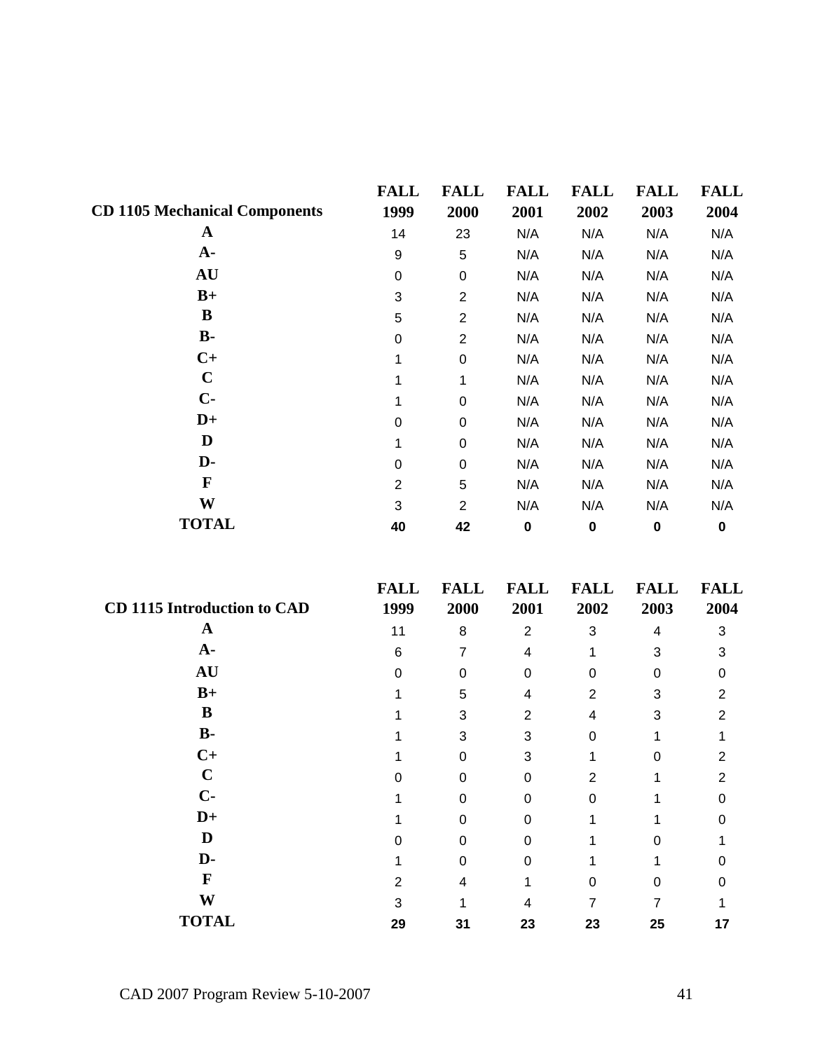| CD 1105 Mechanical Components | FALL 1999 | FALL 2000 | FALL 2001 | FALL 2002 | FALL 2003 | FALL 2004 |
|---|---|---|---|---|---|---|
| A | 14 | 23 | N/A | N/A | N/A | N/A |
| A- | 9 | 5 | N/A | N/A | N/A | N/A |
| AU | 0 | 0 | N/A | N/A | N/A | N/A |
| B+ | 3 | 2 | N/A | N/A | N/A | N/A |
| B | 5 | 2 | N/A | N/A | N/A | N/A |
| B- | 0 | 2 | N/A | N/A | N/A | N/A |
| C+ | 1 | 0 | N/A | N/A | N/A | N/A |
| C | 1 | 1 | N/A | N/A | N/A | N/A |
| C- | 1 | 0 | N/A | N/A | N/A | N/A |
| D+ | 0 | 0 | N/A | N/A | N/A | N/A |
| D | 1 | 0 | N/A | N/A | N/A | N/A |
| D- | 0 | 0 | N/A | N/A | N/A | N/A |
| F | 2 | 5 | N/A | N/A | N/A | N/A |
| W | 3 | 2 | N/A | N/A | N/A | N/A |
| **TOTAL** | **40** | **42** | **0** | **0** | **0** | **0** |

| CD 1115 Introduction to CAD | FALL 1999 | FALL 2000 | FALL 2001 | FALL 2002 | FALL 2003 | FALL 2004 |
|---|---|---|---|---|---|---|
| A | 11 | 8 | 2 | 3 | 4 | 3 |
| A- | 6 | 7 | 4 | 1 | 3 | 3 |
| AU | 0 | 0 | 0 | 0 | 0 | 0 |
| B+ | 1 | 5 | 4 | 2 | 3 | 2 |
| B | 1 | 3 | 2 | 4 | 3 | 2 |
| B- | 1 | 3 | 3 | 0 | 1 | 1 |
| C+ | 1 | 0 | 3 | 1 | 0 | 2 |
| C | 0 | 0 | 0 | 2 | 1 | 2 |
| C- | 1 | 0 | 0 | 0 | 1 | 0 |
| D+ | 1 | 0 | 0 | 1 | 1 | 0 |
| D | 0 | 0 | 0 | 1 | 0 | 1 |
| D- | 1 | 0 | 0 | 1 | 1 | 0 |
| F | 2 | 4 | 1 | 0 | 0 | 0 |
| W | 3 | 1 | 4 | 7 | 7 | 1 |
| **TOTAL** | **29** | **31** | **23** | **23** | **25** | **17** |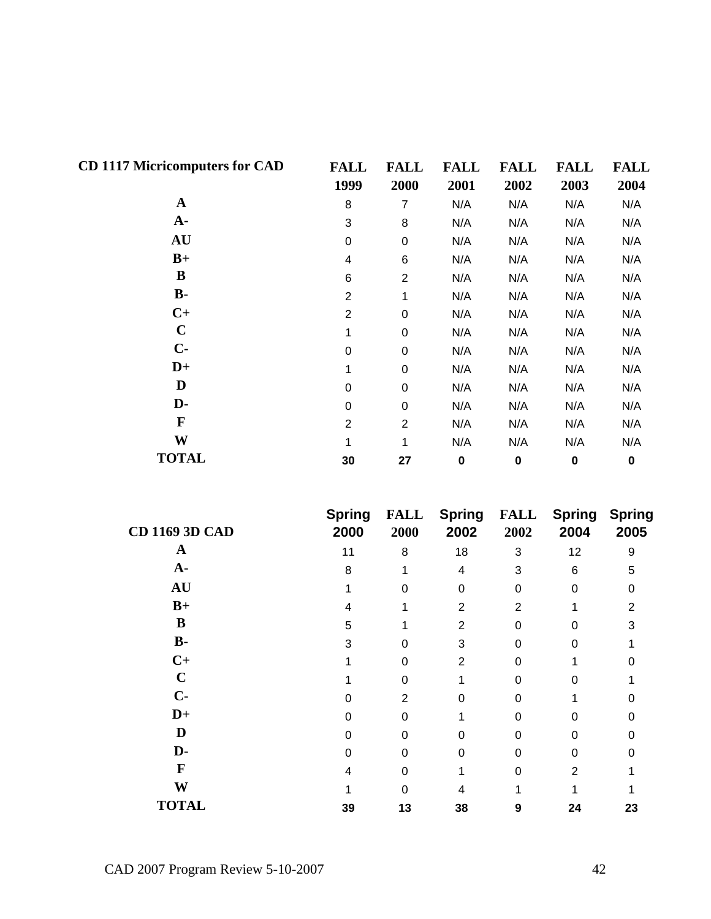| CD 1117 Micricomputers for CAD | FALL 1999 | FALL 2000 | FALL 2001 | FALL 2002 | FALL 2003 | FALL 2004 |
|---|---|---|---|---|---|---|
| A | 8 | 7 | N/A | N/A | N/A | N/A |
| A- | 3 | 8 | N/A | N/A | N/A | N/A |
| AU | 0 | 0 | N/A | N/A | N/A | N/A |
| B+ | 4 | 6 | N/A | N/A | N/A | N/A |
| B | 6 | 2 | N/A | N/A | N/A | N/A |
| B- | 2 | 1 | N/A | N/A | N/A | N/A |
| C+ | 2 | 0 | N/A | N/A | N/A | N/A |
| C | 1 | 0 | N/A | N/A | N/A | N/A |
| C- | 0 | 0 | N/A | N/A | N/A | N/A |
| D+ | 1 | 0 | N/A | N/A | N/A | N/A |
| D | 0 | 0 | N/A | N/A | N/A | N/A |
| D- | 0 | 0 | N/A | N/A | N/A | N/A |
| F | 2 | 2 | N/A | N/A | N/A | N/A |
| W | 1 | 1 | N/A | N/A | N/A | N/A |
| **TOTAL** | **30** | **27** | **0** | **0** | **0** | **0** |

| CD 1169 3D CAD | Spring 2000 | FALL 2000 | Spring 2002 | FALL 2002 | Spring 2004 | Spring 2005 |
|---|---|---|---|---|---|---|
| A | 11 | 8 | 18 | 3 | 12 | 9 |
| A- | 8 | 1 | 4 | 3 | 6 | 5 |
| AU | 1 | 0 | 0 | 0 | 0 | 0 |
| B+ | 4 | 1 | 2 | 2 | 1 | 2 |
| B | 5 | 1 | 2 | 0 | 0 | 3 |
| B- | 3 | 0 | 3 | 0 | 0 | 1 |
| C+ | 1 | 0 | 2 | 0 | 1 | 0 |
| C | 1 | 0 | 1 | 0 | 0 | 1 |
| C- | 0 | 2 | 0 | 0 | 1 | 0 |
| D+ | 0 | 0 | 1 | 0 | 0 | 0 |
| D | 0 | 0 | 0 | 0 | 0 | 0 |
| D- | 0 | 0 | 0 | 0 | 0 | 0 |
| F | 4 | 0 | 1 | 0 | 2 | 1 |
| W | 1 | 0 | 4 | 1 | 1 | 1 |
| **TOTAL** | **39** | **13** | **38** | **9** | **24** | **23** |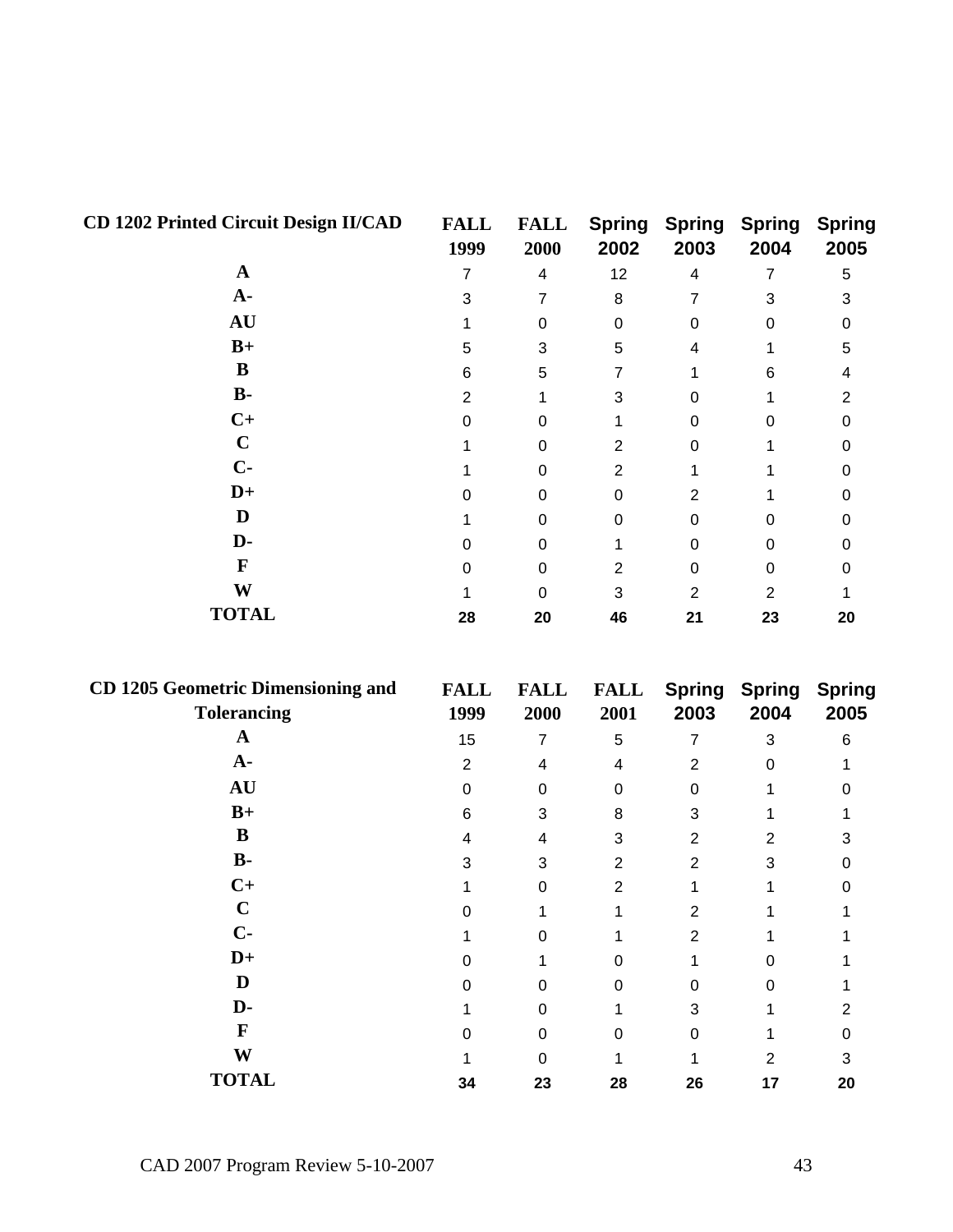| CD 1202 Printed Circuit Design II/CAD | FALL 1999 | FALL 2000 | Spring 2002 | Spring 2003 | Spring 2004 | Spring 2005 |
|---|---|---|---|---|---|---|
| A | 7 | 4 | 12 | 4 | 7 | 5 |
| A- | 3 | 7 | 8 | 7 | 3 | 3 |
| AU | 1 | 0 | 0 | 0 | 0 | 0 |
| B+ | 5 | 3 | 5 | 4 | 1 | 5 |
| B | 6 | 5 | 7 | 1 | 6 | 4 |
| B- | 2 | 1 | 3 | 0 | 1 | 2 |
| C+ | 0 | 0 | 1 | 0 | 0 | 0 |
| C | 1 | 0 | 2 | 0 | 1 | 0 |
| C- | 1 | 0 | 2 | 1 | 1 | 0 |
| D+ | 0 | 0 | 0 | 2 | 1 | 0 |
| D | 1 | 0 | 0 | 0 | 0 | 0 |
| D- | 0 | 0 | 1 | 0 | 0 | 0 |
| F | 0 | 0 | 2 | 0 | 0 | 0 |
| W | 1 | 0 | 3 | 2 | 2 | 1 |
| **TOTAL** | **28** | **20** | **46** | **21** | **23** | **20** |

| CD 1205 Geometric Dimensioning and Tolerancing | FALL 1999 | FALL 2000 | FALL 2001 | Spring 2003 | Spring 2004 | Spring 2005 |
|---|---|---|---|---|---|---|
| A | 15 | 7 | 5 | 7 | 3 | 6 |
| A- | 2 | 4 | 4 | 2 | 0 | 1 |
| AU | 0 | 0 | 0 | 0 | 1 | 0 |
| B+ | 6 | 3 | 8 | 3 | 1 | 1 |
| B | 4 | 4 | 3 | 2 | 2 | 3 |
| B- | 3 | 3 | 2 | 2 | 3 | 0 |
| C+ | 1 | 0 | 2 | 1 | 1 | 0 |
| C | 0 | 1 | 1 | 2 | 1 | 1 |
| C- | 1 | 0 | 1 | 2 | 1 | 1 |
| D+ | 0 | 1 | 0 | 1 | 0 | 1 |
| D | 0 | 0 | 0 | 0 | 0 | 1 |
| D- | 1 | 0 | 1 | 3 | 1 | 2 |
| F | 0 | 0 | 0 | 0 | 1 | 0 |
| W | 1 | 0 | 1 | 1 | 2 | 3 |
| **TOTAL** | **34** | **23** | **28** | **26** | **17** | **20** |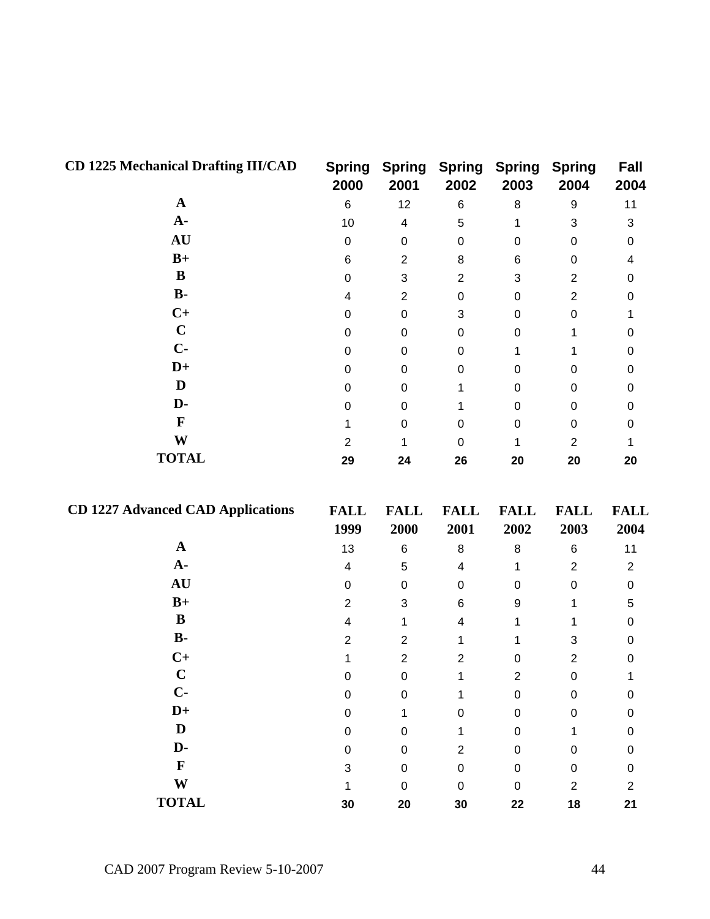| CD 1225 Mechanical Drafting III/CAD | Spring 2000 | Spring 2001 | Spring 2002 | Spring 2003 | Spring 2004 | Fall 2004 |
|---|---|---|---|---|---|---|
| A | 6 | 12 | 6 | 8 | 9 | 11 |
| A- | 10 | 4 | 5 | 1 | 3 | 3 |
| AU | 0 | 0 | 0 | 0 | 0 | 0 |
| B+ | 6 | 2 | 8 | 6 | 0 | 4 |
| B | 0 | 3 | 2 | 3 | 2 | 0 |
| B- | 4 | 2 | 0 | 0 | 2 | 0 |
| C+ | 0 | 0 | 3 | 0 | 0 | 1 |
| C | 0 | 0 | 0 | 0 | 1 | 0 |
| C- | 0 | 0 | 0 | 1 | 1 | 0 |
| D+ | 0 | 0 | 0 | 0 | 0 | 0 |
| D | 0 | 0 | 1 | 0 | 0 | 0 |
| D- | 0 | 0 | 1 | 0 | 0 | 0 |
| F | 1 | 0 | 0 | 0 | 0 | 0 |
| W | 2 | 1 | 0 | 1 | 2 | 1 |
| **TOTAL** | **29** | **24** | **26** | **20** | **20** | **20** |

| CD 1227 Advanced CAD Applications | FALL 1999 | FALL 2000 | FALL 2001 | FALL 2002 | FALL 2003 | FALL 2004 |
|---|---|---|---|---|---|---|
| A | 13 | 6 | 8 | 8 | 6 | 11 |
| A- | 4 | 5 | 4 | 1 | 2 | 2 |
| AU | 0 | 0 | 0 | 0 | 0 | 0 |
| B+ | 2 | 3 | 6 | 9 | 1 | 5 |
| B | 4 | 1 | 4 | 1 | 1 | 0 |
| B- | 2 | 2 | 1 | 1 | 3 | 0 |
| C+ | 1 | 2 | 2 | 0 | 2 | 0 |
| C | 0 | 0 | 1 | 2 | 0 | 1 |
| C- | 0 | 0 | 1 | 0 | 0 | 0 |
| D+ | 0 | 1 | 0 | 0 | 0 | 0 |
| D | 0 | 0 | 1 | 0 | 1 | 0 |
| D- | 0 | 0 | 2 | 0 | 0 | 0 |
| F | 3 | 0 | 0 | 0 | 0 | 0 |
| W | 1 | 0 | 0 | 0 | 2 | 2 |
| **TOTAL** | **30** | **20** | **30** | **22** | **18** | **21** |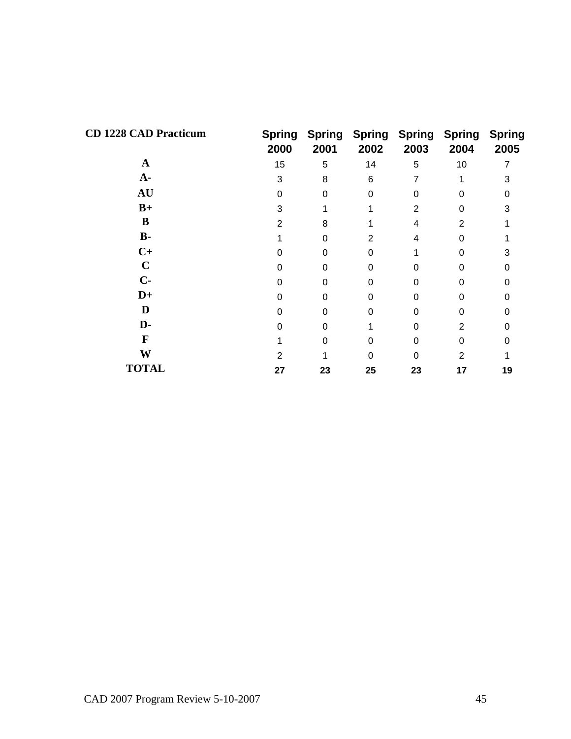| CD 1228 CAD Practicum | Spring 2000 | Spring 2001 | Spring 2002 | Spring 2003 | Spring 2004 | Spring 2005 |
|---|---|---|---|---|---|---|
| **A** | 15 | 5 | 14 | 5 | 10 | 7 |
| **A-** | 3 | 8 | 6 | 7 | 1 | 3 |
| **AU** | 0 | 0 | 0 | 0 | 0 | 0 |
| **B+** | 3 | 1 | 1 | 2 | 0 | 3 |
| **B** | 2 | 8 | 1 | 4 | 2 | 1 |
| **B-** | 1 | 0 | 2 | 4 | 0 | 1 |
| **C+** | 0 | 0 | 0 | 1 | 0 | 3 |
| **C** | 0 | 0 | 0 | 0 | 0 | 0 |
| **C-** | 0 | 0 | 0 | 0 | 0 | 0 |
| **D+** | 0 | 0 | 0 | 0 | 0 | 0 |
| **D** | 0 | 0 | 0 | 0 | 0 | 0 |
| **D-** | 0 | 0 | 1 | 0 | 2 | 0 |
| **F** | 1 | 0 | 0 | 0 | 0 | 0 |
| **W** | 2 | 1 | 0 | 0 | 2 | 1 |
| **TOTAL** | **27** | **23** | **25** | **23** | **17** | **19** |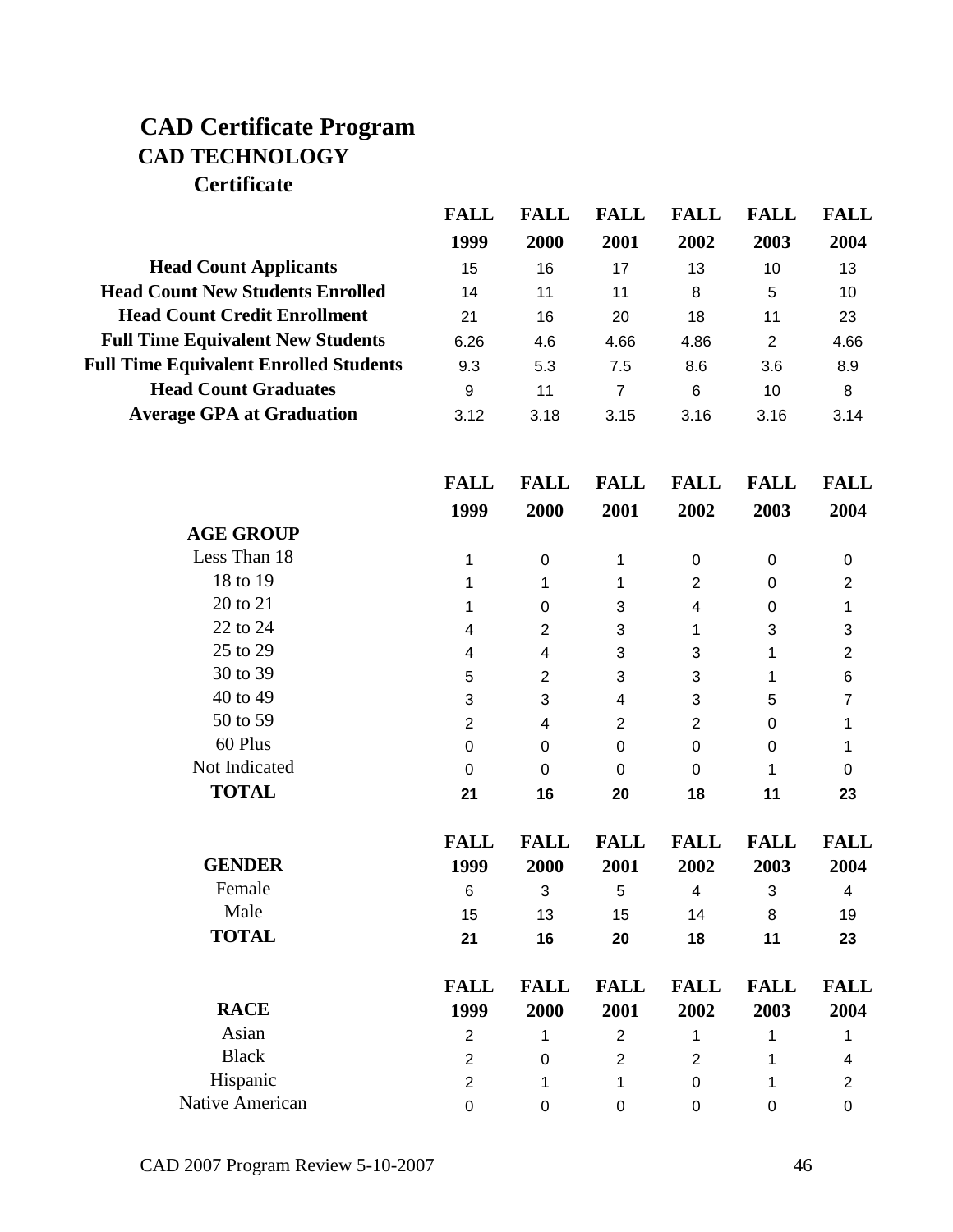# CAD Certificate Program

## CAD TECHNOLOGY

### Certificate

| | FALL 1999 | FALL 2000 | FALL 2001 | FALL 2002 | FALL 2003 | FALL 2004 |
|---|---|---|---|---|---|---|
| **Head Count Applicants** | 15 | 16 | 17 | 13 | 10 | 13 |
| **Head Count New Students Enrolled** | 14 | 11 | 11 | 8 | 5 | 10 |
| **Head Count Credit Enrollment** | 21 | 16 | 20 | 18 | 11 | 23 |
| **Full Time Equivalent New Students** | 6.26 | 4.6 | 4.66 | 4.86 | 2 | 4.66 |
| **Full Time Equivalent Enrolled Students** | 9.3 | 5.3 | 7.5 | 8.6 | 3.6 | 8.9 |
| **Head Count Graduates** | 9 | 11 | 7 | 6 | 10 | 8 |
| **Average GPA at Graduation** | 3.12 | 3.18 | 3.15 | 3.16 | 3.16 | 3.14 |

| **AGE GROUP** | FALL 1999 | FALL 2000 | FALL 2001 | FALL 2002 | FALL 2003 | FALL 2004 |
|---|---|---|---|---|---|---|
| Less Than 18 | 1 | 0 | 1 | 0 | 0 | 0 |
| 18 to 19 | 1 | 1 | 1 | 2 | 0 | 2 |
| 20 to 21 | 1 | 0 | 3 | 4 | 0 | 1 |
| 22 to 24 | 4 | 2 | 3 | 1 | 3 | 3 |
| 25 to 29 | 4 | 4 | 3 | 3 | 1 | 2 |
| 30 to 39 | 5 | 2 | 3 | 3 | 1 | 6 |
| 40 to 49 | 3 | 3 | 4 | 3 | 5 | 7 |
| 50 to 59 | 2 | 4 | 2 | 2 | 0 | 1 |
| 60 Plus | 0 | 0 | 0 | 0 | 0 | 1 |
| Not Indicated | 0 | 0 | 0 | 0 | 1 | 0 |
| **TOTAL** | **21** | **16** | **20** | **18** | **11** | **23** |

| **GENDER** | FALL 1999 | FALL 2000 | FALL 2001 | FALL 2002 | FALL 2003 | FALL 2004 |
|---|---|---|---|---|---|---|
| Female | 6 | 3 | 5 | 4 | 3 | 4 |
| Male | 15 | 13 | 15 | 14 | 8 | 19 |
| **TOTAL** | **21** | **16** | **20** | **18** | **11** | **23** |

| **RACE** | FALL 1999 | FALL 2000 | FALL 2001 | FALL 2002 | FALL 2003 | FALL 2004 |
|---|---|---|---|---|---|---|
| Asian | 2 | 1 | 2 | 1 | 1 | 1 |
| Black | 2 | 0 | 2 | 2 | 1 | 4 |
| Hispanic | 2 | 1 | 1 | 0 | 1 | 2 |
| Native American | 0 | 0 | 0 | 0 | 0 | 0 |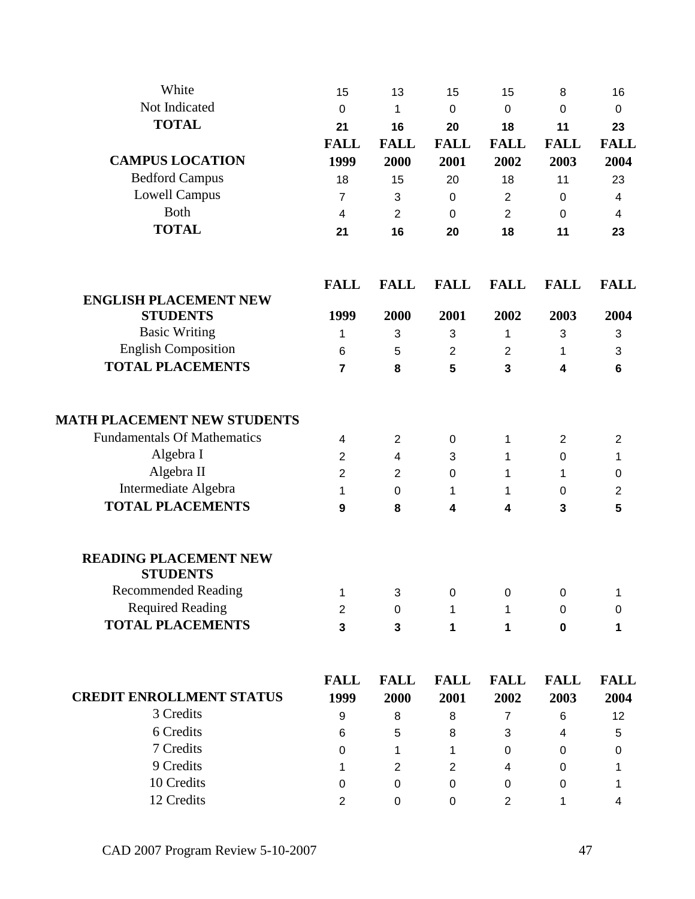| | | | | | | |
|---|---|---|---|---|---|---|
| White | 15 | 13 | 15 | 15 | 8 | 16 |
| Not Indicated | 0 | 1 | 0 | 0 | 0 | 0 |
| **TOTAL** | **21** | **16** | **20** | **18** | **11** | **23** |

| **CAMPUS LOCATION** | **FALL 1999** | **FALL 2000** | **FALL 2001** | **FALL 2002** | **FALL 2003** | **FALL 2004** |
|---|---|---|---|---|---|---|
| Bedford Campus | 18 | 15 | 20 | 18 | 11 | 23 |
| Lowell Campus | 7 | 3 | 0 | 2 | 0 | 4 |
| Both | 4 | 2 | 0 | 2 | 0 | 4 |
| **TOTAL** | **21** | **16** | **20** | **18** | **11** | **23** |

| **ENGLISH PLACEMENT NEW STUDENTS** | **FALL 1999** | **FALL 2000** | **FALL 2001** | **FALL 2002** | **FALL 2003** | **FALL 2004** |
|---|---|---|---|---|---|---|
| Basic Writing | 1 | 3 | 3 | 1 | 3 | 3 |
| English Composition | 6 | 5 | 2 | 2 | 1 | 3 |
| **TOTAL PLACEMENTS** | **7** | **8** | **5** | **3** | **4** | **6** |
| **MATH PLACEMENT NEW STUDENTS** | | | | | | |
| Fundamentals Of Mathematics | 4 | 2 | 0 | 1 | 2 | 2 |
| Algebra I | 2 | 4 | 3 | 1 | 0 | 1 |
| Algebra II | 2 | 2 | 0 | 1 | 1 | 0 |
| Intermediate Algebra | 1 | 0 | 1 | 1 | 0 | 2 |
| **TOTAL PLACEMENTS** | **9** | **8** | **4** | **4** | **3** | **5** |
| **READING PLACEMENT NEW STUDENTS** | | | | | | |
| Recommended Reading | 1 | 3 | 0 | 0 | 0 | 1 |
| Required Reading | 2 | 0 | 1 | 1 | 0 | 0 |
| **TOTAL PLACEMENTS** | **3** | **3** | **1** | **1** | **0** | **1** |

| **CREDIT ENROLLMENT STATUS** | **FALL 1999** | **FALL 2000** | **FALL 2001** | **FALL 2002** | **FALL 2003** | **FALL 2004** |
|---|---|---|---|---|---|---|
| 3 Credits | 9 | 8 | 8 | 7 | 6 | 12 |
| 6 Credits | 6 | 5 | 8 | 3 | 4 | 5 |
| 7 Credits | 0 | 1 | 1 | 0 | 0 | 0 |
| 9 Credits | 1 | 2 | 2 | 4 | 0 | 1 |
| 10 Credits | 0 | 0 | 0 | 0 | 0 | 1 |
| 12 Credits | 2 | 0 | 0 | 2 | 1 | 4 |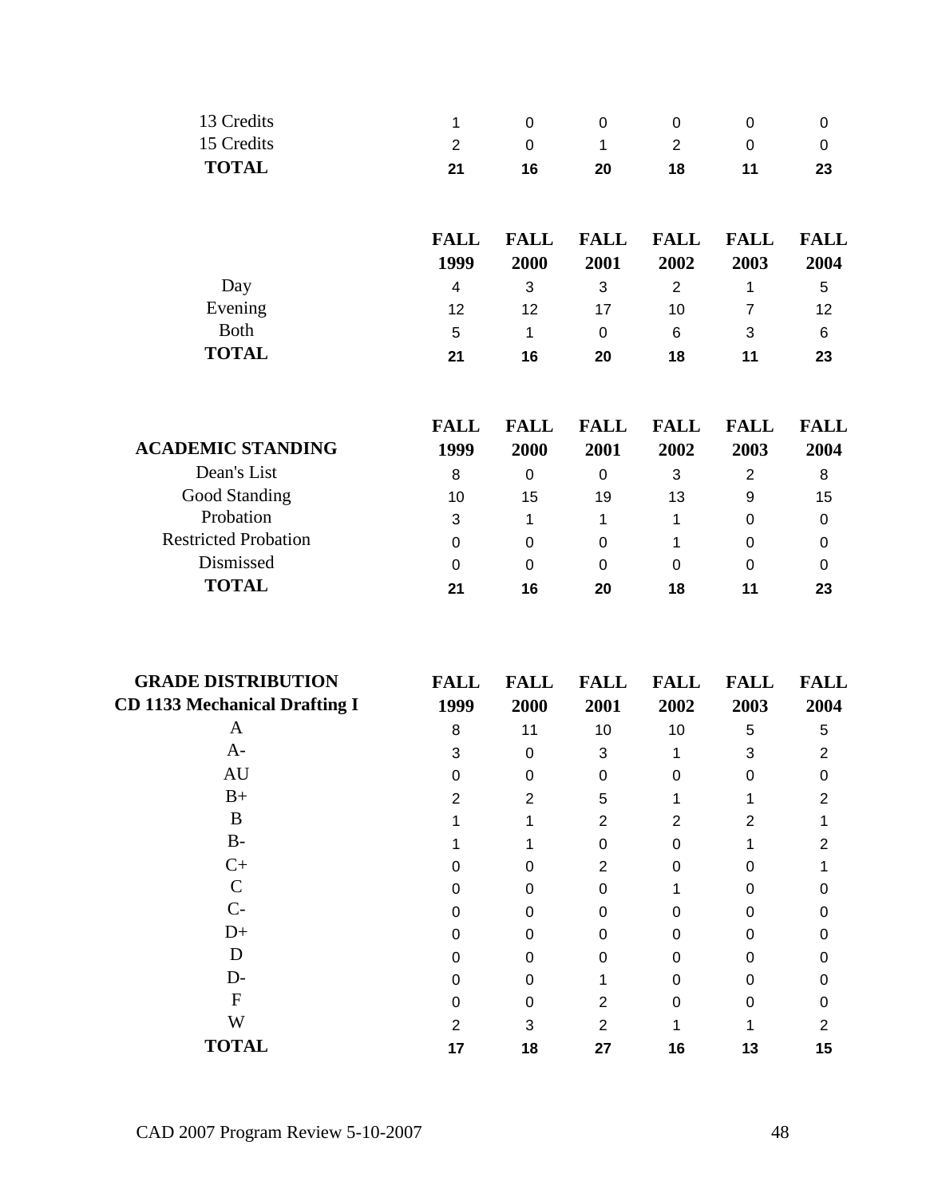| | | | | | | |
|---|---|---|---|---|---|---|
| 13 Credits | 1 | 0 | 0 | 0 | 0 | 0 |
| 15 Credits | 2 | 0 | 1 | 2 | 0 | 0 |
| **TOTAL** | **21** | **16** | **20** | **18** | **11** | **23** |

| | **FALL 1999** | **FALL 2000** | **FALL 2001** | **FALL 2002** | **FALL 2003** | **FALL 2004** |
|---|---|---|---|---|---|---|
| Day | 4 | 3 | 3 | 2 | 1 | 5 |
| Evening | 12 | 12 | 17 | 10 | 7 | 12 |
| Both | 5 | 1 | 0 | 6 | 3 | 6 |
| **TOTAL** | **21** | **16** | **20** | **18** | **11** | **23** |

| **ACADEMIC STANDING** | **FALL 1999** | **FALL 2000** | **FALL 2001** | **FALL 2002** | **FALL 2003** | **FALL 2004** |
|---|---|---|---|---|---|---|
| Dean's List | 8 | 0 | 0 | 3 | 2 | 8 |
| Good Standing | 10 | 15 | 19 | 13 | 9 | 15 |
| Probation | 3 | 1 | 1 | 1 | 0 | 0 |
| Restricted Probation | 0 | 0 | 0 | 1 | 0 | 0 |
| Dismissed | 0 | 0 | 0 | 0 | 0 | 0 |
| **TOTAL** | **21** | **16** | **20** | **18** | **11** | **23** |

| **GRADE DISTRIBUTION CD 1133 Mechanical Drafting I** | **FALL 1999** | **FALL 2000** | **FALL 2001** | **FALL 2002** | **FALL 2003** | **FALL 2004** |
|---|---|---|---|---|---|---|
| A | 8 | 11 | 10 | 10 | 5 | 5 |
| A- | 3 | 0 | 3 | 1 | 3 | 2 |
| AU | 0 | 0 | 0 | 0 | 0 | 0 |
| B+ | 2 | 2 | 5 | 1 | 1 | 2 |
| B | 1 | 1 | 2 | 2 | 2 | 1 |
| B- | 1 | 1 | 0 | 0 | 1 | 2 |
| C+ | 0 | 0 | 2 | 0 | 0 | 1 |
| C | 0 | 0 | 0 | 1 | 0 | 0 |
| C- | 0 | 0 | 0 | 0 | 0 | 0 |
| D+ | 0 | 0 | 0 | 0 | 0 | 0 |
| D | 0 | 0 | 0 | 0 | 0 | 0 |
| D- | 0 | 0 | 1 | 0 | 0 | 0 |
| F | 0 | 0 | 2 | 0 | 0 | 0 |
| W | 2 | 3 | 2 | 1 | 1 | 2 |
| **TOTAL** | **17** | **18** | **27** | **16** | **13** | **15** |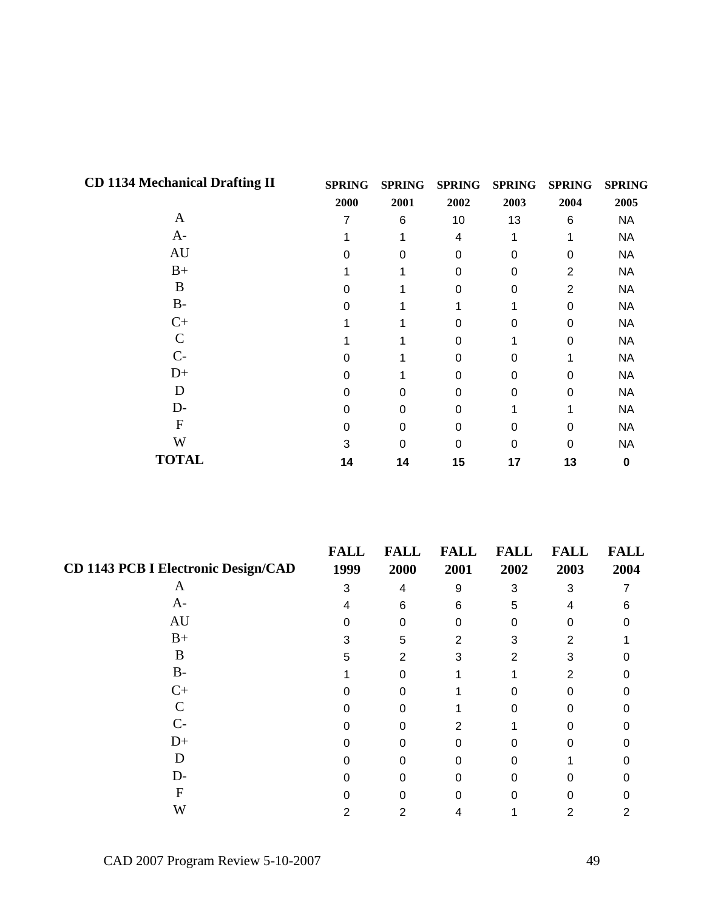| CD 1134 Mechanical Drafting II | SPRING 2000 | SPRING 2001 | SPRING 2002 | SPRING 2003 | SPRING 2004 | SPRING 2005 |
|---|---|---|---|---|---|---|
| A | 7 | 6 | 10 | 13 | 6 | NA |
| A- | 1 | 1 | 4 | 1 | 1 | NA |
| AU | 0 | 0 | 0 | 0 | 0 | NA |
| B+ | 1 | 1 | 0 | 0 | 2 | NA |
| B | 0 | 1 | 0 | 0 | 2 | NA |
| B- | 0 | 1 | 1 | 1 | 0 | NA |
| C+ | 1 | 1 | 0 | 0 | 0 | NA |
| C | 1 | 1 | 0 | 1 | 0 | NA |
| C- | 0 | 1 | 0 | 0 | 1 | NA |
| D+ | 0 | 1 | 0 | 0 | 0 | NA |
| D | 0 | 0 | 0 | 0 | 0 | NA |
| D- | 0 | 0 | 0 | 1 | 1 | NA |
| F | 0 | 0 | 0 | 0 | 0 | NA |
| W | 3 | 0 | 0 | 0 | 0 | NA |
| **TOTAL** | **14** | **14** | **15** | **17** | **13** | **0** |

| CD 1143 PCB I Electronic Design/CAD | FALL 1999 | FALL 2000 | FALL 2001 | FALL 2002 | FALL 2003 | FALL 2004 |
|---|---|---|---|---|---|---|
| A | 3 | 4 | 9 | 3 | 3 | 7 |
| A- | 4 | 6 | 6 | 5 | 4 | 6 |
| AU | 0 | 0 | 0 | 0 | 0 | 0 |
| B+ | 3 | 5 | 2 | 3 | 2 | 1 |
| B | 5 | 2 | 3 | 2 | 3 | 0 |
| B- | 1 | 0 | 1 | 1 | 2 | 0 |
| C+ | 0 | 0 | 1 | 0 | 0 | 0 |
| C | 0 | 0 | 1 | 0 | 0 | 0 |
| C- | 0 | 0 | 2 | 1 | 0 | 0 |
| D+ | 0 | 0 | 0 | 0 | 0 | 0 |
| D | 0 | 0 | 0 | 0 | 1 | 0 |
| D- | 0 | 0 | 0 | 0 | 0 | 0 |
| F | 0 | 0 | 0 | 0 | 0 | 0 |
| W | 2 | 2 | 4 | 1 | 2 | 2 |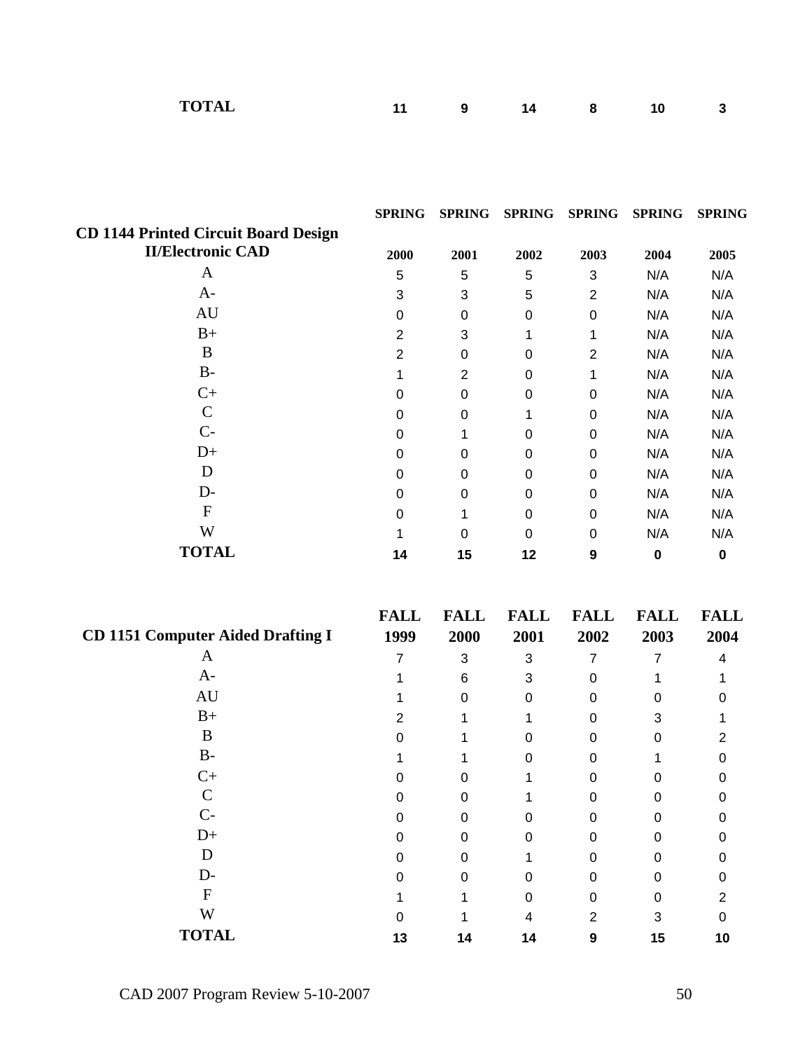| | | | | | | |
|---|---|---|---|---|---|---|
| **TOTAL** | **11** | **9** | **14** | **8** | **10** | **3** |

| **CD 1144 Printed Circuit Board Design II/Electronic CAD** | **SPRING 2000** | **SPRING 2001** | **SPRING 2002** | **SPRING 2003** | **SPRING 2004** | **SPRING 2005** |
|---|---|---|---|---|---|---|
| A | 5 | 5 | 5 | 3 | N/A | N/A |
| A- | 3 | 3 | 5 | 2 | N/A | N/A |
| AU | 0 | 0 | 0 | 0 | N/A | N/A |
| B+ | 2 | 3 | 1 | 1 | N/A | N/A |
| B | 2 | 0 | 0 | 2 | N/A | N/A |
| B- | 1 | 2 | 0 | 1 | N/A | N/A |
| C+ | 0 | 0 | 0 | 0 | N/A | N/A |
| C | 0 | 0 | 1 | 0 | N/A | N/A |
| C- | 0 | 1 | 0 | 0 | N/A | N/A |
| D+ | 0 | 0 | 0 | 0 | N/A | N/A |
| D | 0 | 0 | 0 | 0 | N/A | N/A |
| D- | 0 | 0 | 0 | 0 | N/A | N/A |
| F | 0 | 1 | 0 | 0 | N/A | N/A |
| W | 1 | 0 | 0 | 0 | N/A | N/A |
| **TOTAL** | **14** | **15** | **12** | **9** | **0** | **0** |

| **CD 1151 Computer Aided Drafting I** | **FALL 1999** | **FALL 2000** | **FALL 2001** | **FALL 2002** | **FALL 2003** | **FALL 2004** |
|---|---|---|---|---|---|---|
| A | 7 | 3 | 3 | 7 | 7 | 4 |
| A- | 1 | 6 | 3 | 0 | 1 | 1 |
| AU | 1 | 0 | 0 | 0 | 0 | 0 |
| B+ | 2 | 1 | 1 | 0 | 3 | 1 |
| B | 0 | 1 | 0 | 0 | 0 | 2 |
| B- | 1 | 1 | 0 | 0 | 1 | 0 |
| C+ | 0 | 0 | 1 | 0 | 0 | 0 |
| C | 0 | 0 | 1 | 0 | 0 | 0 |
| C- | 0 | 0 | 0 | 0 | 0 | 0 |
| D+ | 0 | 0 | 0 | 0 | 0 | 0 |
| D | 0 | 0 | 1 | 0 | 0 | 0 |
| D- | 0 | 0 | 0 | 0 | 0 | 0 |
| F | 1 | 1 | 0 | 0 | 0 | 2 |
| W | 0 | 1 | 4 | 2 | 3 | 0 |
| **TOTAL** | **13** | **14** | **14** | **9** | **15** | **10** |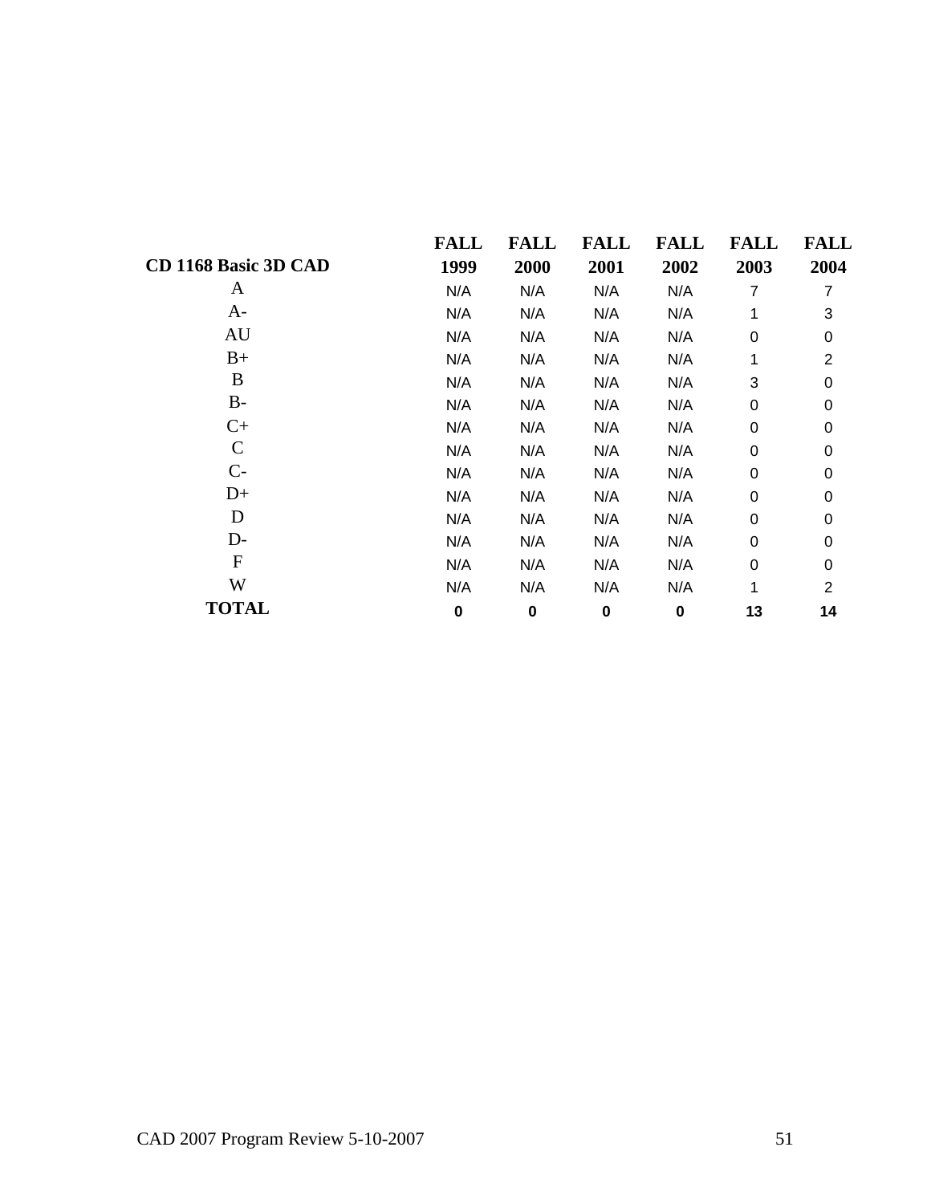| CD 1168 Basic 3D CAD | FALL 1999 | FALL 2000 | FALL 2001 | FALL 2002 | FALL 2003 | FALL 2004 |
|---|---|---|---|---|---|---|
| A | N/A | N/A | N/A | N/A | 7 | 7 |
| A- | N/A | N/A | N/A | N/A | 1 | 3 |
| AU | N/A | N/A | N/A | N/A | 0 | 0 |
| B+ | N/A | N/A | N/A | N/A | 1 | 2 |
| B | N/A | N/A | N/A | N/A | 3 | 0 |
| B- | N/A | N/A | N/A | N/A | 0 | 0 |
| C+ | N/A | N/A | N/A | N/A | 0 | 0 |
| C | N/A | N/A | N/A | N/A | 0 | 0 |
| C- | N/A | N/A | N/A | N/A | 0 | 0 |
| D+ | N/A | N/A | N/A | N/A | 0 | 0 |
| D | N/A | N/A | N/A | N/A | 0 | 0 |
| D- | N/A | N/A | N/A | N/A | 0 | 0 |
| F | N/A | N/A | N/A | N/A | 0 | 0 |
| W | N/A | N/A | N/A | N/A | 1 | 2 |
| **TOTAL** | **0** | **0** | **0** | **0** | **13** | **14** |